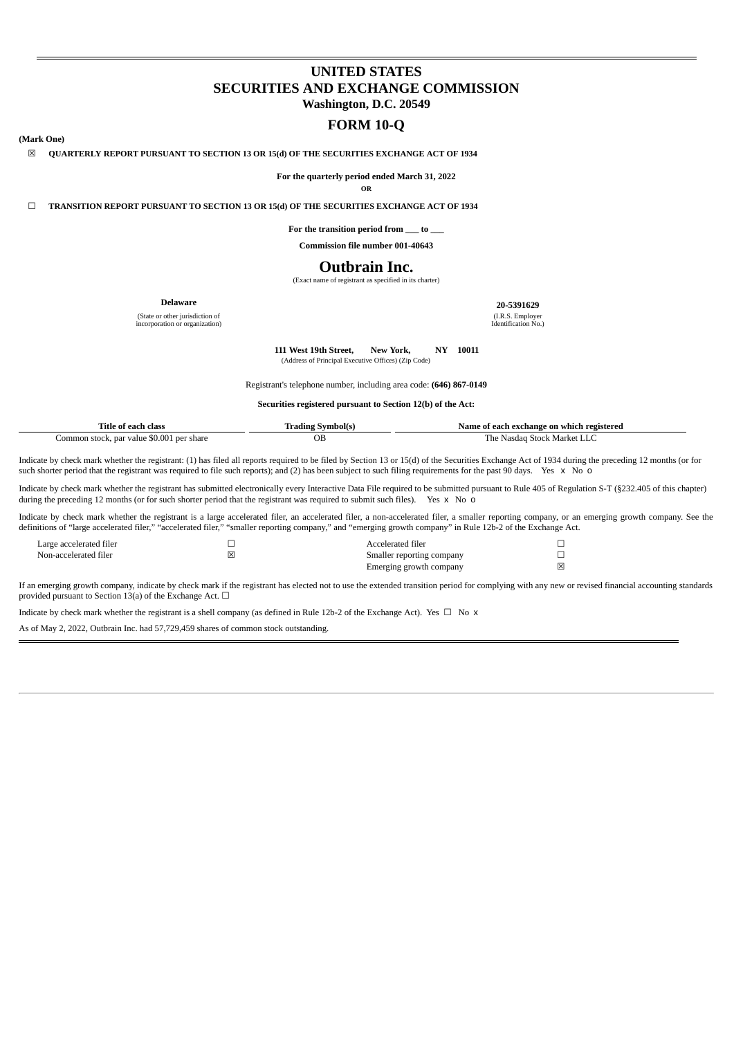# UNITED STATES
# SECURITIES AND EXCHANGE COMMISSION
**Washington, D.C. 20549**

## FORM 10-Q

**(Mark One)**

☒ **QUARTERLY REPORT PURSUANT TO SECTION 13 OR 15(d) OF THE SECURITIES EXCHANGE ACT OF 1934**

**For the quarterly period ended March 31, 2022**

**OR**

☐ **TRANSITION REPORT PURSUANT TO SECTION 13 OR 15(d) OF THE SECURITIES EXCHANGE ACT OF 1934**

**For the transition period from ___ to ___**

**Commission file number 001-40643**

# Outbrain Inc.
(Exact name of registrant as specified in its charter)

| | |
|---|---|
| **Delaware** | **20-5391629** |
| (State or other jurisdiction of incorporation or organization) | (I.R.S. Employer Identification No.) |

**111 West 19th Street, New York, NY 10011**
(Address of Principal Executive Offices) (Zip Code)

Registrant's telephone number, including area code: **(646) 867-0149**

**Securities registered pursuant to Section 12(b) of the Act:**

| Title of each class | Trading Symbol(s) | Name of each exchange on which registered |
|---|---|---|
| Common stock, par value $0.001 per share | OB | The Nasdaq Stock Market LLC |

Indicate by check mark whether the registrant: (1) has filed all reports required to be filed by Section 13 or 15(d) of the Securities Exchange Act of 1934 during the preceding 12 months (or for such shorter period that the registrant was required to file such reports); and (2) has been subject to such filing requirements for the past 90 days. Yes x No o

Indicate by check mark whether the registrant has submitted electronically every Interactive Data File required to be submitted pursuant to Rule 405 of Regulation S-T (§232.405 of this chapter) during the preceding 12 months (or for such shorter period that the registrant was required to submit such files). Yes x No o

Indicate by check mark whether the registrant is a large accelerated filer, an accelerated filer, a non-accelerated filer, a smaller reporting company, or an emerging growth company. See the definitions of "large accelerated filer," "accelerated filer," "smaller reporting company," and "emerging growth company" in Rule 12b-2 of the Exchange Act.

| | | | |
|---|---|---|---|
| Large accelerated filer | ☐ | Accelerated filer | ☐ |
| Non-accelerated filer | ☒ | Smaller reporting company | ☐ |
| | | Emerging growth company | ☒ |

If an emerging growth company, indicate by check mark if the registrant has elected not to use the extended transition period for complying with any new or revised financial accounting standards provided pursuant to Section 13(a) of the Exchange Act. ☐

Indicate by check mark whether the registrant is a shell company (as defined in Rule 12b-2 of the Exchange Act). Yes ☐ No x

As of May 2, 2022, Outbrain Inc. had 57,729,459 shares of common stock outstanding.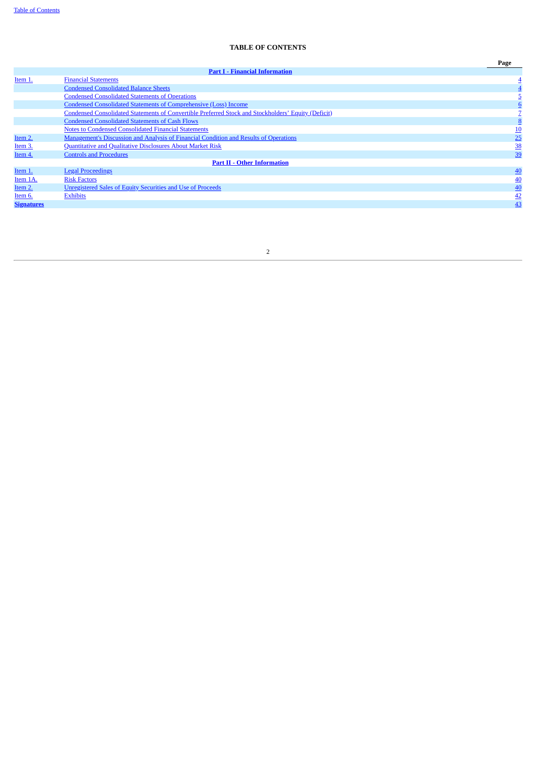**TABLE OF CONTENTS**

| | | Page |
|---|---|---|
| | **Part I - Financial Information** | |
| Item 1. | Financial Statements | 4 |
| | Condensed Consolidated Balance Sheets | 4 |
| | Condensed Consolidated Statements of Operations | 5 |
| | Condensed Consolidated Statements of Comprehensive (Loss) Income | 6 |
| | Condensed Consolidated Statements of Convertible Preferred Stock and Stockholders' Equity (Deficit) | 7 |
| | Condensed Consolidated Statements of Cash Flows | 8 |
| | Notes to Condensed Consolidated Financial Statements | 10 |
| Item 2. | Management's Discussion and Analysis of Financial Condition and Results of Operations | 25 |
| Item 3. | Quantitative and Qualitative Disclosures About Market Risk | 38 |
| Item 4. | Controls and Procedures | 39 |
| | **Part II - Other Information** | |
| Item 1. | Legal Proceedings | 40 |
| Item 1A. | Risk Factors | 40 |
| Item 2. | Unregistered Sales of Equity Securities and Use of Proceeds | 40 |
| Item 6. | Exhibits | 42 |
| **Signatures** | | 43 |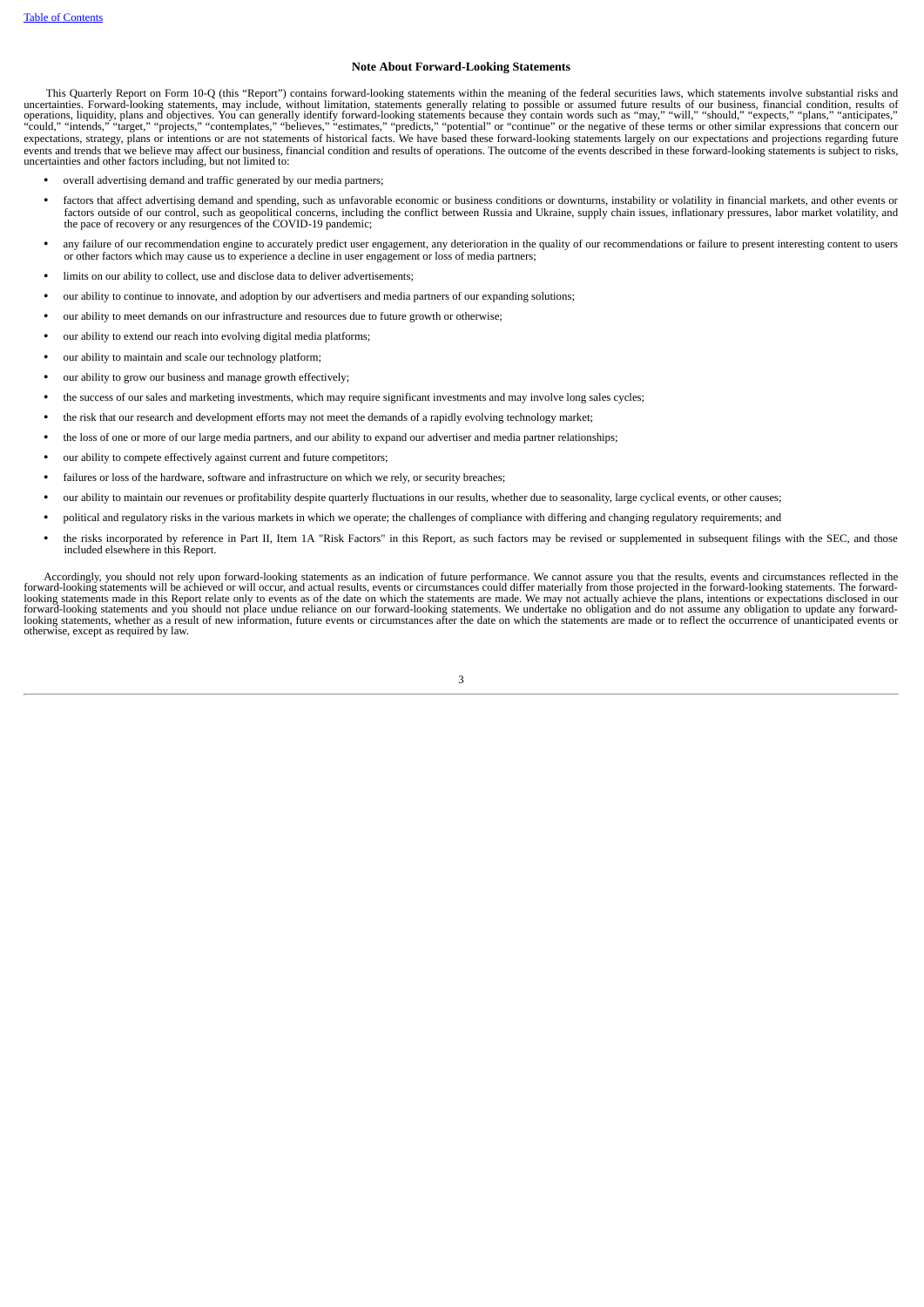## Note About Forward-Looking Statements

This Quarterly Report on Form 10-Q (this "Report") contains forward-looking statements within the meaning of the federal securities laws, which statements involve substantial risks and uncertainties. Forward-looking statements, may include, without limitation, statements generally relating to possible or assumed future results of our business, financial condition, results of operations, liquidity, plans and objectives. You can generally identify forward-looking statements because they contain words such as "may," "will," "should," "expects," "plans," "anticipates," "could," "intends," "target," "projects," "contemplates," "believes," "estimates," "predicts," "potential" or "continue" or the negative of these terms or other similar expressions that concern our expectations, strategy, plans or intentions or are not statements of historical facts. We have based these forward-looking statements largely on our expectations and projections regarding future events and trends that we believe may affect our business, financial condition and results of operations. The outcome of the events described in these forward-looking statements is subject to risks, uncertainties and other factors including, but not limited to:

- overall advertising demand and traffic generated by our media partners;
- factors that affect advertising demand and spending, such as unfavorable economic or business conditions or downturns, instability or volatility in financial markets, and other events or factors outside of our control, such as geopolitical concerns, including the conflict between Russia and Ukraine, supply chain issues, inflationary pressures, labor market volatility, and the pace of recovery or any resurgences of the COVID-19 pandemic;
- any failure of our recommendation engine to accurately predict user engagement, any deterioration in the quality of our recommendations or failure to present interesting content to users or other factors which may cause us to experience a decline in user engagement or loss of media partners;
- limits on our ability to collect, use and disclose data to deliver advertisements;
- our ability to continue to innovate, and adoption by our advertisers and media partners of our expanding solutions;
- our ability to meet demands on our infrastructure and resources due to future growth or otherwise;
- our ability to extend our reach into evolving digital media platforms;
- our ability to maintain and scale our technology platform;
- our ability to grow our business and manage growth effectively;
- the success of our sales and marketing investments, which may require significant investments and may involve long sales cycles;
- the risk that our research and development efforts may not meet the demands of a rapidly evolving technology market;
- the loss of one or more of our large media partners, and our ability to expand our advertiser and media partner relationships;
- our ability to compete effectively against current and future competitors;
- failures or loss of the hardware, software and infrastructure on which we rely, or security breaches;
- our ability to maintain our revenues or profitability despite quarterly fluctuations in our results, whether due to seasonality, large cyclical events, or other causes;
- political and regulatory risks in the various markets in which we operate; the challenges of compliance with differing and changing regulatory requirements; and
- the risks incorporated by reference in Part II, Item 1A "Risk Factors" in this Report, as such factors may be revised or supplemented in subsequent filings with the SEC, and those included elsewhere in this Report.

Accordingly, you should not rely upon forward-looking statements as an indication of future performance. We cannot assure you that the results, events and circumstances reflected in the forward-looking statements will be achieved or will occur, and actual results, events or circumstances could differ materially from those projected in the forward-looking statements. The forward-looking statements made in this Report relate only to events as of the date on which the statements are made. We may not actually achieve the plans, intentions or expectations disclosed in our forward-looking statements and you should not place undue reliance on our forward-looking statements. We undertake no obligation and do not assume any obligation to update any forward-looking statements, whether as a result of new information, future events or circumstances after the date on which the statements are made or to reflect the occurrence of unanticipated events or otherwise, except as required by law.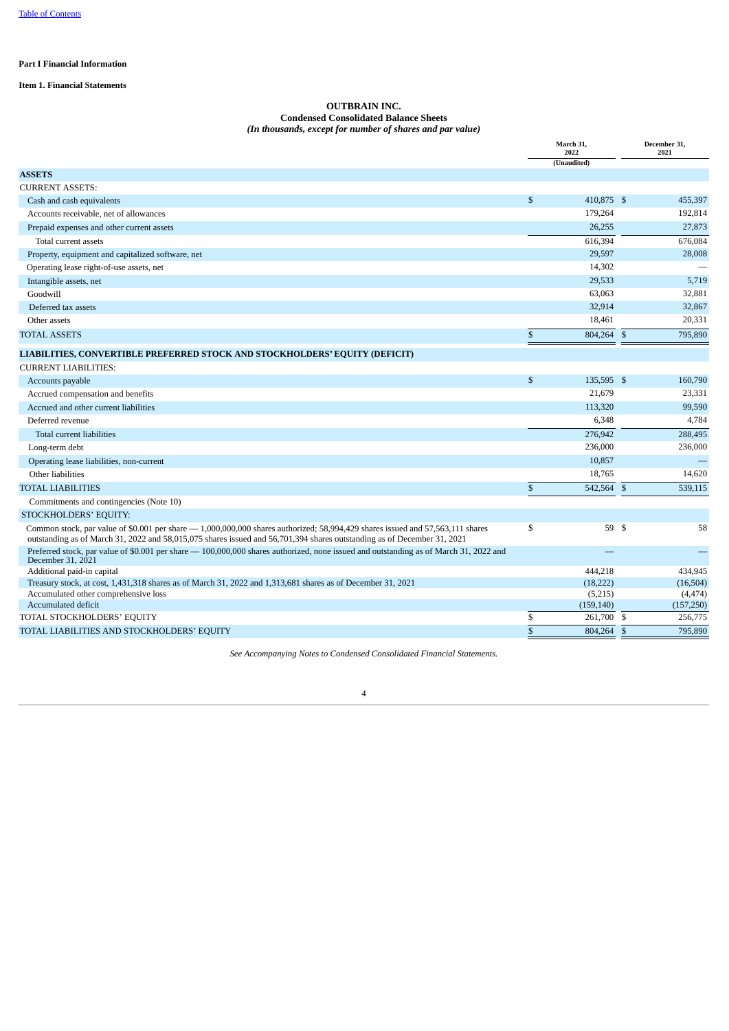**Part I Financial Information**

**Item 1. Financial Statements**

**OUTBRAIN INC.**
**Condensed Consolidated Balance Sheets**
***(In thousands, except for number of shares and par value)***

| | March 31, 2022 (Unaudited) | December 31, 2021 |
|---|---|---|
| **ASSETS** | | |
| CURRENT ASSETS: | | |
| Cash and cash equivalents | $ 410,875 | $ 455,397 |
| Accounts receivable, net of allowances | 179,264 | 192,814 |
| Prepaid expenses and other current assets | 26,255 | 27,873 |
| Total current assets | 616,394 | 676,084 |
| Property, equipment and capitalized software, net | 29,597 | 28,008 |
| Operating lease right-of-use assets, net | 14,302 | — |
| Intangible assets, net | 29,533 | 5,719 |
| Goodwill | 63,063 | 32,881 |
| Deferred tax assets | 32,914 | 32,867 |
| Other assets | 18,461 | 20,331 |
| TOTAL ASSETS | $ 804,264 | $ 795,890 |
| **LIABILITIES, CONVERTIBLE PREFERRED STOCK AND STOCKHOLDERS' EQUITY (DEFICIT)** | | |
| CURRENT LIABILITIES: | | |
| Accounts payable | $ 135,595 | $ 160,790 |
| Accrued compensation and benefits | 21,679 | 23,331 |
| Accrued and other current liabilities | 113,320 | 99,590 |
| Deferred revenue | 6,348 | 4,784 |
| Total current liabilities | 276,942 | 288,495 |
| Long-term debt | 236,000 | 236,000 |
| Operating lease liabilities, non-current | 10,857 | — |
| Other liabilities | 18,765 | 14,620 |
| TOTAL LIABILITIES | $ 542,564 | $ 539,115 |
| Commitments and contingencies (Note 10) | | |
| STOCKHOLDERS' EQUITY: | | |
| Common stock, par value of $0.001 per share — 1,000,000,000 shares authorized; 58,994,429 shares issued and 57,563,111 shares outstanding as of March 31, 2022 and 58,015,075 shares issued and 56,701,394 shares outstanding as of December 31, 2021 | $ 59 | $ 58 |
| Preferred stock, par value of $0.001 per share — 100,000,000 shares authorized, none issued and outstanding as of March 31, 2022 and December 31, 2021 | — | — |
| Additional paid-in capital | 444,218 | 434,945 |
| Treasury stock, at cost, 1,431,318 shares as of March 31, 2022 and 1,313,681 shares as of December 31, 2021 | (18,222) | (16,504) |
| Accumulated other comprehensive loss | (5,215) | (4,474) |
| Accumulated deficit | (159,140) | (157,250) |
| TOTAL STOCKHOLDERS' EQUITY | $ 261,700 | $ 256,775 |
| TOTAL LIABILITIES AND STOCKHOLDERS' EQUITY | $ 804,264 | $ 795,890 |

*See Accompanying Notes to Condensed Consolidated Financial Statements.*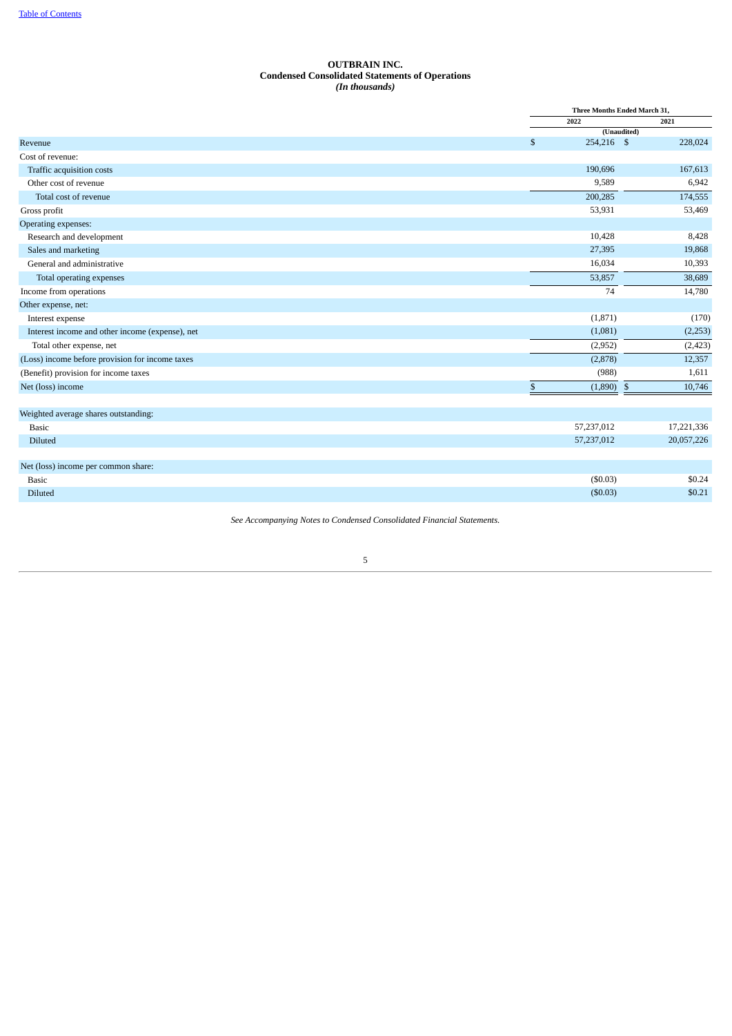[Table of Contents](#)

# OUTBRAIN INC.
## Condensed Consolidated Statements of Operations
### *(In thousands)*

| | Three Months Ended March 31, | |
|---|---|---|
| | 2022 | 2021 |
| | (Unaudited) | |
| Revenue | $ 254,216 | $ 228,024 |
| Cost of revenue: | | |
| Traffic acquisition costs | 190,696 | 167,613 |
| Other cost of revenue | 9,589 | 6,942 |
| Total cost of revenue | 200,285 | 174,555 |
| Gross profit | 53,931 | 53,469 |
| Operating expenses: | | |
| Research and development | 10,428 | 8,428 |
| Sales and marketing | 27,395 | 19,868 |
| General and administrative | 16,034 | 10,393 |
| Total operating expenses | 53,857 | 38,689 |
| Income from operations | 74 | 14,780 |
| Other expense, net: | | |
| Interest expense | (1,871) | (170) |
| Interest income and other income (expense), net | (1,081) | (2,253) |
| Total other expense, net | (2,952) | (2,423) |
| (Loss) income before provision for income taxes | (2,878) | 12,357 |
| (Benefit) provision for income taxes | (988) | 1,611 |
| Net (loss) income | $ (1,890) | $ 10,746 |
| | | |
| Weighted average shares outstanding: | | |
| Basic | 57,237,012 | 17,221,336 |
| Diluted | 57,237,012 | 20,057,226 |
| | | |
| Net (loss) income per common share: | | |
| Basic | ($0.03) | $0.24 |
| Diluted | ($0.03) | $0.21 |

*See Accompanying Notes to Condensed Consolidated Financial Statements.*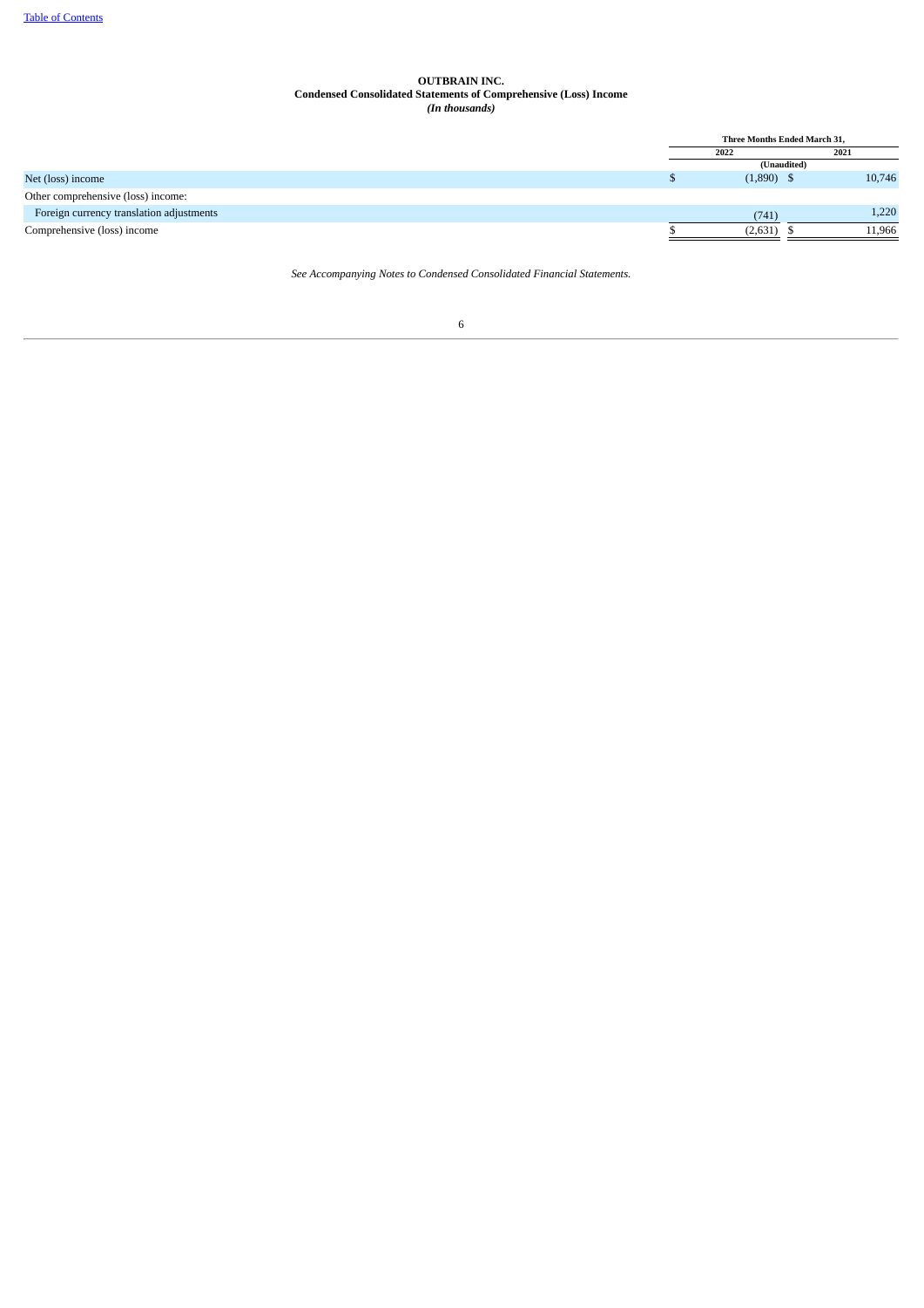**OUTBRAIN INC.**
**Condensed Consolidated Statements of Comprehensive (Loss) Income**
***(In thousands)***

| | Three Months Ended March 31, | |
|---|---|---|
| | 2022 | 2021 |
| | (Unaudited) | |
| Net (loss) income | $ (1,890) | $ 10,746 |
| Other comprehensive (loss) income: | | |
| Foreign currency translation adjustments | (741) | 1,220 |
| Comprehensive (loss) income | $ (2,631) | $ 11,966 |

*See Accompanying Notes to Condensed Consolidated Financial Statements.*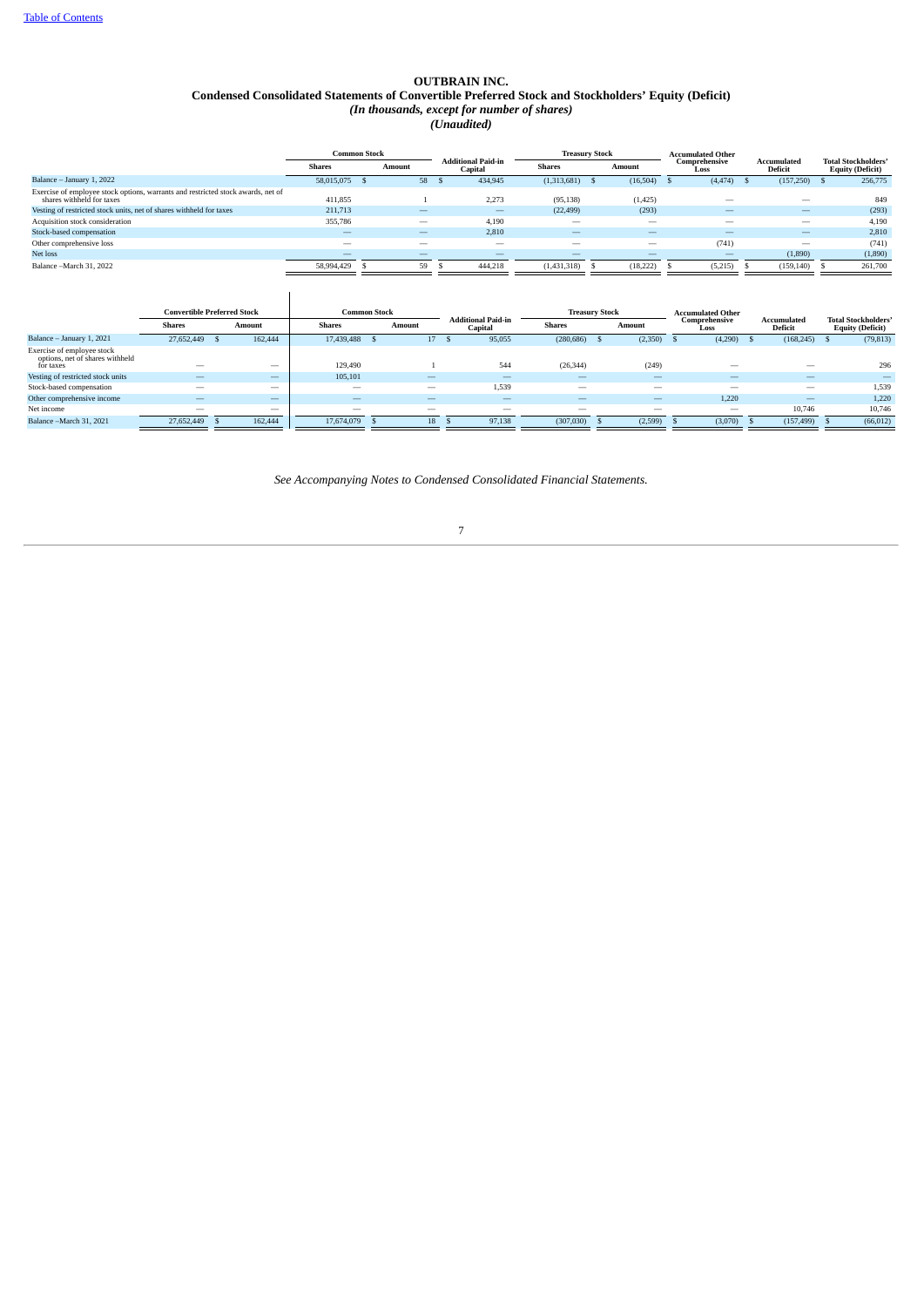# OUTBRAIN INC.

## Condensed Consolidated Statements of Convertible Preferred Stock and Stockholders' Equity (Deficit)

*(In thousands, except for number of shares)*

*(Unaudited)*

| | Common Stock | | Additional Paid-in Capital | Treasury Stock | | Accumulated Other Comprehensive Loss | Accumulated Deficit | Total Stockholders' Equity (Deficit) |
|---|---|---|---|---|---|---|---|---|
| | Shares | Amount | | Shares | Amount | | | |
| Balance – January 1, 2022 | 58,015,075 | $ 58 | $ 434,945 | (1,313,681) | $ (16,504) | $ (4,474) | $ (157,250) | $ 256,775 |
| Exercise of employee stock options, warrants and restricted stock awards, net of shares withheld for taxes | 411,855 | 1 | 2,273 | (95,138) | (1,425) | — | — | 849 |
| Vesting of restricted stock units, net of shares withheld for taxes | 211,713 | — | — | (22,499) | (293) | — | — | (293) |
| Acquisition stock consideration | 355,786 | — | 4,190 | — | — | — | — | 4,190 |
| Stock-based compensation | — | — | 2,810 | — | — | — | — | 2,810 |
| Other comprehensive loss | — | — | — | — | — | (741) | — | (741) |
| Net loss | — | — | — | — | — | — | (1,890) | (1,890) |
| Balance –March 31, 2022 | 58,994,429 | $ 59 | $ 444,218 | (1,431,318) | $ (18,222) | $ (5,215) | $ (159,140) | $ 261,700 |

| | Convertible Preferred Stock | | Common Stock | | Additional Paid-in Capital | Treasury Stock | | Accumulated Other Comprehensive Loss | Accumulated Deficit | Total Stockholders' Equity (Deficit) |
|---|---|---|---|---|---|---|---|---|---|---|
| | Shares | Amount | Shares | Amount | | Shares | Amount | | | |
| Balance – January 1, 2021 | 27,652,449 | $ 162,444 | 17,439,488 | $ 17 | $ 95,055 | (280,686) | $ (2,350) | $ (4,290) | $ (168,245) | $ (79,813) |
| Exercise of employee stock options, net of shares withheld for taxes | — | — | 129,490 | 1 | 544 | (26,344) | (249) | — | — | 296 |
| Vesting of restricted stock units | — | — | 105,101 | — | — | — | — | — | — | — |
| Stock-based compensation | — | — | — | — | 1,539 | — | — | — | — | 1,539 |
| Other comprehensive income | — | — | — | — | — | — | — | 1,220 | — | 1,220 |
| Net income | — | — | — | — | — | — | — | — | 10,746 | 10,746 |
| Balance –March 31, 2021 | 27,652,449 | $ 162,444 | 17,674,079 | $ 18 | $ 97,138 | (307,030) | $ (2,599) | $ (3,070) | $ (157,499) | $ (66,012) |

*See Accompanying Notes to Condensed Consolidated Financial Statements.*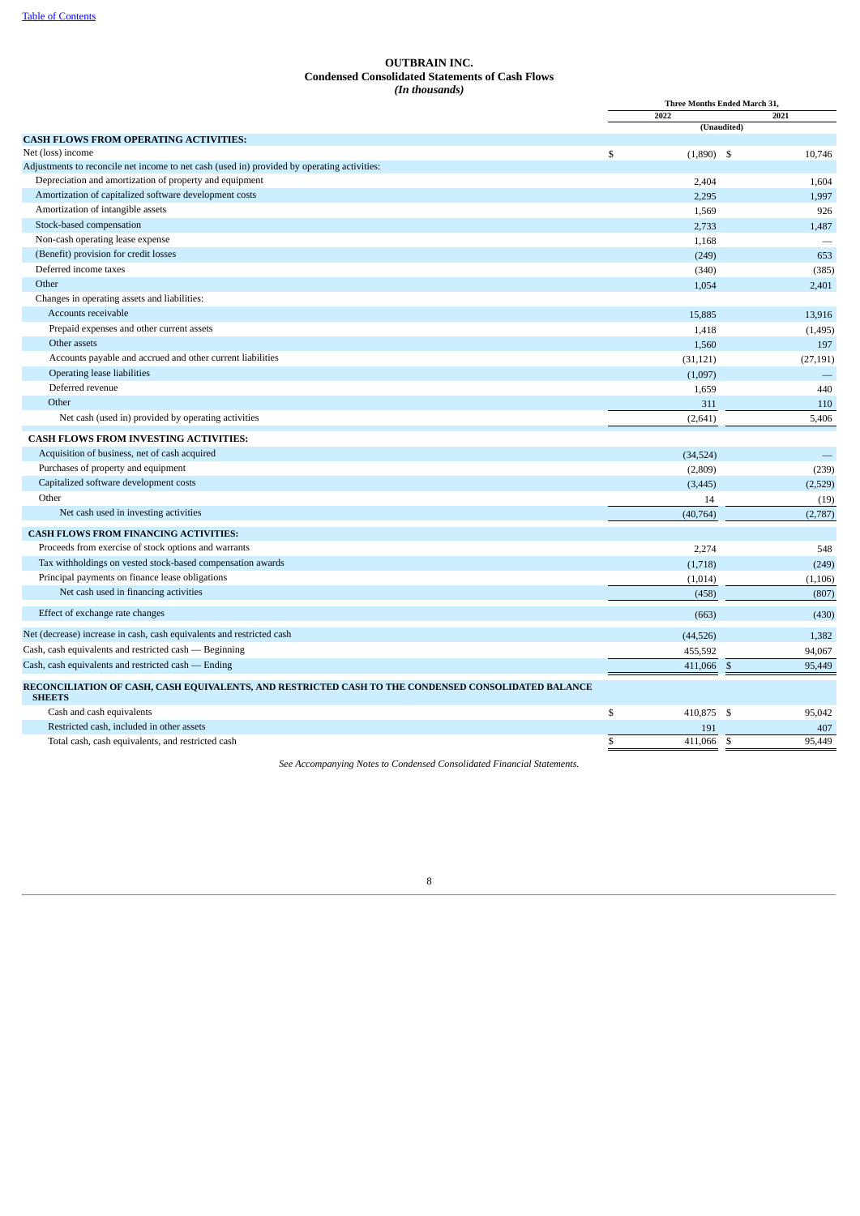**OUTBRAIN INC.**
**Condensed Consolidated Statements of Cash Flows**
***(In thousands)***

| | Three Months Ended March 31, | |
|---|---|---|
| | 2022 | 2021 |
| | (Unaudited) | |
| **CASH FLOWS FROM OPERATING ACTIVITIES:** | | |
| Net (loss) income | $ (1,890) | $ 10,746 |
| Adjustments to reconcile net income to net cash (used in) provided by operating activities: | | |
| Depreciation and amortization of property and equipment | 2,404 | 1,604 |
| Amortization of capitalized software development costs | 2,295 | 1,997 |
| Amortization of intangible assets | 1,569 | 926 |
| Stock-based compensation | 2,733 | 1,487 |
| Non-cash operating lease expense | 1,168 | — |
| (Benefit) provision for credit losses | (249) | 653 |
| Deferred income taxes | (340) | (385) |
| Other | 1,054 | 2,401 |
| Changes in operating assets and liabilities: | | |
| Accounts receivable | 15,885 | 13,916 |
| Prepaid expenses and other current assets | 1,418 | (1,495) |
| Other assets | 1,560 | 197 |
| Accounts payable and accrued and other current liabilities | (31,121) | (27,191) |
| Operating lease liabilities | (1,097) | — |
| Deferred revenue | 1,659 | 440 |
| Other | 311 | 110 |
| Net cash (used in) provided by operating activities | (2,641) | 5,406 |
| **CASH FLOWS FROM INVESTING ACTIVITIES:** | | |
| Acquisition of business, net of cash acquired | (34,524) | — |
| Purchases of property and equipment | (2,809) | (239) |
| Capitalized software development costs | (3,445) | (2,529) |
| Other | 14 | (19) |
| Net cash used in investing activities | (40,764) | (2,787) |
| **CASH FLOWS FROM FINANCING ACTIVITIES:** | | |
| Proceeds from exercise of stock options and warrants | 2,274 | 548 |
| Tax withholdings on vested stock-based compensation awards | (1,718) | (249) |
| Principal payments on finance lease obligations | (1,014) | (1,106) |
| Net cash used in financing activities | (458) | (807) |
| Effect of exchange rate changes | (663) | (430) |
| Net (decrease) increase in cash, cash equivalents and restricted cash | (44,526) | 1,382 |
| Cash, cash equivalents and restricted cash — Beginning | 455,592 | 94,067 |
| Cash, cash equivalents and restricted cash — Ending | 411,066 | $ 95,449 |
| **RECONCILIATION OF CASH, CASH EQUIVALENTS, AND RESTRICTED CASH TO THE CONDENSED CONSOLIDATED BALANCE SHEETS** | | |
| Cash and cash equivalents | $ 410,875 | $ 95,042 |
| Restricted cash, included in other assets | 191 | 407 |
| Total cash, cash equivalents, and restricted cash | $ 411,066 | $ 95,449 |

*See Accompanying Notes to Condensed Consolidated Financial Statements.*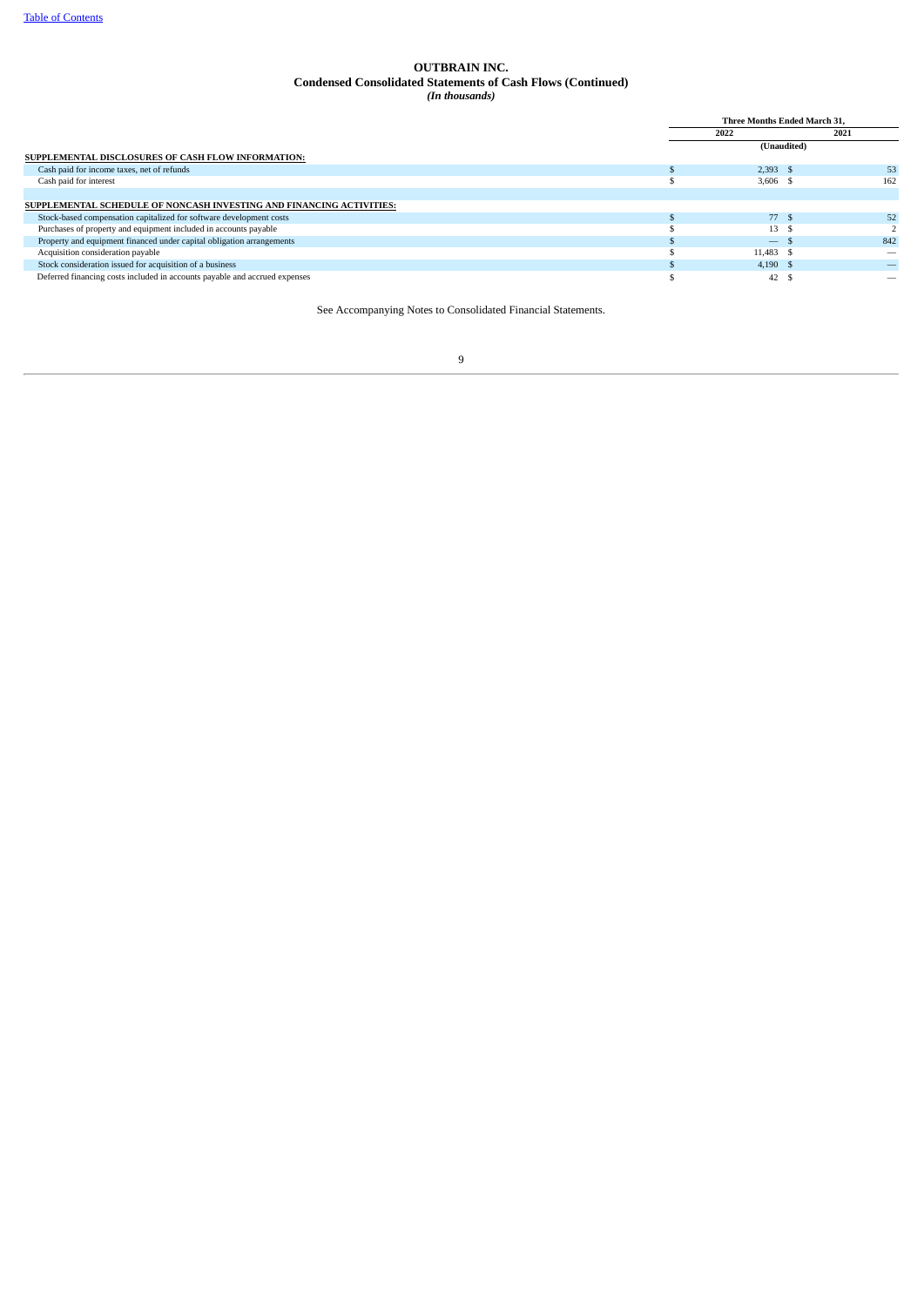# OUTBRAIN INC.

## Condensed Consolidated Statements of Cash Flows (Continued)

*(In thousands)*

| | Three Months Ended March 31, | |
|---|---|---|
| | 2022 | 2021 |
| | (Unaudited) | |
| **SUPPLEMENTAL DISCLOSURES OF CASH FLOW INFORMATION:** | | |
| Cash paid for income taxes, net of refunds | $ 2,393 | $ 53 |
| Cash paid for interest | $ 3,606 | $ 162 |
| | | |
| **SUPPLEMENTAL SCHEDULE OF NONCASH INVESTING AND FINANCING ACTIVITIES:** | | |
| Stock-based compensation capitalized for software development costs | $ 77 | $ 52 |
| Purchases of property and equipment included in accounts payable | $ 13 | $ 2 |
| Property and equipment financed under capital obligation arrangements | $ — | $ 842 |
| Acquisition consideration payable | $ 11,483 | $ — |
| Stock consideration issued for acquisition of a business | $ 4,190 | $ — |
| Deferred financing costs included in accounts payable and accrued expenses | $ 42 | $ — |

See Accompanying Notes to Consolidated Financial Statements.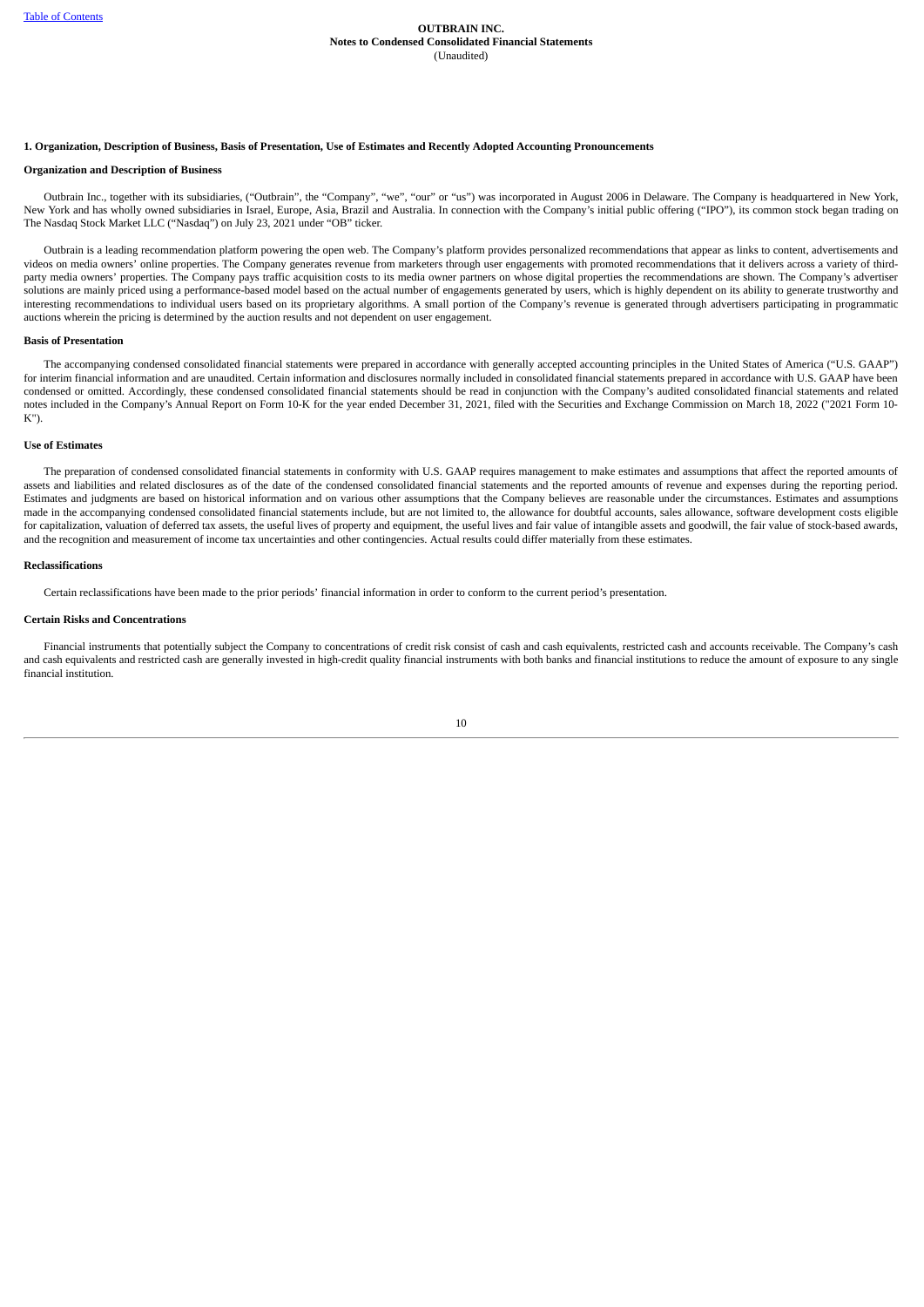# OUTBRAIN INC.
## Notes to Condensed Consolidated Financial Statements
(Unaudited)

### 1. Organization, Description of Business, Basis of Presentation, Use of Estimates and Recently Adopted Accounting Pronouncements

#### Organization and Description of Business

Outbrain Inc., together with its subsidiaries, (“Outbrain”, the “Company”, “we”, “our” or “us”) was incorporated in August 2006 in Delaware. The Company is headquartered in New York, New York and has wholly owned subsidiaries in Israel, Europe, Asia, Brazil and Australia. In connection with the Company’s initial public offering (“IPO”), its common stock began trading on The Nasdaq Stock Market LLC (“Nasdaq”) on July 23, 2021 under “OB” ticker.

Outbrain is a leading recommendation platform powering the open web. The Company’s platform provides personalized recommendations that appear as links to content, advertisements and videos on media owners’ online properties. The Company generates revenue from marketers through user engagements with promoted recommendations that it delivers across a variety of third-party media owners’ properties. The Company pays traffic acquisition costs to its media owner partners on whose digital properties the recommendations are shown. The Company’s advertiser solutions are mainly priced using a performance-based model based on the actual number of engagements generated by users, which is highly dependent on its ability to generate trustworthy and interesting recommendations to individual users based on its proprietary algorithms. A small portion of the Company’s revenue is generated through advertisers participating in programmatic auctions wherein the pricing is determined by the auction results and not dependent on user engagement.

#### Basis of Presentation

The accompanying condensed consolidated financial statements were prepared in accordance with generally accepted accounting principles in the United States of America (“U.S. GAAP”) for interim financial information and are unaudited. Certain information and disclosures normally included in consolidated financial statements prepared in accordance with U.S. GAAP have been condensed or omitted. Accordingly, these condensed consolidated financial statements should be read in conjunction with the Company’s audited consolidated financial statements and related notes included in the Company’s Annual Report on Form 10-K for the year ended December 31, 2021, filed with the Securities and Exchange Commission on March 18, 2022 ("2021 Form 10-K").

#### Use of Estimates

The preparation of condensed consolidated financial statements in conformity with U.S. GAAP requires management to make estimates and assumptions that affect the reported amounts of assets and liabilities and related disclosures as of the date of the condensed consolidated financial statements and the reported amounts of revenue and expenses during the reporting period. Estimates and judgments are based on historical information and on various other assumptions that the Company believes are reasonable under the circumstances. Estimates and assumptions made in the accompanying condensed consolidated financial statements include, but are not limited to, the allowance for doubtful accounts, sales allowance, software development costs eligible for capitalization, valuation of deferred tax assets, the useful lives of property and equipment, the useful lives and fair value of intangible assets and goodwill, the fair value of stock-based awards, and the recognition and measurement of income tax uncertainties and other contingencies. Actual results could differ materially from these estimates.

#### Reclassifications

Certain reclassifications have been made to the prior periods’ financial information in order to conform to the current period’s presentation.

#### Certain Risks and Concentrations

Financial instruments that potentially subject the Company to concentrations of credit risk consist of cash and cash equivalents, restricted cash and accounts receivable. The Company’s cash and cash equivalents and restricted cash are generally invested in high-credit quality financial instruments with both banks and financial institutions to reduce the amount of exposure to any single financial institution.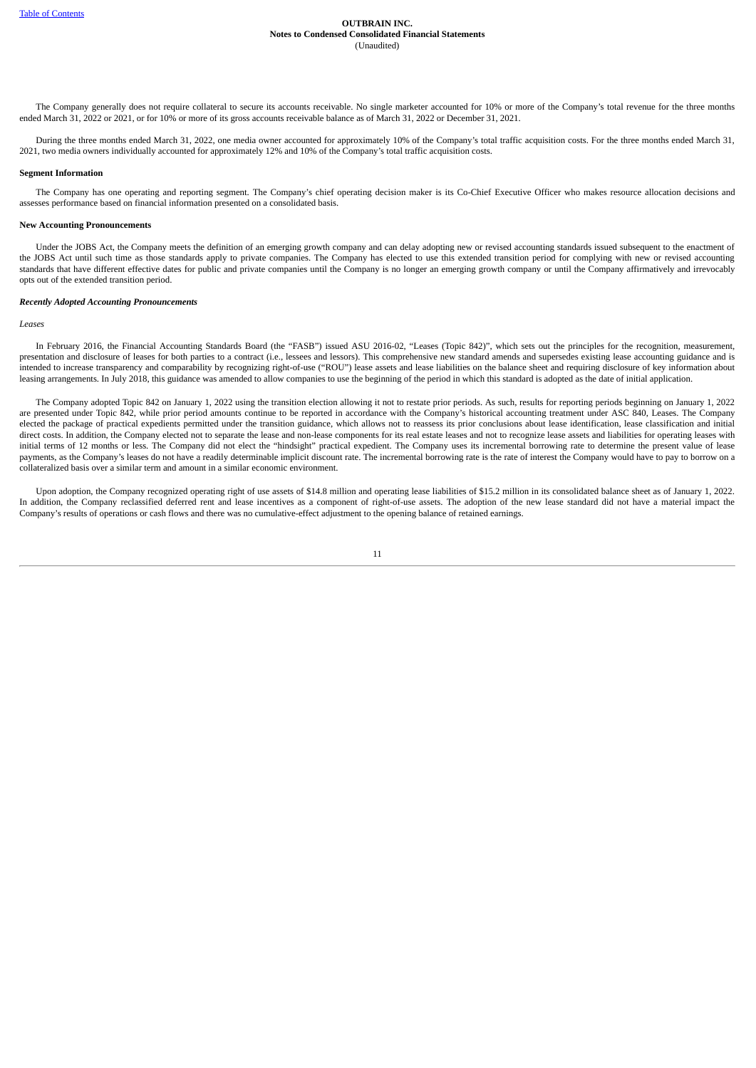The Company generally does not require collateral to secure its accounts receivable. No single marketer accounted for 10% or more of the Company's total revenue for the three months ended March 31, 2022 or 2021, or for 10% or more of its gross accounts receivable balance as of March 31, 2022 or December 31, 2021.

During the three months ended March 31, 2022, one media owner accounted for approximately 10% of the Company's total traffic acquisition costs. For the three months ended March 31, 2021, two media owners individually accounted for approximately 12% and 10% of the Company's total traffic acquisition costs.

**Segment Information**

The Company has one operating and reporting segment. The Company's chief operating decision maker is its Co-Chief Executive Officer who makes resource allocation decisions and assesses performance based on financial information presented on a consolidated basis.

**New Accounting Pronouncements**

Under the JOBS Act, the Company meets the definition of an emerging growth company and can delay adopting new or revised accounting standards issued subsequent to the enactment of the JOBS Act until such time as those standards apply to private companies. The Company has elected to use this extended transition period for complying with new or revised accounting standards that have different effective dates for public and private companies until the Company is no longer an emerging growth company or until the Company affirmatively and irrevocably opts out of the extended transition period.

***Recently Adopted Accounting Pronouncements***

*Leases*

In February 2016, the Financial Accounting Standards Board (the "FASB") issued ASU 2016-02, "Leases (Topic 842)", which sets out the principles for the recognition, measurement, presentation and disclosure of leases for both parties to a contract (i.e., lessees and lessors). This comprehensive new standard amends and supersedes existing lease accounting guidance and is intended to increase transparency and comparability by recognizing right-of-use ("ROU") lease assets and lease liabilities on the balance sheet and requiring disclosure of key information about leasing arrangements. In July 2018, this guidance was amended to allow companies to use the beginning of the period in which this standard is adopted as the date of initial application.

The Company adopted Topic 842 on January 1, 2022 using the transition election allowing it not to restate prior periods. As such, results for reporting periods beginning on January 1, 2022 are presented under Topic 842, while prior period amounts continue to be reported in accordance with the Company's historical accounting treatment under ASC 840, Leases. The Company elected the package of practical expedients permitted under the transition guidance, which allows not to reassess its prior conclusions about lease identification, lease classification and initial direct costs. In addition, the Company elected not to separate the lease and non-lease components for its real estate leases and not to recognize lease assets and liabilities for operating leases with initial terms of 12 months or less. The Company did not elect the "hindsight" practical expedient. The Company uses its incremental borrowing rate to determine the present value of lease payments, as the Company's leases do not have a readily determinable implicit discount rate. The incremental borrowing rate is the rate of interest the Company would have to pay to borrow on a collateralized basis over a similar term and amount in a similar economic environment.

Upon adoption, the Company recognized operating right of use assets of $14.8 million and operating lease liabilities of $15.2 million in its consolidated balance sheet as of January 1, 2022. In addition, the Company reclassified deferred rent and lease incentives as a component of right-of-use assets. The adoption of the new lease standard did not have a material impact the Company's results of operations or cash flows and there was no cumulative-effect adjustment to the opening balance of retained earnings.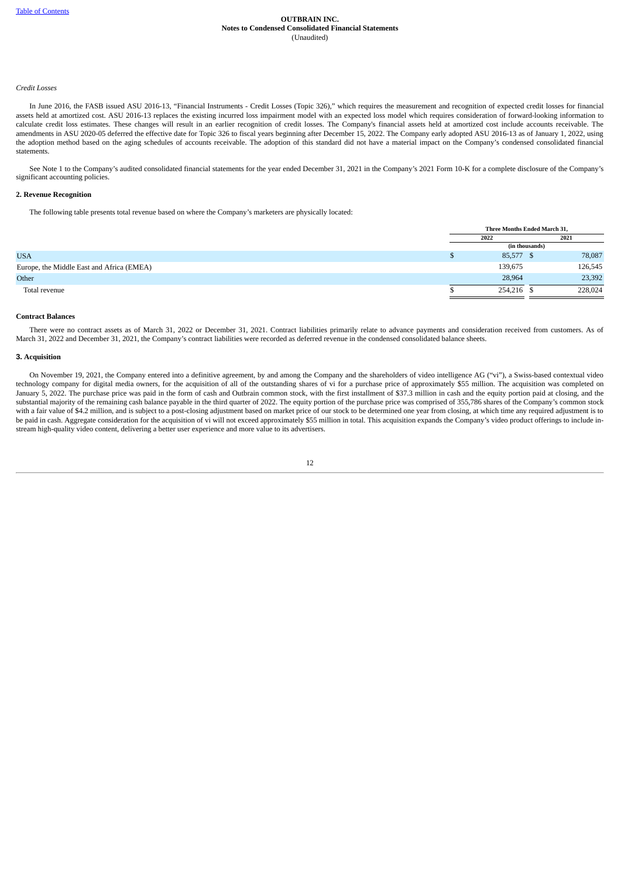*Credit Losses*

In June 2016, the FASB issued ASU 2016-13, "Financial Instruments - Credit Losses (Topic 326)," which requires the measurement and recognition of expected credit losses for financial assets held at amortized cost. ASU 2016-13 replaces the existing incurred loss impairment model with an expected loss model which requires consideration of forward-looking information to calculate credit loss estimates. These changes will result in an earlier recognition of credit losses. The Company's financial assets held at amortized cost include accounts receivable. The amendments in ASU 2020-05 deferred the effective date for Topic 326 to fiscal years beginning after December 15, 2022. The Company early adopted ASU 2016-13 as of January 1, 2022, using the adoption method based on the aging schedules of accounts receivable. The adoption of this standard did not have a material impact on the Company's condensed consolidated financial statements.

See Note 1 to the Company's audited consolidated financial statements for the year ended December 31, 2021 in the Company's 2021 Form 10-K for a complete disclosure of the Company's significant accounting policies.

**2. Revenue Recognition**

The following table presents total revenue based on where the Company's marketers are physically located:

| | Three Months Ended March 31, | |
|---|---|---|
| | 2022 | 2021 |
| | (in thousands) | |
| USA | $ 85,577 | $ 78,087 |
| Europe, the Middle East and Africa (EMEA) | 139,675 | 126,545 |
| Other | 28,964 | 23,392 |
| Total revenue | $ 254,216 | $ 228,024 |

**Contract Balances**

There were no contract assets as of March 31, 2022 or December 31, 2021. Contract liabilities primarily relate to advance payments and consideration received from customers. As of March 31, 2022 and December 31, 2021, the Company's contract liabilities were recorded as deferred revenue in the condensed consolidated balance sheets.

**3. Acquisition**

On November 19, 2021, the Company entered into a definitive agreement, by and among the Company and the shareholders of video intelligence AG ("vi"), a Swiss-based contextual video technology company for digital media owners, for the acquisition of all of the outstanding shares of vi for a purchase price of approximately $55 million. The acquisition was completed on January 5, 2022. The purchase price was paid in the form of cash and Outbrain common stock, with the first installment of $37.3 million in cash and the equity portion paid at closing, and the substantial majority of the remaining cash balance payable in the third quarter of 2022. The equity portion of the purchase price was comprised of 355,786 shares of the Company's common stock with a fair value of $4.2 million, and is subject to a post-closing adjustment based on market price of our stock to be determined one year from closing, at which time any required adjustment is to be paid in cash. Aggregate consideration for the acquisition of vi will not exceed approximately $55 million in total. This acquisition expands the Company's video product offerings to include in-stream high-quality video content, delivering a better user experience and more value to its advertisers.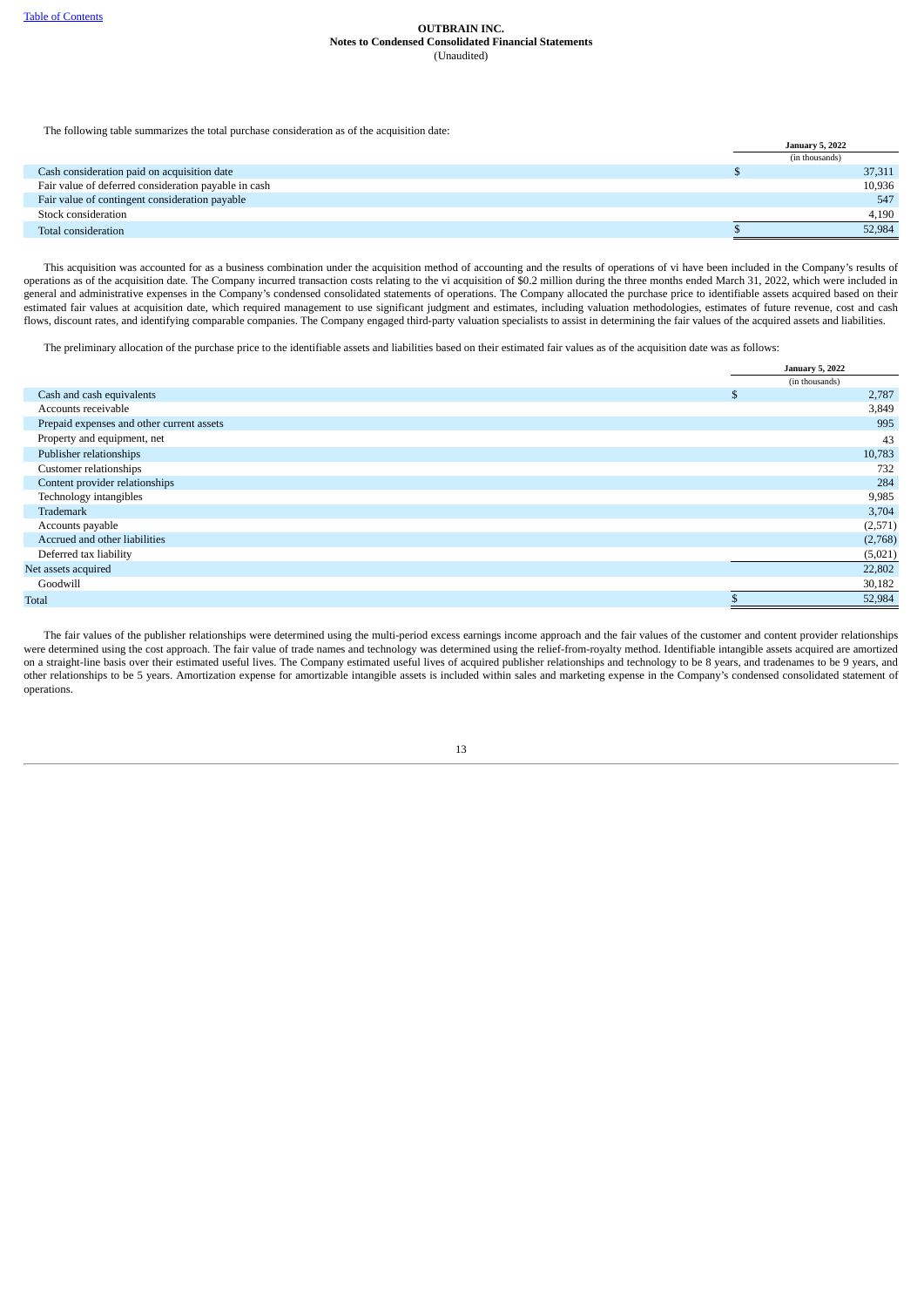The following table summarizes the total purchase consideration as of the acquisition date:

| | January 5, 2022 |
|---|---|
| | (in thousands) |
| Cash consideration paid on acquisition date | $ 37,311 |
| Fair value of deferred consideration payable in cash | 10,936 |
| Fair value of contingent consideration payable | 547 |
| Stock consideration | 4,190 |
| Total consideration | $ 52,984 |

This acquisition was accounted for as a business combination under the acquisition method of accounting and the results of operations of vi have been included in the Company's results of operations as of the acquisition date. The Company incurred transaction costs relating to the vi acquisition of $0.2 million during the three months ended March 31, 2022, which were included in general and administrative expenses in the Company's condensed consolidated statements of operations. The Company allocated the purchase price to identifiable assets acquired based on their estimated fair values at acquisition date, which required management to use significant judgment and estimates, including valuation methodologies, estimates of future revenue, cost and cash flows, discount rates, and identifying comparable companies. The Company engaged third-party valuation specialists to assist in determining the fair values of the acquired assets and liabilities.

The preliminary allocation of the purchase price to the identifiable assets and liabilities based on their estimated fair values as of the acquisition date was as follows:

| | January 5, 2022 |
|---|---|
| | (in thousands) |
| Cash and cash equivalents | $ 2,787 |
| Accounts receivable | 3,849 |
| Prepaid expenses and other current assets | 995 |
| Property and equipment, net | 43 |
| Publisher relationships | 10,783 |
| Customer relationships | 732 |
| Content provider relationships | 284 |
| Technology intangibles | 9,985 |
| Trademark | 3,704 |
| Accounts payable | (2,571) |
| Accrued and other liabilities | (2,768) |
| Deferred tax liability | (5,021) |
| Net assets acquired | 22,802 |
| Goodwill | 30,182 |
| Total | $ 52,984 |

The fair values of the publisher relationships were determined using the multi-period excess earnings income approach and the fair values of the customer and content provider relationships were determined using the cost approach. The fair value of trade names and technology was determined using the relief-from-royalty method. Identifiable intangible assets acquired are amortized on a straight-line basis over their estimated useful lives. The Company estimated useful lives of acquired publisher relationships and technology to be 8 years, and tradenames to be 9 years, and other relationships to be 5 years. Amortization expense for amortizable intangible assets is included within sales and marketing expense in the Company's condensed consolidated statement of operations.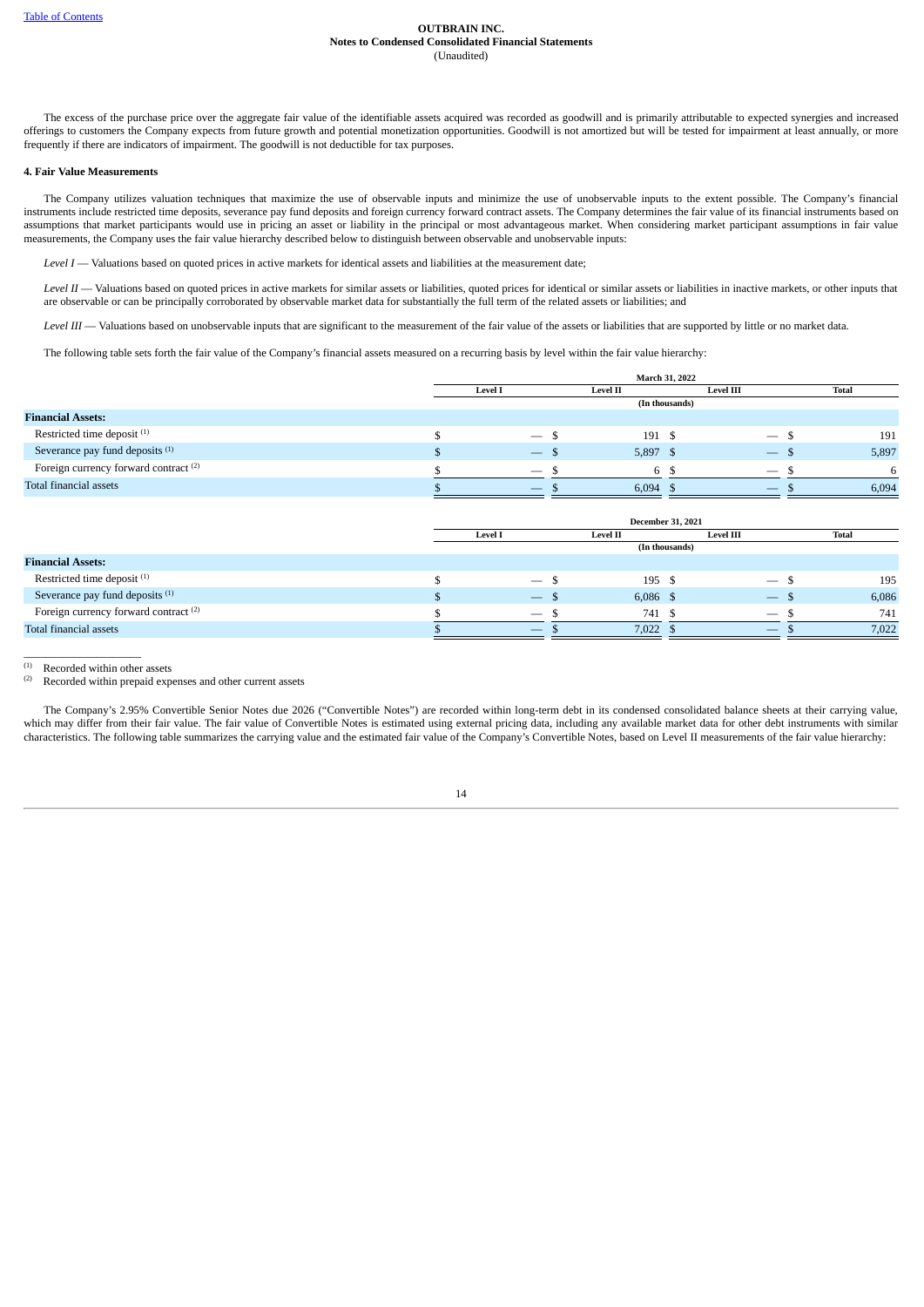The excess of the purchase price over the aggregate fair value of the identifiable assets acquired was recorded as goodwill and is primarily attributable to expected synergies and increased offerings to customers the Company expects from future growth and potential monetization opportunities. Goodwill is not amortized but will be tested for impairment at least annually, or more frequently if there are indicators of impairment. The goodwill is not deductible for tax purposes.

**4. Fair Value Measurements**

The Company utilizes valuation techniques that maximize the use of observable inputs and minimize the use of unobservable inputs to the extent possible. The Company's financial instruments include restricted time deposits, severance pay fund deposits and foreign currency forward contract assets. The Company determines the fair value of its financial instruments based on assumptions that market participants would use in pricing an asset or liability in the principal or most advantageous market. When considering market participant assumptions in fair value measurements, the Company uses the fair value hierarchy described below to distinguish between observable and unobservable inputs:

*Level I* — Valuations based on quoted prices in active markets for identical assets and liabilities at the measurement date;

*Level II* — Valuations based on quoted prices in active markets for similar assets or liabilities, quoted prices for identical or similar assets or liabilities in inactive markets, or other inputs that are observable or can be principally corroborated by observable market data for substantially the full term of the related assets or liabilities; and

*Level III* — Valuations based on unobservable inputs that are significant to the measurement of the fair value of the assets or liabilities that are supported by little or no market data.

The following table sets forth the fair value of the Company's financial assets measured on a recurring basis by level within the fair value hierarchy:

| | March 31, 2022 | | | |
|---|---|---|---|---|
| | Level I | Level II | Level III | Total |
| | (In thousands) | | | |
| **Financial Assets:** | | | | |
| Restricted time deposit [1] | $ — | $ 191 | $ — | $ 191 |
| Severance pay fund deposits [1] | $ — | $ 5,897 | $ — | $ 5,897 |
| Foreign currency forward contract [2] | $ — | $ 6 | $ — | $ 6 |
| Total financial assets | $ — | $ 6,094 | $ — | $ 6,094 |

| | December 31, 2021 | | | |
|---|---|---|---|---|
| | Level I | Level II | Level III | Total |
| | (In thousands) | | | |
| **Financial Assets:** | | | | |
| Restricted time deposit [1] | $ — | $ 195 | $ — | $ 195 |
| Severance pay fund deposits [1] | $ — | $ 6,086 | $ — | $ 6,086 |
| Foreign currency forward contract [2] | $ — | $ 741 | $ — | $ 741 |
| Total financial assets | $ — | $ 7,022 | $ — | $ 7,022 |

[1] Recorded within other assets

[2] Recorded within prepaid expenses and other current assets

The Company's 2.95% Convertible Senior Notes due 2026 ("Convertible Notes") are recorded within long-term debt in its condensed consolidated balance sheets at their carrying value, which may differ from their fair value. The fair value of Convertible Notes is estimated using external pricing data, including any available market data for other debt instruments with similar characteristics. The following table summarizes the carrying value and the estimated fair value of the Company's Convertible Notes, based on Level II measurements of the fair value hierarchy: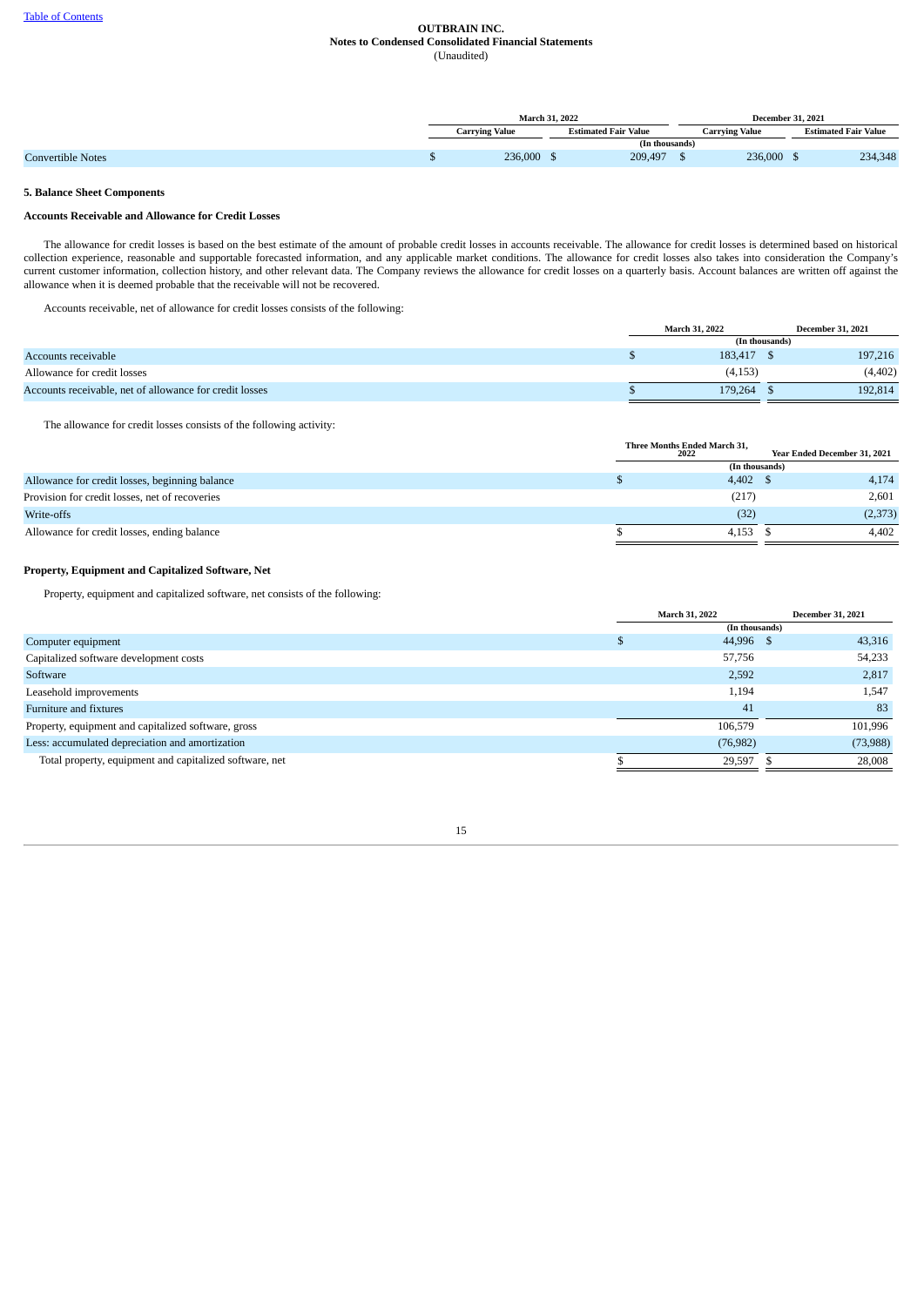| | March 31, 2022 | | December 31, 2021 | |
|---|---|---|---|---|
| | Carrying Value | Estimated Fair Value | Carrying Value | Estimated Fair Value |
| | (In thousands) | | | |
| Convertible Notes | $ 236,000 | $ 209,497 | $ 236,000 | $ 234,348 |

## 5. Balance Sheet Components

### Accounts Receivable and Allowance for Credit Losses

The allowance for credit losses is based on the best estimate of the amount of probable credit losses in accounts receivable. The allowance for credit losses is determined based on historical collection experience, reasonable and supportable forecasted information, and any applicable market conditions. The allowance for credit losses also takes into consideration the Company's current customer information, collection history, and other relevant data. The Company reviews the allowance for credit losses on a quarterly basis. Account balances are written off against the allowance when it is deemed probable that the receivable will not be recovered.

Accounts receivable, net of allowance for credit losses consists of the following:

| | March 31, 2022 | December 31, 2021 |
|---|---|---|
| | (In thousands) | |
| Accounts receivable | $ 183,417 | $ 197,216 |
| Allowance for credit losses | (4,153) | (4,402) |
| Accounts receivable, net of allowance for credit losses | $ 179,264 | $ 192,814 |

The allowance for credit losses consists of the following activity:

| | Three Months Ended March 31, 2022 | Year Ended December 31, 2021 |
|---|---|---|
| | (In thousands) | |
| Allowance for credit losses, beginning balance | $ 4,402 | $ 4,174 |
| Provision for credit losses, net of recoveries | (217) | 2,601 |
| Write-offs | (32) | (2,373) |
| Allowance for credit losses, ending balance | $ 4,153 | $ 4,402 |

### Property, Equipment and Capitalized Software, Net

Property, equipment and capitalized software, net consists of the following:

| | March 31, 2022 | December 31, 2021 |
|---|---|---|
| | (In thousands) | |
| Computer equipment | $ 44,996 | $ 43,316 |
| Capitalized software development costs | 57,756 | 54,233 |
| Software | 2,592 | 2,817 |
| Leasehold improvements | 1,194 | 1,547 |
| Furniture and fixtures | 41 | 83 |
| Property, equipment and capitalized software, gross | 106,579 | 101,996 |
| Less: accumulated depreciation and amortization | (76,982) | (73,988) |
| Total property, equipment and capitalized software, net | $ 29,597 | $ 28,008 |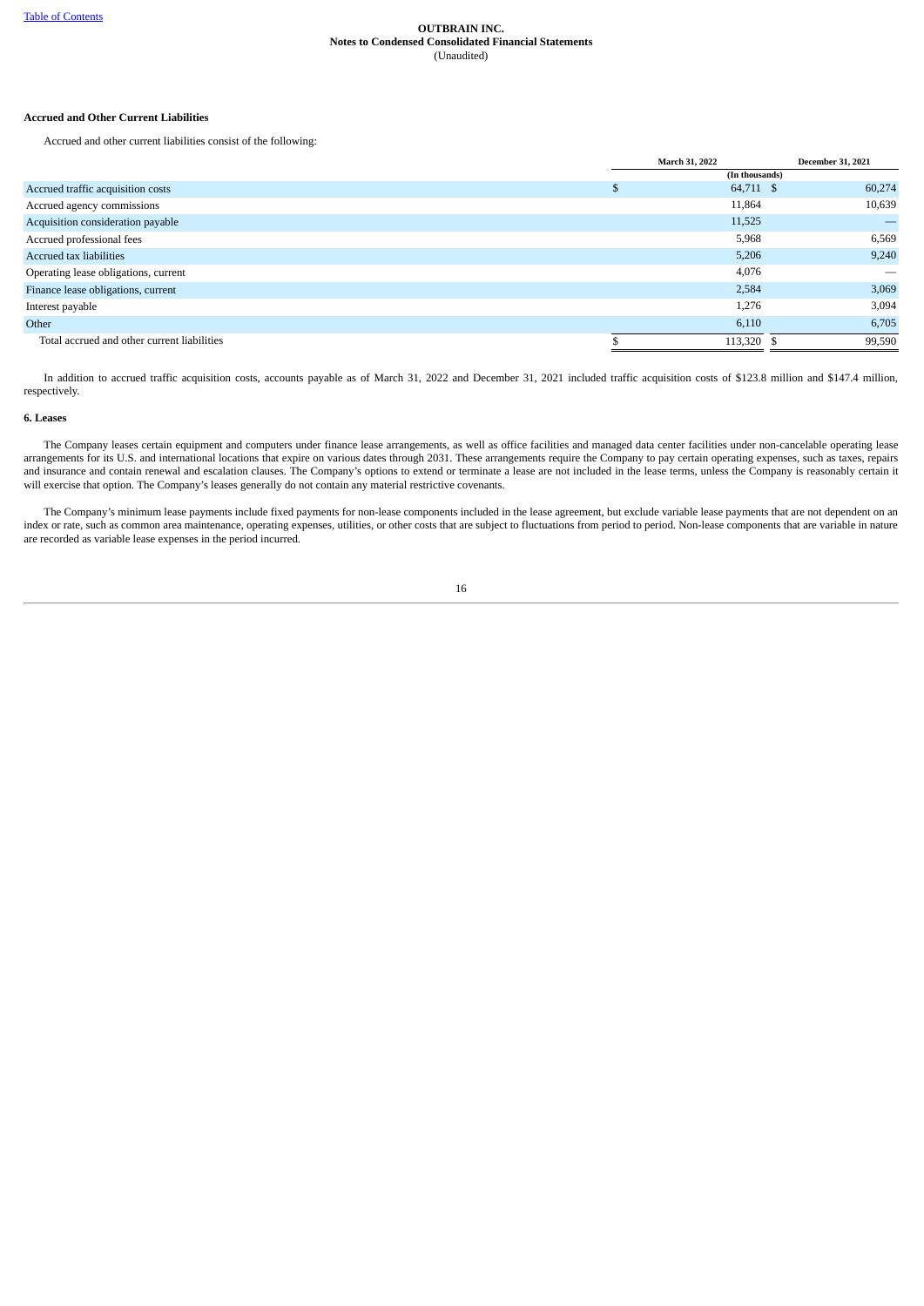### Accrued and Other Current Liabilities

Accrued and other current liabilities consist of the following:

| | March 31, 2022 | December 31, 2021 |
|---|---|---|
| | (In thousands) | |
| Accrued traffic acquisition costs | $ 64,711 | $ 60,274 |
| Accrued agency commissions | 11,864 | 10,639 |
| Acquisition consideration payable | 11,525 | — |
| Accrued professional fees | 5,968 | 6,569 |
| Accrued tax liabilities | 5,206 | 9,240 |
| Operating lease obligations, current | 4,076 | — |
| Finance lease obligations, current | 2,584 | 3,069 |
| Interest payable | 1,276 | 3,094 |
| Other | 6,110 | 6,705 |
| Total accrued and other current liabilities | $ 113,320 | $ 99,590 |

In addition to accrued traffic acquisition costs, accounts payable as of March 31, 2022 and December 31, 2021 included traffic acquisition costs of $123.8 million and $147.4 million, respectively.

### 6. Leases

The Company leases certain equipment and computers under finance lease arrangements, as well as office facilities and managed data center facilities under non-cancelable operating lease arrangements for its U.S. and international locations that expire on various dates through 2031. These arrangements require the Company to pay certain operating expenses, such as taxes, repairs and insurance and contain renewal and escalation clauses. The Company's options to extend or terminate a lease are not included in the lease terms, unless the Company is reasonably certain it will exercise that option. The Company's leases generally do not contain any material restrictive covenants.

The Company's minimum lease payments include fixed payments for non-lease components included in the lease agreement, but exclude variable lease payments that are not dependent on an index or rate, such as common area maintenance, operating expenses, utilities, or other costs that are subject to fluctuations from period to period. Non-lease components that are variable in nature are recorded as variable lease expenses in the period incurred.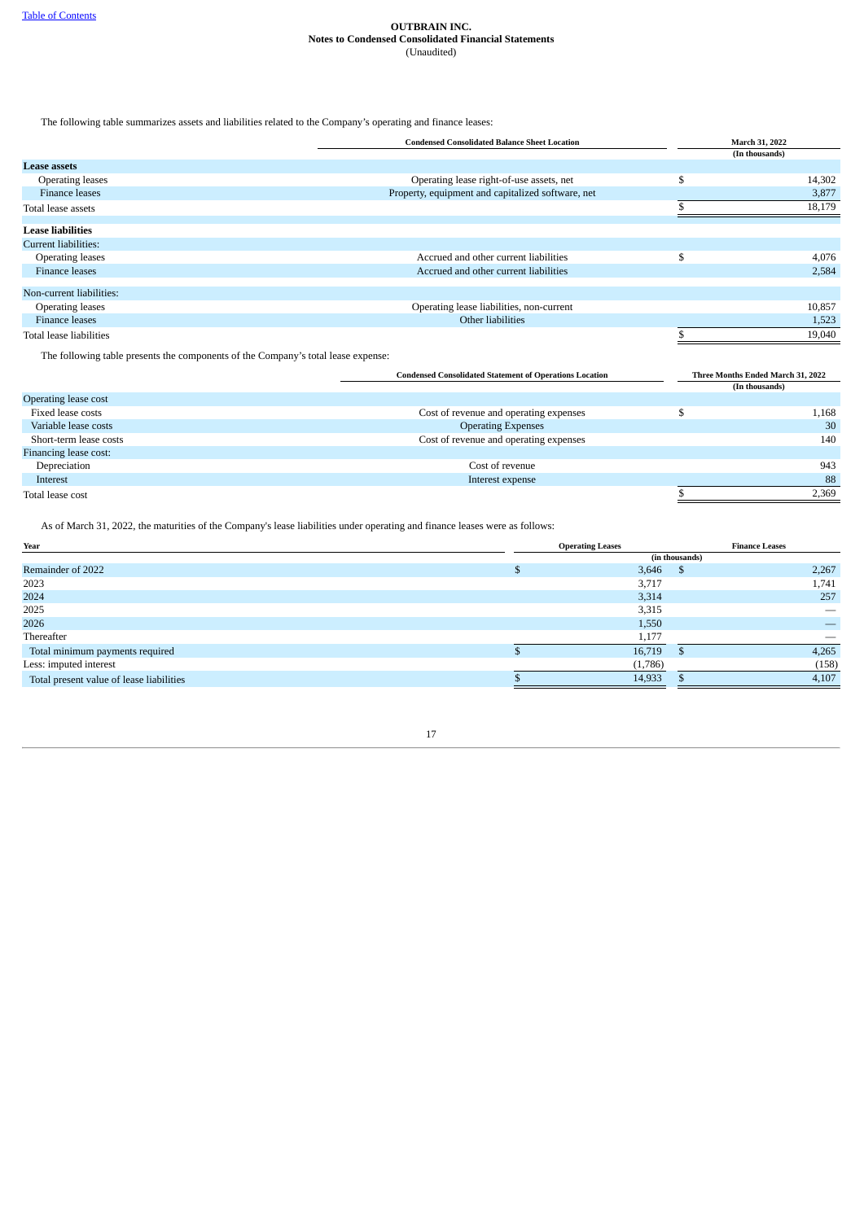**OUTBRAIN INC.**
**Notes to Condensed Consolidated Financial Statements**
(Unaudited)

The following table summarizes assets and liabilities related to the Company's operating and finance leases:

| | Condensed Consolidated Balance Sheet Location | March 31, 2022 (In thousands) |
|---|---|---|
| **Lease assets** | | |
| Operating leases | Operating lease right-of-use assets, net | $ 14,302 |
| Finance leases | Property, equipment and capitalized software, net | 3,877 |
| Total lease assets | | $ 18,179 |
| **Lease liabilities** | | |
| Current liabilities: | | |
| Operating leases | Accrued and other current liabilities | $ 4,076 |
| Finance leases | Accrued and other current liabilities | 2,584 |
| Non-current liabilities: | | |
| Operating leases | Operating lease liabilities, non-current | 10,857 |
| Finance leases | Other liabilities | 1,523 |
| Total lease liabilities | | $ 19,040 |

The following table presents the components of the Company's total lease expense:

| | Condensed Consolidated Statement of Operations Location | Three Months Ended March 31, 2022 (In thousands) |
|---|---|---|
| Operating lease cost | | |
| Fixed lease costs | Cost of revenue and operating expenses | $ 1,168 |
| Variable lease costs | Operating Expenses | 30 |
| Short-term lease costs | Cost of revenue and operating expenses | 140 |
| Financing lease cost: | | |
| Depreciation | Cost of revenue | 943 |
| Interest | Interest expense | 88 |
| Total lease cost | | $ 2,369 |

As of March 31, 2022, the maturities of the Company's lease liabilities under operating and finance leases were as follows:

| Year | Operating Leases | Finance Leases |
|---|---|---|
| | (in thousands) | |
| Remainder of 2022 | $ 3,646 | $ 2,267 |
| 2023 | 3,717 | 1,741 |
| 2024 | 3,314 | 257 |
| 2025 | 3,315 | — |
| 2026 | 1,550 | — |
| Thereafter | 1,177 | — |
| Total minimum payments required | $ 16,719 | $ 4,265 |
| Less: imputed interest | (1,786) | (158) |
| Total present value of lease liabilities | $ 14,933 | $ 4,107 |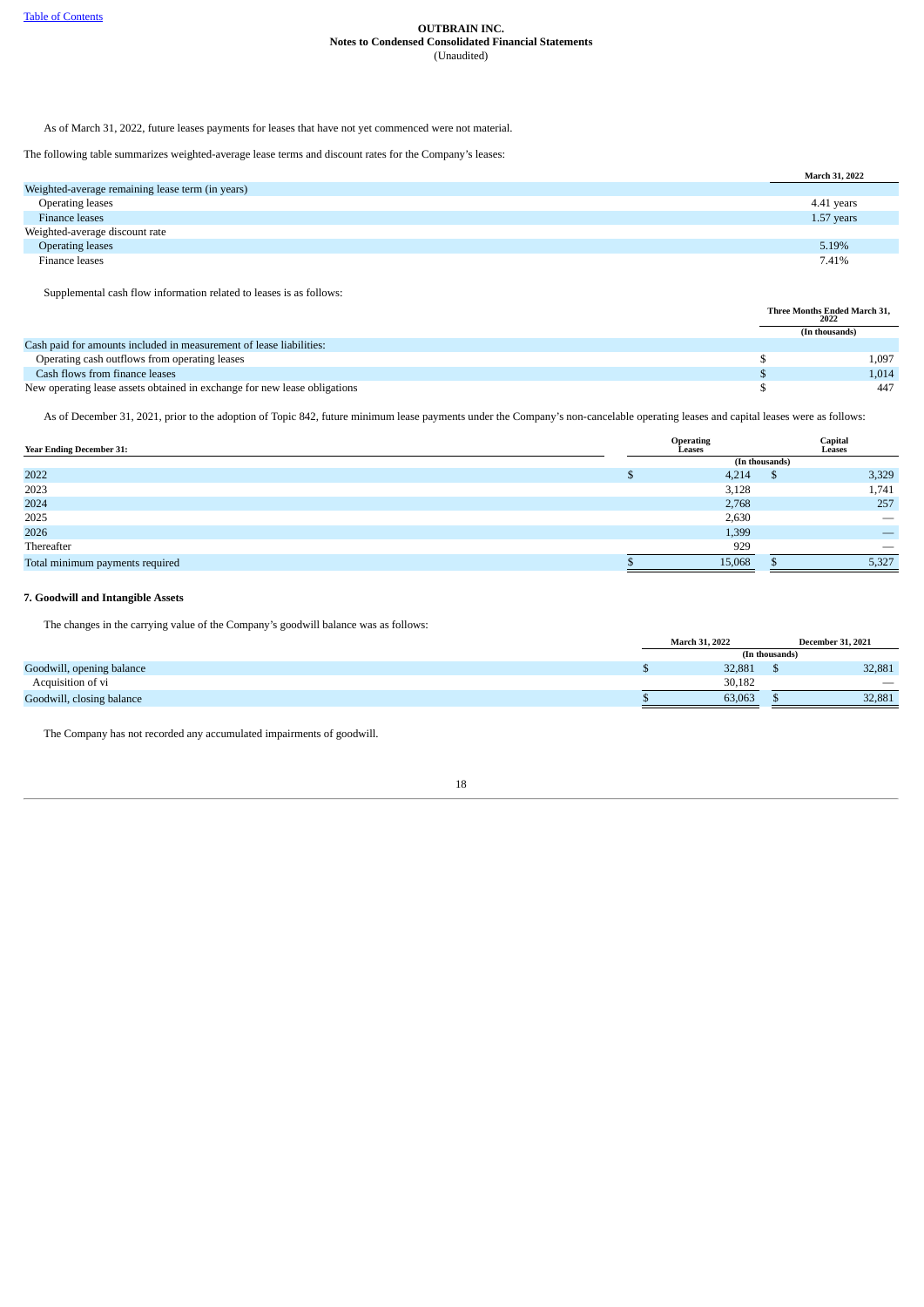As of March 31, 2022, future leases payments for leases that have not yet commenced were not material.

The following table summarizes weighted-average lease terms and discount rates for the Company's leases:

| | March 31, 2022 |
|---|---|
| Weighted-average remaining lease term (in years) | |
| Operating leases | 4.41 years |
| Finance leases | 1.57 years |
| Weighted-average discount rate | |
| Operating leases | 5.19% |
| Finance leases | 7.41% |

Supplemental cash flow information related to leases is as follows:

| | Three Months Ended March 31, 2022 |
|---|---|
| | (In thousands) |
| Cash paid for amounts included in measurement of lease liabilities: | |
| Operating cash outflows from operating leases | $ 1,097 |
| Cash flows from finance leases | $ 1,014 |
| New operating lease assets obtained in exchange for new lease obligations | $ 447 |

As of December 31, 2021, prior to the adoption of Topic 842, future minimum lease payments under the Company's non-cancelable operating leases and capital leases were as follows:

| Year Ending December 31: | Operating Leases | Capital Leases |
|---|---|---|
| | (In thousands) | |
| 2022 | $ 4,214 | $ 3,329 |
| 2023 | 3,128 | 1,741 |
| 2024 | 2,768 | 257 |
| 2025 | 2,630 | — |
| 2026 | 1,399 | — |
| Thereafter | 929 | — |
| Total minimum payments required | $ 15,068 | $ 5,327 |

### 7. Goodwill and Intangible Assets

The changes in the carrying value of the Company's goodwill balance was as follows:

| | March 31, 2022 | December 31, 2021 |
|---|---|---|
| | (In thousands) | |
| Goodwill, opening balance | $ 32,881 | $ 32,881 |
| Acquisition of vi | 30,182 | — |
| Goodwill, closing balance | $ 63,063 | $ 32,881 |

The Company has not recorded any accumulated impairments of goodwill.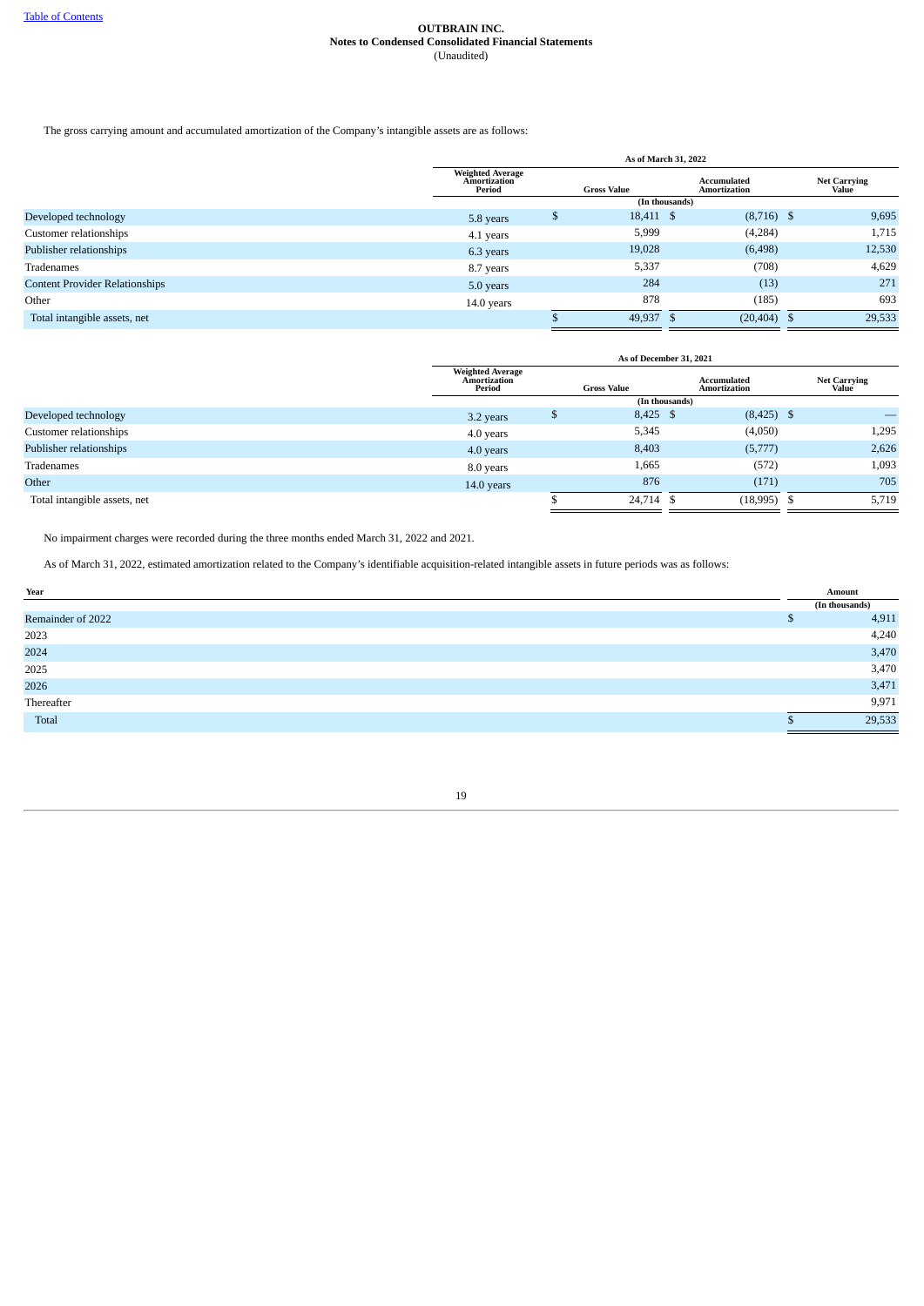The gross carrying amount and accumulated amortization of the Company's intangible assets are as follows:

| | As of March 31, 2022 | | | |
|---|---|---|---|---|
| | Weighted Average Amortization Period | Gross Value | Accumulated Amortization | Net Carrying Value |
| | | (In thousands) | | |
| Developed technology | 5.8 years | $ 18,411 | $ (8,716) | $ 9,695 |
| Customer relationships | 4.1 years | 5,999 | (4,284) | 1,715 |
| Publisher relationships | 6.3 years | 19,028 | (6,498) | 12,530 |
| Tradenames | 8.7 years | 5,337 | (708) | 4,629 |
| Content Provider Relationships | 5.0 years | 284 | (13) | 271 |
| Other | 14.0 years | 878 | (185) | 693 |
| Total intangible assets, net | | $ 49,937 | $ (20,404) | $ 29,533 |

| | As of December 31, 2021 | | | |
|---|---|---|---|---|
| | Weighted Average Amortization Period | Gross Value | Accumulated Amortization | Net Carrying Value |
| | | (In thousands) | | |
| Developed technology | 3.2 years | $ 8,425 | $ (8,425) | $ — |
| Customer relationships | 4.0 years | 5,345 | (4,050) | 1,295 |
| Publisher relationships | 4.0 years | 8,403 | (5,777) | 2,626 |
| Tradenames | 8.0 years | 1,665 | (572) | 1,093 |
| Other | 14.0 years | 876 | (171) | 705 |
| Total intangible assets, net | | $ 24,714 | $ (18,995) | $ 5,719 |

No impairment charges were recorded during the three months ended March 31, 2022 and 2021.

As of March 31, 2022, estimated amortization related to the Company's identifiable acquisition-related intangible assets in future periods was as follows:

| Year | Amount |
|---|---|
| | (In thousands) |
| Remainder of 2022 | $ 4,911 |
| 2023 | 4,240 |
| 2024 | 3,470 |
| 2025 | 3,470 |
| 2026 | 3,471 |
| Thereafter | 9,971 |
| Total | $ 29,533 |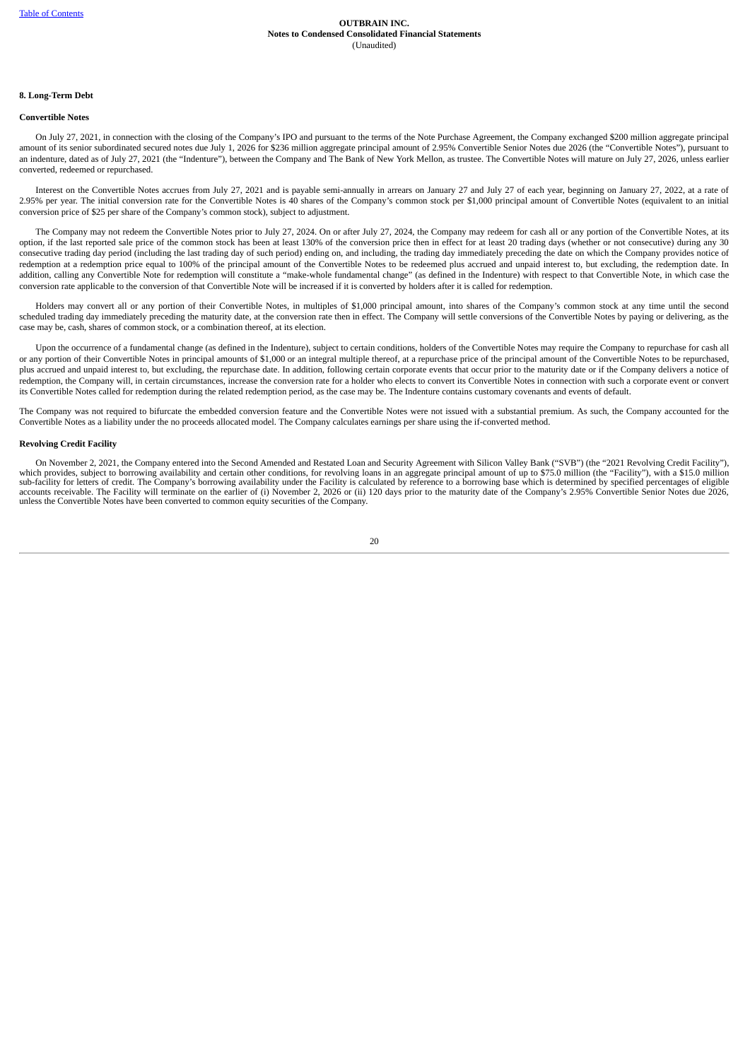## 8. Long-Term Debt

### Convertible Notes

On July 27, 2021, in connection with the closing of the Company's IPO and pursuant to the terms of the Note Purchase Agreement, the Company exchanged $200 million aggregate principal amount of its senior subordinated secured notes due July 1, 2026 for $236 million aggregate principal amount of 2.95% Convertible Senior Notes due 2026 (the "Convertible Notes"), pursuant to an indenture, dated as of July 27, 2021 (the "Indenture"), between the Company and The Bank of New York Mellon, as trustee. The Convertible Notes will mature on July 27, 2026, unless earlier converted, redeemed or repurchased.

Interest on the Convertible Notes accrues from July 27, 2021 and is payable semi-annually in arrears on January 27 and July 27 of each year, beginning on January 27, 2022, at a rate of 2.95% per year. The initial conversion rate for the Convertible Notes is 40 shares of the Company's common stock per $1,000 principal amount of Convertible Notes (equivalent to an initial conversion price of $25 per share of the Company's common stock), subject to adjustment.

The Company may not redeem the Convertible Notes prior to July 27, 2024. On or after July 27, 2024, the Company may redeem for cash all or any portion of the Convertible Notes, at its option, if the last reported sale price of the common stock has been at least 130% of the conversion price then in effect for at least 20 trading days (whether or not consecutive) during any 30 consecutive trading day period (including the last trading day of such period) ending on, and including, the trading day immediately preceding the date on which the Company provides notice of redemption at a redemption price equal to 100% of the principal amount of the Convertible Notes to be redeemed plus accrued and unpaid interest to, but excluding, the redemption date. In addition, calling any Convertible Note for redemption will constitute a "make-whole fundamental change" (as defined in the Indenture) with respect to that Convertible Note, in which case the conversion rate applicable to the conversion of that Convertible Note will be increased if it is converted by holders after it is called for redemption.

Holders may convert all or any portion of their Convertible Notes, in multiples of $1,000 principal amount, into shares of the Company's common stock at any time until the second scheduled trading day immediately preceding the maturity date, at the conversion rate then in effect. The Company will settle conversions of the Convertible Notes by paying or delivering, as the case may be, cash, shares of common stock, or a combination thereof, at its election.

Upon the occurrence of a fundamental change (as defined in the Indenture), subject to certain conditions, holders of the Convertible Notes may require the Company to repurchase for cash all or any portion of their Convertible Notes in principal amounts of $1,000 or an integral multiple thereof, at a repurchase price of the principal amount of the Convertible Notes to be repurchased, plus accrued and unpaid interest to, but excluding, the repurchase date. In addition, following certain corporate events that occur prior to the maturity date or if the Company delivers a notice of redemption, the Company will, in certain circumstances, increase the conversion rate for a holder who elects to convert its Convertible Notes in connection with such a corporate event or convert its Convertible Notes called for redemption during the related redemption period, as the case may be. The Indenture contains customary covenants and events of default.

The Company was not required to bifurcate the embedded conversion feature and the Convertible Notes were not issued with a substantial premium. As such, the Company accounted for the Convertible Notes as a liability under the no proceeds allocated model. The Company calculates earnings per share using the if-converted method.

### Revolving Credit Facility

On November 2, 2021, the Company entered into the Second Amended and Restated Loan and Security Agreement with Silicon Valley Bank ("SVB") (the "2021 Revolving Credit Facility"), which provides, subject to borrowing availability and certain other conditions, for revolving loans in an aggregate principal amount of up to $75.0 million (the "Facility"), with a $15.0 million sub-facility for letters of credit. The Company's borrowing availability under the Facility is calculated by reference to a borrowing base which is determined by specified percentages of eligible accounts receivable. The Facility will terminate on the earlier of (i) November 2, 2026 or (ii) 120 days prior to the maturity date of the Company's 2.95% Convertible Senior Notes due 2026, unless the Convertible Notes have been converted to common equity securities of the Company.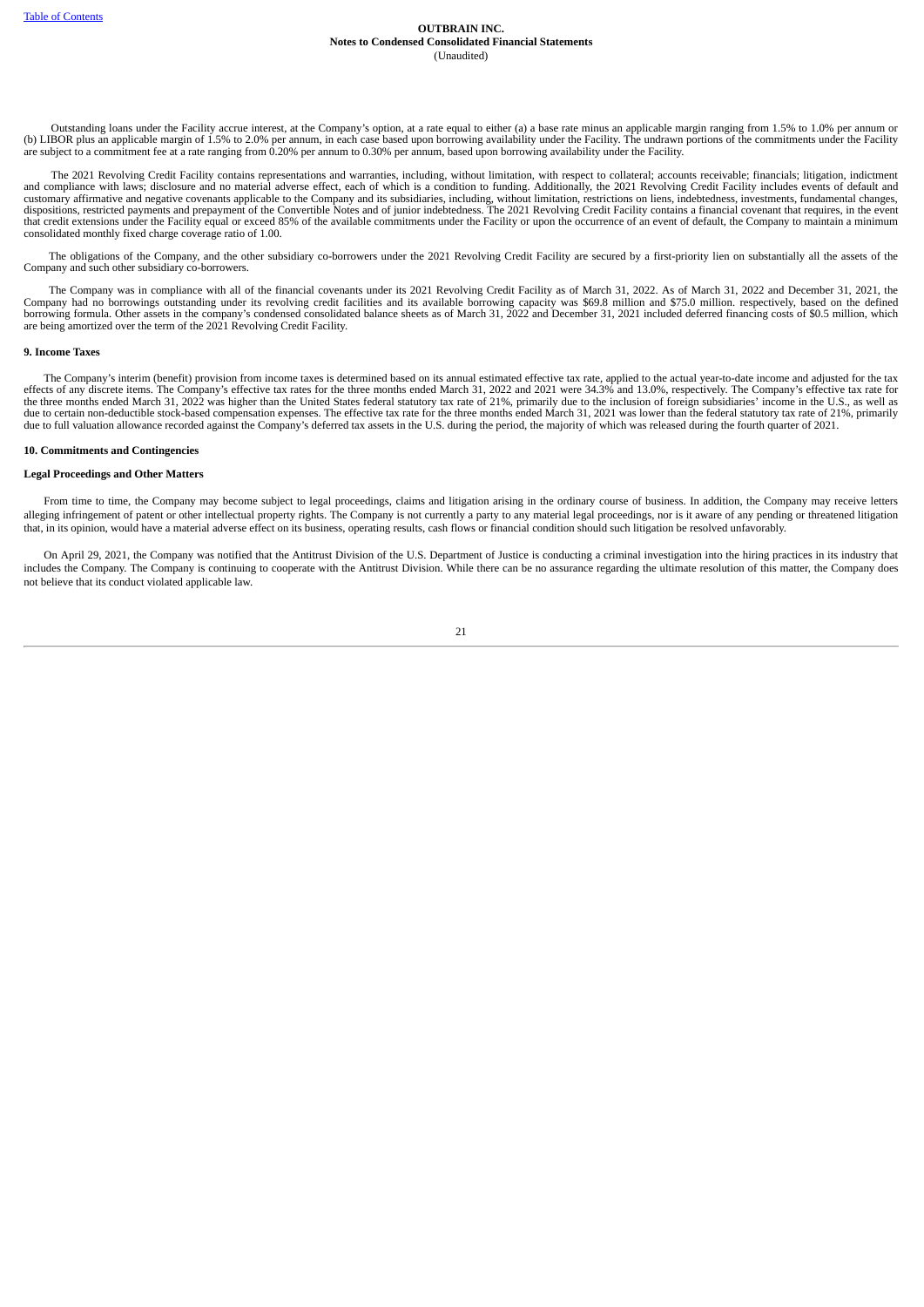Outstanding loans under the Facility accrue interest, at the Company's option, at a rate equal to either (a) a base rate minus an applicable margin ranging from 1.5% to 1.0% per annum or (b) LIBOR plus an applicable margin of 1.5% to 2.0% per annum, in each case based upon borrowing availability under the Facility. The undrawn portions of the commitments under the Facility are subject to a commitment fee at a rate ranging from 0.20% per annum to 0.30% per annum, based upon borrowing availability under the Facility.

The 2021 Revolving Credit Facility contains representations and warranties, including, without limitation, with respect to collateral; accounts receivable; financials; litigation, indictment and compliance with laws; disclosure and no material adverse effect, each of which is a condition to funding. Additionally, the 2021 Revolving Credit Facility includes events of default and customary affirmative and negative covenants applicable to the Company and its subsidiaries, including, without limitation, restrictions on liens, indebtedness, investments, fundamental changes, dispositions, restricted payments and prepayment of the Convertible Notes and of junior indebtedness. The 2021 Revolving Credit Facility contains a financial covenant that requires, in the event that credit extensions under the Facility equal or exceed 85% of the available commitments under the Facility or upon the occurrence of an event of default, the Company to maintain a minimum consolidated monthly fixed charge coverage ratio of 1.00.

The obligations of the Company, and the other subsidiary co-borrowers under the 2021 Revolving Credit Facility are secured by a first-priority lien on substantially all the assets of the Company and such other subsidiary co-borrowers.

The Company was in compliance with all of the financial covenants under its 2021 Revolving Credit Facility as of March 31, 2022. As of March 31, 2022 and December 31, 2021, the Company had no borrowings outstanding under its revolving credit facilities and its available borrowing capacity was $69.8 million and $75.0 million. respectively, based on the defined borrowing formula. Other assets in the company's condensed consolidated balance sheets as of March 31, 2022 and December 31, 2021 included deferred financing costs of $0.5 million, which are being amortized over the term of the 2021 Revolving Credit Facility.

**9. Income Taxes**

The Company's interim (benefit) provision from income taxes is determined based on its annual estimated effective tax rate, applied to the actual year-to-date income and adjusted for the tax effects of any discrete items. The Company's effective tax rates for the three months ended March 31, 2022 and 2021 were 34.3% and 13.0%, respectively. The Company's effective tax rate for the three months ended March 31, 2022 was higher than the United States federal statutory tax rate of 21%, primarily due to the inclusion of foreign subsidiaries' income in the U.S., as well as due to certain non-deductible stock-based compensation expenses. The effective tax rate for the three months ended March 31, 2021 was lower than the federal statutory tax rate of 21%, primarily due to full valuation allowance recorded against the Company's deferred tax assets in the U.S. during the period, the majority of which was released during the fourth quarter of 2021.

**10. Commitments and Contingencies**

**Legal Proceedings and Other Matters**

From time to time, the Company may become subject to legal proceedings, claims and litigation arising in the ordinary course of business. In addition, the Company may receive letters alleging infringement of patent or other intellectual property rights. The Company is not currently a party to any material legal proceedings, nor is it aware of any pending or threatened litigation that, in its opinion, would have a material adverse effect on its business, operating results, cash flows or financial condition should such litigation be resolved unfavorably.

On April 29, 2021, the Company was notified that the Antitrust Division of the U.S. Department of Justice is conducting a criminal investigation into the hiring practices in its industry that includes the Company. The Company is continuing to cooperate with the Antitrust Division. While there can be no assurance regarding the ultimate resolution of this matter, the Company does not believe that its conduct violated applicable law.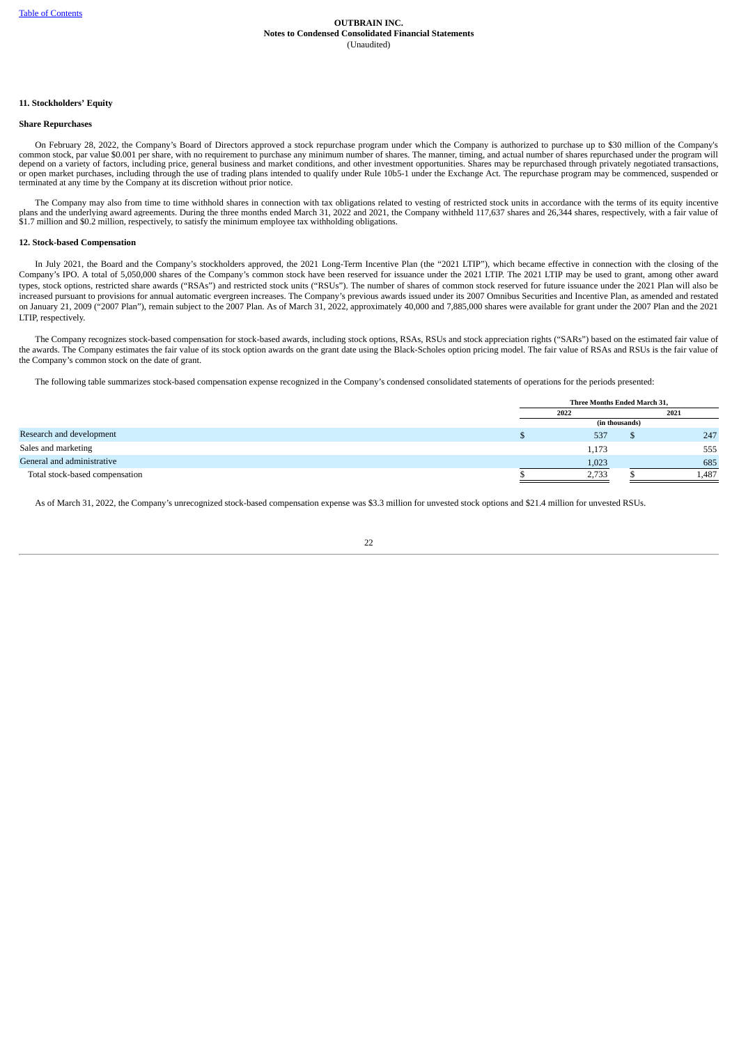**OUTBRAIN INC.**
**Notes to Condensed Consolidated Financial Statements**
(Unaudited)

## 11. Stockholders' Equity

### Share Repurchases

On February 28, 2022, the Company's Board of Directors approved a stock repurchase program under which the Company is authorized to purchase up to $30 million of the Company's common stock, par value $0.001 per share, with no requirement to purchase any minimum number of shares. The manner, timing, and actual number of shares repurchased under the program will depend on a variety of factors, including price, general business and market conditions, and other investment opportunities. Shares may be repurchased through privately negotiated transactions, or open market purchases, including through the use of trading plans intended to qualify under Rule 10b5-1 under the Exchange Act. The repurchase program may be commenced, suspended or terminated at any time by the Company at its discretion without prior notice.

The Company may also from time to time withhold shares in connection with tax obligations related to vesting of restricted stock units in accordance with the terms of its equity incentive plans and the underlying award agreements. During the three months ended March 31, 2022 and 2021, the Company withheld 117,637 shares and 26,344 shares, respectively, with a fair value of $1.7 million and $0.2 million, respectively, to satisfy the minimum employee tax withholding obligations.

## 12. Stock-based Compensation

In July 2021, the Board and the Company's stockholders approved, the 2021 Long-Term Incentive Plan (the "2021 LTIP"), which became effective in connection with the closing of the Company's IPO. A total of 5,050,000 shares of the Company's common stock have been reserved for issuance under the 2021 LTIP. The 2021 LTIP may be used to grant, among other award types, stock options, restricted share awards ("RSAs") and restricted stock units ("RSUs"). The number of shares of common stock reserved for future issuance under the 2021 Plan will also be increased pursuant to provisions for annual automatic evergreen increases. The Company's previous awards issued under its 2007 Omnibus Securities and Incentive Plan, as amended and restated on January 21, 2009 ("2007 Plan"), remain subject to the 2007 Plan. As of March 31, 2022, approximately 40,000 and 7,885,000 shares were available for grant under the 2007 Plan and the 2021 LTIP, respectively.

The Company recognizes stock-based compensation for stock-based awards, including stock options, RSAs, RSUs and stock appreciation rights ("SARs") based on the estimated fair value of the awards. The Company estimates the fair value of its stock option awards on the grant date using the Black-Scholes option pricing model. The fair value of RSAs and RSUs is the fair value of the Company's common stock on the date of grant.

The following table summarizes stock-based compensation expense recognized in the Company's condensed consolidated statements of operations for the periods presented:

| | Three Months Ended March 31, | |
|---|---|---|
| | 2022 | 2021 |
| | (in thousands) | |
| Research and development | $ 537 | $ 247 |
| Sales and marketing | 1,173 | 555 |
| General and administrative | 1,023 | 685 |
| Total stock-based compensation | $ 2,733 | $ 1,487 |

As of March 31, 2022, the Company's unrecognized stock-based compensation expense was $3.3 million for unvested stock options and $21.4 million for unvested RSUs.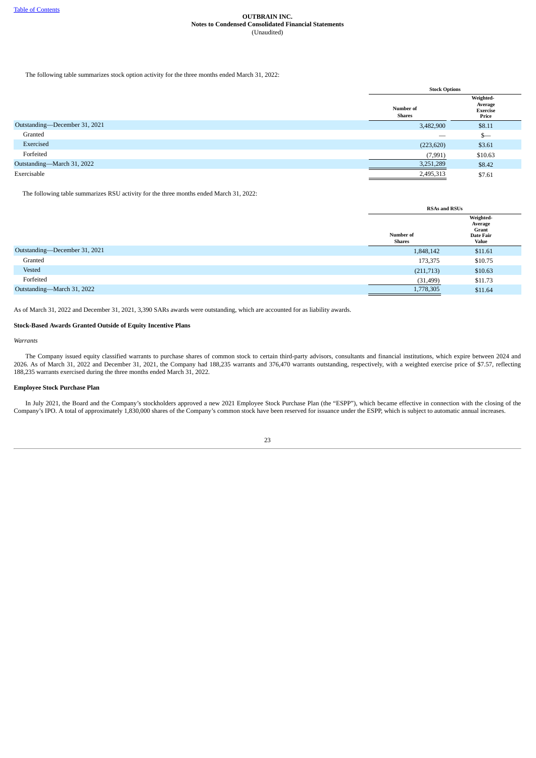The following table summarizes stock option activity for the three months ended March 31, 2022:

| | Stock Options | |
|---|---|---|
| | Number of Shares | Weighted-Average Exercise Price |
| Outstanding—December 31, 2021 | 3,482,900 | $8.11 |
| Granted | — | $— |
| Exercised | (223,620) | $3.61 |
| Forfeited | (7,991) | $10.63 |
| Outstanding—March 31, 2022 | 3,251,289 | $8.42 |
| Exercisable | 2,495,313 | $7.61 |

The following table summarizes RSU activity for the three months ended March 31, 2022:

| | RSAs and RSUs | |
|---|---|---|
| | Number of Shares | Weighted-Average Grant Date Fair Value |
| Outstanding—December 31, 2021 | 1,848,142 | $11.61 |
| Granted | 173,375 | $10.75 |
| Vested | (211,713) | $10.63 |
| Forfeited | (31,499) | $11.73 |
| Outstanding—March 31, 2022 | 1,778,305 | $11.64 |

As of March 31, 2022 and December 31, 2021, 3,390 SARs awards were outstanding, which are accounted for as liability awards.

**Stock-Based Awards Granted Outside of Equity Incentive Plans**

*Warrants*

The Company issued equity classified warrants to purchase shares of common stock to certain third-party advisors, consultants and financial institutions, which expire between 2024 and 2026. As of March 31, 2022 and December 31, 2021, the Company had 188,235 warrants and 376,470 warrants outstanding, respectively, with a weighted exercise price of $7.57, reflecting 188,235 warrants exercised during the three months ended March 31, 2022.

**Employee Stock Purchase Plan**

In July 2021, the Board and the Company's stockholders approved a new 2021 Employee Stock Purchase Plan (the "ESPP"), which became effective in connection with the closing of the Company's IPO. A total of approximately 1,830,000 shares of the Company's common stock have been reserved for issuance under the ESPP, which is subject to automatic annual increases.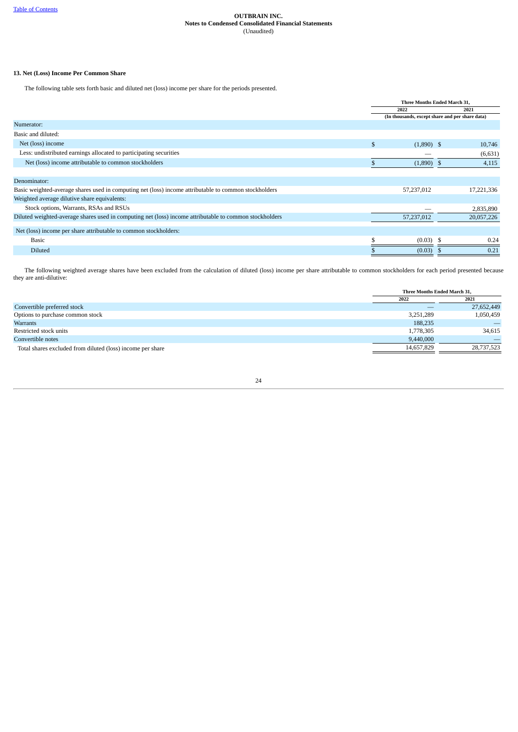OUTBRAIN INC.
Notes to Condensed Consolidated Financial Statements
(Unaudited)

### 13. Net (Loss) Income Per Common Share

The following table sets forth basic and diluted net (loss) income per share for the periods presented.

| | Three Months Ended March 31, | |
|---|---|---|
| | 2022 | 2021 |
| | (In thousands, except share and per share data) | |
| Numerator: | | |
| Basic and diluted: | | |
| Net (loss) income | $ (1,890) | $ 10,746 |
| Less: undistributed earnings allocated to participating securities | — | (6,631) |
| Net (loss) income attributable to common stockholders | $ (1,890) | $ 4,115 |
| | | |
| Denominator: | | |
| Basic weighted-average shares used in computing net (loss) income attributable to common stockholders | 57,237,012 | 17,221,336 |
| Weighted average dilutive share equivalents: | | |
| Stock options, Warrants, RSAs and RSUs | — | 2,835,890 |
| Diluted weighted-average shares used in computing net (loss) income attributable to common stockholders | 57,237,012 | 20,057,226 |
| Net (loss) income per share attributable to common stockholders: | | |
| Basic | $ (0.03) | $ 0.24 |
| Diluted | $ (0.03) | $ 0.21 |

The following weighted average shares have been excluded from the calculation of diluted (loss) income per share attributable to common stockholders for each period presented because they are anti-dilutive:

| | Three Months Ended March 31, | |
|---|---|---|
| | 2022 | 2021 |
| Convertible preferred stock | — | 27,652,449 |
| Options to purchase common stock | 3,251,289 | 1,050,459 |
| Warrants | 188,235 | — |
| Restricted stock units | 1,778,305 | 34,615 |
| Convertible notes | 9,440,000 | — |
| Total shares excluded from diluted (loss) income per share | 14,657,829 | 28,737,523 |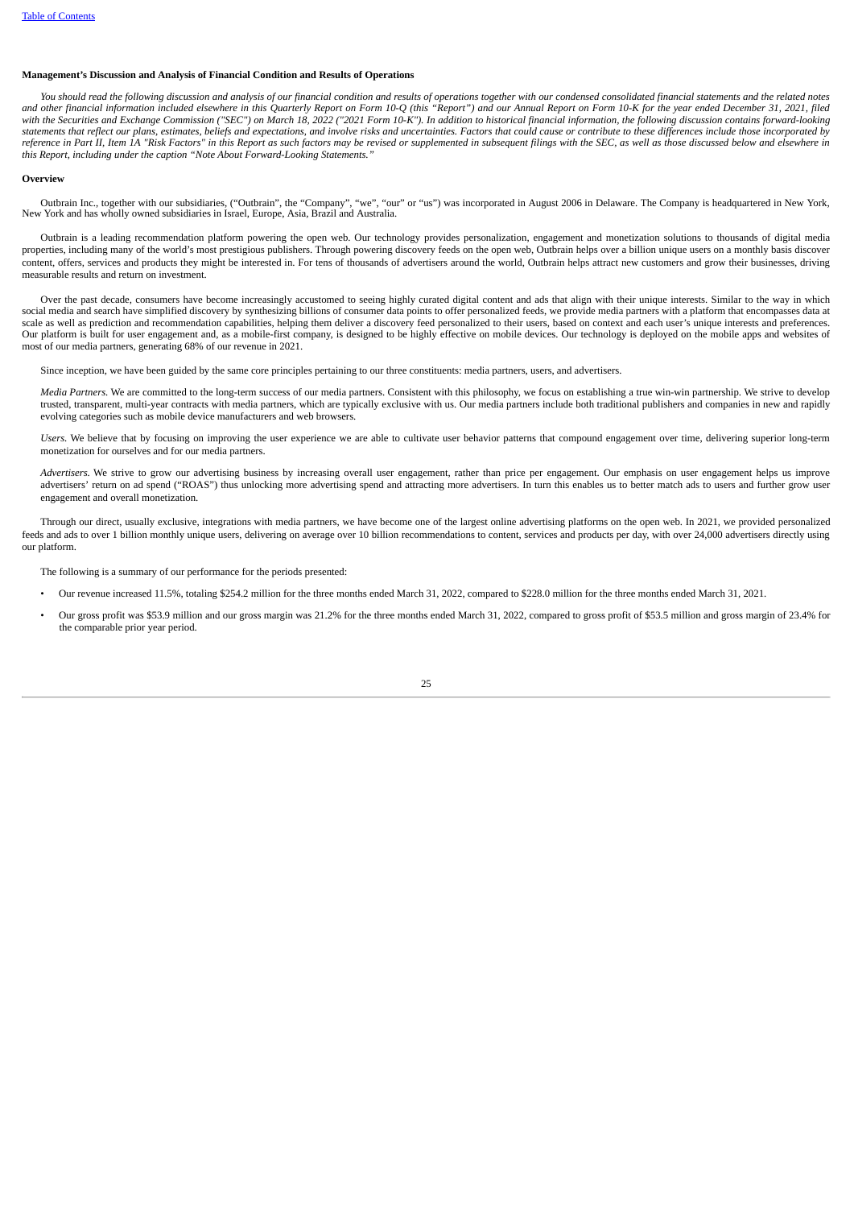## Management's Discussion and Analysis of Financial Condition and Results of Operations

*You should read the following discussion and analysis of our financial condition and results of operations together with our condensed consolidated financial statements and the related notes and other financial information included elsewhere in this Quarterly Report on Form 10-Q (this "Report") and our Annual Report on Form 10-K for the year ended December 31, 2021, filed with the Securities and Exchange Commission ("SEC") on March 18, 2022 ("2021 Form 10-K"). In addition to historical financial information, the following discussion contains forward-looking statements that reflect our plans, estimates, beliefs and expectations, and involve risks and uncertainties. Factors that could cause or contribute to these differences include those incorporated by reference in Part II, Item 1A "Risk Factors" in this Report as such factors may be revised or supplemented in subsequent filings with the SEC, as well as those discussed below and elsewhere in this Report, including under the caption "Note About Forward-Looking Statements."*

### Overview

Outbrain Inc., together with our subsidiaries, ("Outbrain", the "Company", "we", "our" or "us") was incorporated in August 2006 in Delaware. The Company is headquartered in New York, New York and has wholly owned subsidiaries in Israel, Europe, Asia, Brazil and Australia.

Outbrain is a leading recommendation platform powering the open web. Our technology provides personalization, engagement and monetization solutions to thousands of digital media properties, including many of the world's most prestigious publishers. Through powering discovery feeds on the open web, Outbrain helps over a billion unique users on a monthly basis discover content, offers, services and products they might be interested in. For tens of thousands of advertisers around the world, Outbrain helps attract new customers and grow their businesses, driving measurable results and return on investment.

Over the past decade, consumers have become increasingly accustomed to seeing highly curated digital content and ads that align with their unique interests. Similar to the way in which social media and search have simplified discovery by synthesizing billions of consumer data points to offer personalized feeds, we provide media partners with a platform that encompasses data at scale as well as prediction and recommendation capabilities, helping them deliver a discovery feed personalized to their users, based on context and each user's unique interests and preferences. Our platform is built for user engagement and, as a mobile-first company, is designed to be highly effective on mobile devices. Our technology is deployed on the mobile apps and websites of most of our media partners, generating 68% of our revenue in 2021.

Since inception, we have been guided by the same core principles pertaining to our three constituents: media partners, users, and advertisers.

*Media Partners.* We are committed to the long-term success of our media partners. Consistent with this philosophy, we focus on establishing a true win-win partnership. We strive to develop trusted, transparent, multi-year contracts with media partners, which are typically exclusive with us. Our media partners include both traditional publishers and companies in new and rapidly evolving categories such as mobile device manufacturers and web browsers.

*Users.* We believe that by focusing on improving the user experience we are able to cultivate user behavior patterns that compound engagement over time, delivering superior long-term monetization for ourselves and for our media partners.

*Advertisers.* We strive to grow our advertising business by increasing overall user engagement, rather than price per engagement. Our emphasis on user engagement helps us improve advertisers' return on ad spend ("ROAS") thus unlocking more advertising spend and attracting more advertisers. In turn this enables us to better match ads to users and further grow user engagement and overall monetization.

Through our direct, usually exclusive, integrations with media partners, we have become one of the largest online advertising platforms on the open web. In 2021, we provided personalized feeds and ads to over 1 billion monthly unique users, delivering on average over 10 billion recommendations to content, services and products per day, with over 24,000 advertisers directly using our platform.

The following is a summary of our performance for the periods presented:

- Our revenue increased 11.5%, totaling $254.2 million for the three months ended March 31, 2022, compared to $228.0 million for the three months ended March 31, 2021.
- Our gross profit was $53.9 million and our gross margin was 21.2% for the three months ended March 31, 2022, compared to gross profit of $53.5 million and gross margin of 23.4% for the comparable prior year period.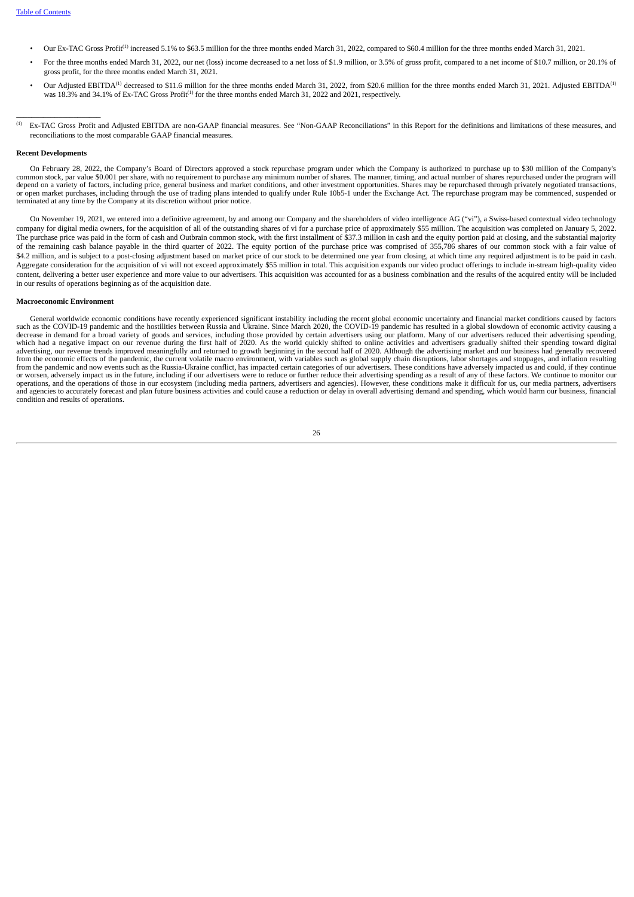- Our Ex-TAC Gross Profit[(1)] increased 5.1% to $63.5 million for the three months ended March 31, 2022, compared to $60.4 million for the three months ended March 31, 2021.
- For the three months ended March 31, 2022, our net (loss) income decreased to a net loss of $1.9 million, or 3.5% of gross profit, compared to a net income of $10.7 million, or 20.1% of gross profit, for the three months ended March 31, 2021.
- Our Adjusted EBITDA[(1)] decreased to $11.6 million for the three months ended March 31, 2022, from $20.6 million for the three months ended March 31, 2021. Adjusted EBITDA[(1)] was 18.3% and 34.1% of Ex-TAC Gross Profit[(1)] for the three months ended March 31, 2022 and 2021, respectively.

---

(1) Ex-TAC Gross Profit and Adjusted EBITDA are non-GAAP financial measures. See "Non-GAAP Reconciliations" in this Report for the definitions and limitations of these measures, and reconciliations to the most comparable GAAP financial measures.

**Recent Developments**

On February 28, 2022, the Company's Board of Directors approved a stock repurchase program under which the Company is authorized to purchase up to $30 million of the Company's common stock, par value $0.001 per share, with no requirement to purchase any minimum number of shares. The manner, timing, and actual number of shares repurchased under the program will depend on a variety of factors, including price, general business and market conditions, and other investment opportunities. Shares may be repurchased through privately negotiated transactions, or open market purchases, including through the use of trading plans intended to qualify under Rule 10b5-1 under the Exchange Act. The repurchase program may be commenced, suspended or terminated at any time by the Company at its discretion without prior notice.

On November 19, 2021, we entered into a definitive agreement, by and among our Company and the shareholders of video intelligence AG ("vi"), a Swiss-based contextual video technology company for digital media owners, for the acquisition of all of the outstanding shares of vi for a purchase price of approximately $55 million. The acquisition was completed on January 5, 2022. The purchase price was paid in the form of cash and Outbrain common stock, with the first installment of $37.3 million in cash and the equity portion paid at closing, and the substantial majority of the remaining cash balance payable in the third quarter of 2022. The equity portion of the purchase price was comprised of 355,786 shares of our common stock with a fair value of $4.2 million, and is subject to a post-closing adjustment based on market price of our stock to be determined one year from closing, at which time any required adjustment is to be paid in cash. Aggregate consideration for the acquisition of vi will not exceed approximately $55 million in total. This acquisition expands our video product offerings to include in-stream high-quality video content, delivering a better user experience and more value to our advertisers. This acquisition was accounted for as a business combination and the results of the acquired entity will be included in our results of operations beginning as of the acquisition date.

**Macroeconomic Environment**

General worldwide economic conditions have recently experienced significant instability including the recent global economic uncertainty and financial market conditions caused by factors such as the COVID-19 pandemic and the hostilities between Russia and Ukraine. Since March 2020, the COVID-19 pandemic has resulted in a global slowdown of economic activity causing a decrease in demand for a broad variety of goods and services, including those provided by certain advertisers using our platform. Many of our advertisers reduced their advertising spending, which had a negative impact on our revenue during the first half of 2020. As the world quickly shifted to online activities and advertisers gradually shifted their spending toward digital advertising, our revenue trends improved meaningfully and returned to growth beginning in the second half of 2020. Although the advertising market and our business had generally recovered from the economic effects of the pandemic, the current volatile macro environment, with variables such as global supply chain disruptions, labor shortages and stoppages, and inflation resulting from the pandemic and now events such as the Russia-Ukraine conflict, has impacted certain categories of our advertisers. These conditions have adversely impacted us and could, if they continue or worsen, adversely impact us in the future, including if our advertisers were to reduce or further reduce their advertising spending as a result of any of these factors. We continue to monitor our operations, and the operations of those in our ecosystem (including media partners, advertisers and agencies). However, these conditions make it difficult for us, our media partners, advertisers and agencies to accurately forecast and plan future business activities and could cause a reduction or delay in overall advertising demand and spending, which would harm our business, financial condition and results of operations.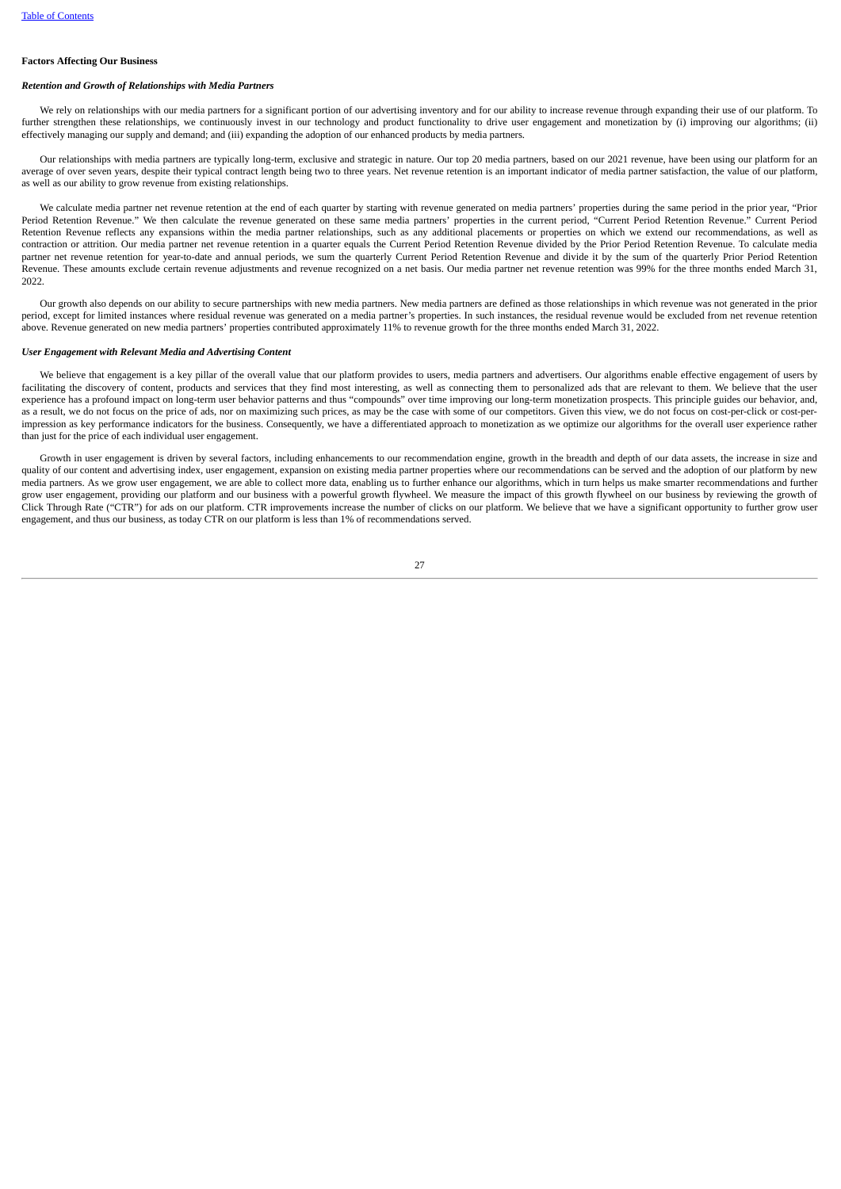### Factors Affecting Our Business

#### *Retention and Growth of Relationships with Media Partners*

We rely on relationships with our media partners for a significant portion of our advertising inventory and for our ability to increase revenue through expanding their use of our platform. To further strengthen these relationships, we continuously invest in our technology and product functionality to drive user engagement and monetization by (i) improving our algorithms; (ii) effectively managing our supply and demand; and (iii) expanding the adoption of our enhanced products by media partners.

Our relationships with media partners are typically long-term, exclusive and strategic in nature. Our top 20 media partners, based on our 2021 revenue, have been using our platform for an average of over seven years, despite their typical contract length being two to three years. Net revenue retention is an important indicator of media partner satisfaction, the value of our platform, as well as our ability to grow revenue from existing relationships.

We calculate media partner net revenue retention at the end of each quarter by starting with revenue generated on media partners' properties during the same period in the prior year, "Prior Period Retention Revenue." We then calculate the revenue generated on these same media partners' properties in the current period, "Current Period Retention Revenue." Current Period Retention Revenue reflects any expansions within the media partner relationships, such as any additional placements or properties on which we extend our recommendations, as well as contraction or attrition. Our media partner net revenue retention in a quarter equals the Current Period Retention Revenue divided by the Prior Period Retention Revenue. To calculate media partner net revenue retention for year-to-date and annual periods, we sum the quarterly Current Period Retention Revenue and divide it by the sum of the quarterly Prior Period Retention Revenue. These amounts exclude certain revenue adjustments and revenue recognized on a net basis. Our media partner net revenue retention was 99% for the three months ended March 31, 2022.

Our growth also depends on our ability to secure partnerships with new media partners. New media partners are defined as those relationships in which revenue was not generated in the prior period, except for limited instances where residual revenue was generated on a media partner's properties. In such instances, the residual revenue would be excluded from net revenue retention above. Revenue generated on new media partners' properties contributed approximately 11% to revenue growth for the three months ended March 31, 2022.

#### *User Engagement with Relevant Media and Advertising Content*

We believe that engagement is a key pillar of the overall value that our platform provides to users, media partners and advertisers. Our algorithms enable effective engagement of users by facilitating the discovery of content, products and services that they find most interesting, as well as connecting them to personalized ads that are relevant to them. We believe that the user experience has a profound impact on long-term user behavior patterns and thus "compounds" over time improving our long-term monetization prospects. This principle guides our behavior, and, as a result, we do not focus on the price of ads, nor on maximizing such prices, as may be the case with some of our competitors. Given this view, we do not focus on cost-per-click or cost-per-impression as key performance indicators for the business. Consequently, we have a differentiated approach to monetization as we optimize our algorithms for the overall user experience rather than just for the price of each individual user engagement.

Growth in user engagement is driven by several factors, including enhancements to our recommendation engine, growth in the breadth and depth of our data assets, the increase in size and quality of our content and advertising index, user engagement, expansion on existing media partner properties where our recommendations can be served and the adoption of our platform by new media partners. As we grow user engagement, we are able to collect more data, enabling us to further enhance our algorithms, which in turn helps us make smarter recommendations and further grow user engagement, providing our platform and our business with a powerful growth flywheel. We measure the impact of this growth flywheel on our business by reviewing the growth of Click Through Rate ("CTR") for ads on our platform. CTR improvements increase the number of clicks on our platform. We believe that we have a significant opportunity to further grow user engagement, and thus our business, as today CTR on our platform is less than 1% of recommendations served.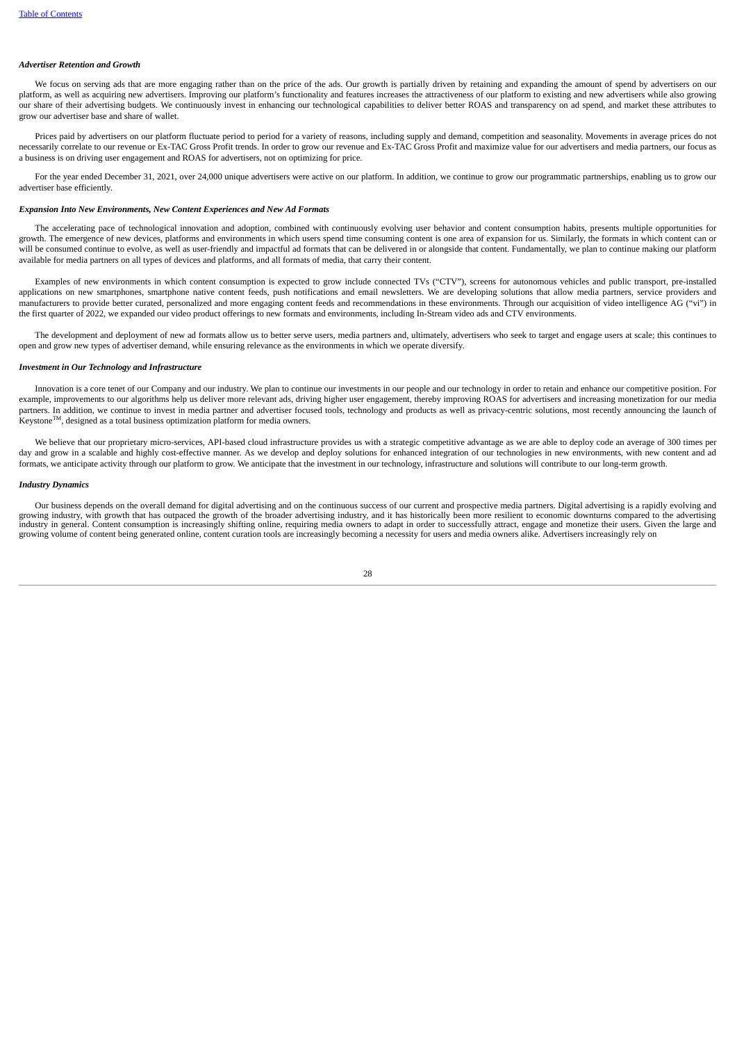### *Advertiser Retention and Growth*

We focus on serving ads that are more engaging rather than on the price of the ads. Our growth is partially driven by retaining and expanding the amount of spend by advertisers on our platform, as well as acquiring new advertisers. Improving our platform's functionality and features increases the attractiveness of our platform to existing and new advertisers while also growing our share of their advertising budgets. We continuously invest in enhancing our technological capabilities to deliver better ROAS and transparency on ad spend, and market these attributes to grow our advertiser base and share of wallet.

Prices paid by advertisers on our platform fluctuate period to period for a variety of reasons, including supply and demand, competition and seasonality. Movements in average prices do not necessarily correlate to our revenue or Ex-TAC Gross Profit trends. In order to grow our revenue and Ex-TAC Gross Profit and maximize value for our advertisers and media partners, our focus as a business is on driving user engagement and ROAS for advertisers, not on optimizing for price.

For the year ended December 31, 2021, over 24,000 unique advertisers were active on our platform. In addition, we continue to grow our programmatic partnerships, enabling us to grow our advertiser base efficiently.

### *Expansion Into New Environments, New Content Experiences and New Ad Formats*

The accelerating pace of technological innovation and adoption, combined with continuously evolving user behavior and content consumption habits, presents multiple opportunities for growth. The emergence of new devices, platforms and environments in which users spend time consuming content is one area of expansion for us. Similarly, the formats in which content can or will be consumed continue to evolve, as well as user-friendly and impactful ad formats that can be delivered in or alongside that content. Fundamentally, we plan to continue making our platform available for media partners on all types of devices and platforms, and all formats of media, that carry their content.

Examples of new environments in which content consumption is expected to grow include connected TVs ("CTV"), screens for autonomous vehicles and public transport, pre-installed applications on new smartphones, smartphone native content feeds, push notifications and email newsletters. We are developing solutions that allow media partners, service providers and manufacturers to provide better curated, personalized and more engaging content feeds and recommendations in these environments. Through our acquisition of video intelligence AG ("vi") in the first quarter of 2022, we expanded our video product offerings to new formats and environments, including In-Stream video ads and CTV environments.

The development and deployment of new ad formats allow us to better serve users, media partners and, ultimately, advertisers who seek to target and engage users at scale; this continues to open and grow new types of advertiser demand, while ensuring relevance as the environments in which we operate diversify.

### *Investment in Our Technology and Infrastructure*

Innovation is a core tenet of our Company and our industry. We plan to continue our investments in our people and our technology in order to retain and enhance our competitive position. For example, improvements to our algorithms help us deliver more relevant ads, driving higher user engagement, thereby improving ROAS for advertisers and increasing monetization for our media partners. In addition, we continue to invest in media partner and advertiser focused tools, technology and products as well as privacy-centric solutions, most recently announcing the launch of Keystone™, designed as a total business optimization platform for media owners.

We believe that our proprietary micro-services, API-based cloud infrastructure provides us with a strategic competitive advantage as we are able to deploy code an average of 300 times per day and grow in a scalable and highly cost-effective manner. As we develop and deploy solutions for enhanced integration of our technologies in new environments, with new content and ad formats, we anticipate activity through our platform to grow. We anticipate that the investment in our technology, infrastructure and solutions will contribute to our long-term growth.

### *Industry Dynamics*

Our business depends on the overall demand for digital advertising and on the continuous success of our current and prospective media partners. Digital advertising is a rapidly evolving and growing industry, with growth that has outpaced the growth of the broader advertising industry, and it has historically been more resilient to economic downturns compared to the advertising industry in general. Content consumption is increasingly shifting online, requiring media owners to adapt in order to successfully attract, engage and monetize their users. Given the large and growing volume of content being generated online, content curation tools are increasingly becoming a necessity for users and media owners alike. Advertisers increasingly rely on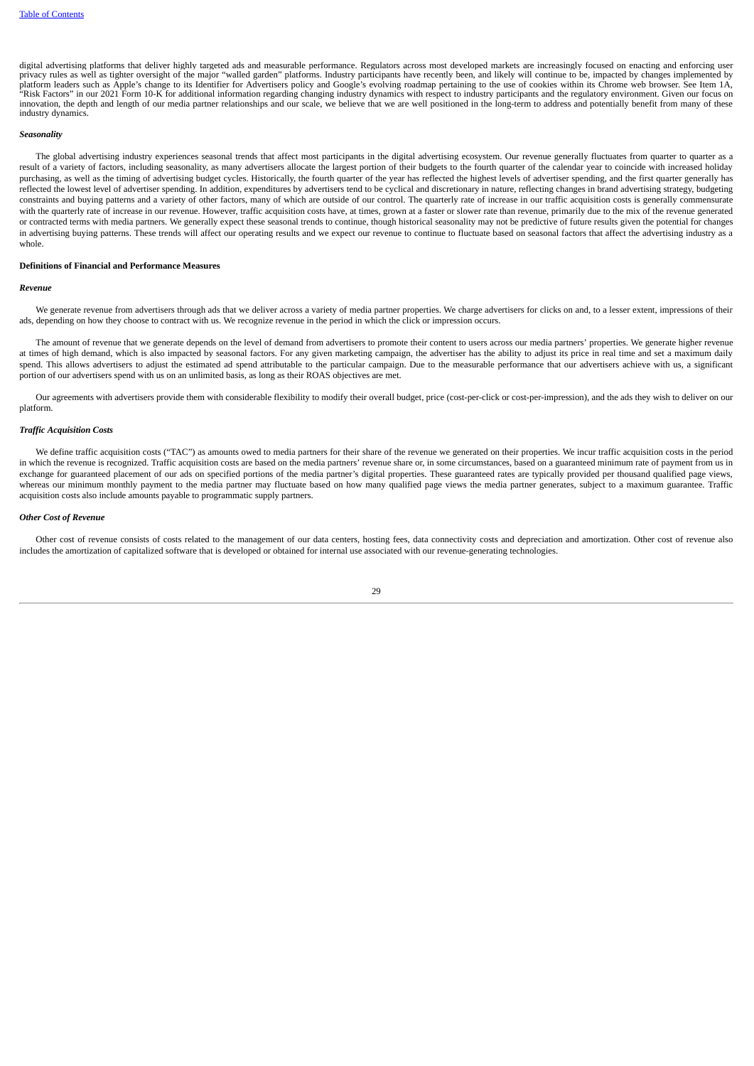digital advertising platforms that deliver highly targeted ads and measurable performance. Regulators across most developed markets are increasingly focused on enacting and enforcing user privacy rules as well as tighter oversight of the major "walled garden" platforms. Industry participants have recently been, and likely will continue to be, impacted by changes implemented by platform leaders such as Apple's change to its Identifier for Advertisers policy and Google's evolving roadmap pertaining to the use of cookies within its Chrome web browser. See Item 1A, "Risk Factors" in our 2021 Form 10-K for additional information regarding changing industry dynamics with respect to industry participants and the regulatory environment. Given our focus on innovation, the depth and length of our media partner relationships and our scale, we believe that we are well positioned in the long-term to address and potentially benefit from many of these industry dynamics.

***Seasonality***

The global advertising industry experiences seasonal trends that affect most participants in the digital advertising ecosystem. Our revenue generally fluctuates from quarter to quarter as a result of a variety of factors, including seasonality, as many advertisers allocate the largest portion of their budgets to the fourth quarter of the calendar year to coincide with increased holiday purchasing, as well as the timing of advertising budget cycles. Historically, the fourth quarter of the year has reflected the highest levels of advertiser spending, and the first quarter generally has reflected the lowest level of advertiser spending. In addition, expenditures by advertisers tend to be cyclical and discretionary in nature, reflecting changes in brand advertising strategy, budgeting constraints and buying patterns and a variety of other factors, many of which are outside of our control. The quarterly rate of increase in our traffic acquisition costs is generally commensurate with the quarterly rate of increase in our revenue. However, traffic acquisition costs have, at times, grown at a faster or slower rate than revenue, primarily due to the mix of the revenue generated or contracted terms with media partners. We generally expect these seasonal trends to continue, though historical seasonality may not be predictive of future results given the potential for changes in advertising buying patterns. These trends will affect our operating results and we expect our revenue to continue to fluctuate based on seasonal factors that affect the advertising industry as a whole.

**Definitions of Financial and Performance Measures**

***Revenue***

We generate revenue from advertisers through ads that we deliver across a variety of media partner properties. We charge advertisers for clicks on and, to a lesser extent, impressions of their ads, depending on how they choose to contract with us. We recognize revenue in the period in which the click or impression occurs.

The amount of revenue that we generate depends on the level of demand from advertisers to promote their content to users across our media partners' properties. We generate higher revenue at times of high demand, which is also impacted by seasonal factors. For any given marketing campaign, the advertiser has the ability to adjust its price in real time and set a maximum daily spend. This allows advertisers to adjust the estimated ad spend attributable to the particular campaign. Due to the measurable performance that our advertisers achieve with us, a significant portion of our advertisers spend with us on an unlimited basis, as long as their ROAS objectives are met.

Our agreements with advertisers provide them with considerable flexibility to modify their overall budget, price (cost-per-click or cost-per-impression), and the ads they wish to deliver on our platform.

***Traffic Acquisition Costs***

We define traffic acquisition costs ("TAC") as amounts owed to media partners for their share of the revenue we generated on their properties. We incur traffic acquisition costs in the period in which the revenue is recognized. Traffic acquisition costs are based on the media partners' revenue share or, in some circumstances, based on a guaranteed minimum rate of payment from us in exchange for guaranteed placement of our ads on specified portions of the media partner's digital properties. These guaranteed rates are typically provided per thousand qualified page views, whereas our minimum monthly payment to the media partner may fluctuate based on how many qualified page views the media partner generates, subject to a maximum guarantee. Traffic acquisition costs also include amounts payable to programmatic supply partners.

***Other Cost of Revenue***

Other cost of revenue consists of costs related to the management of our data centers, hosting fees, data connectivity costs and depreciation and amortization. Other cost of revenue also includes the amortization of capitalized software that is developed or obtained for internal use associated with our revenue-generating technologies.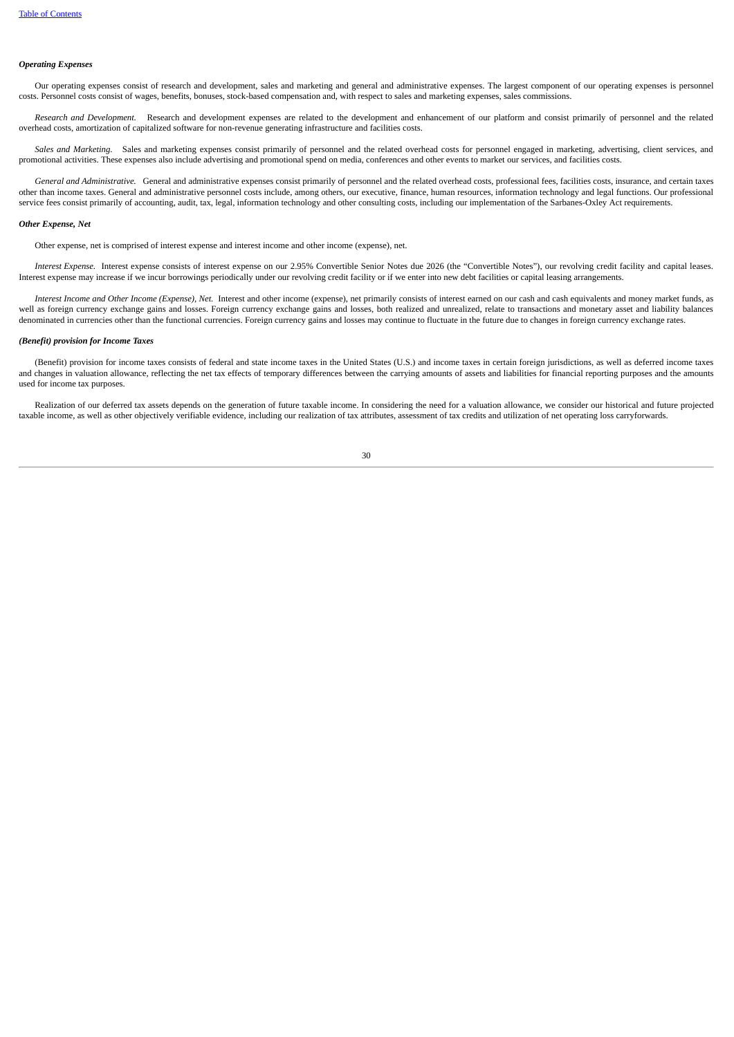### *Operating Expenses*

Our operating expenses consist of research and development, sales and marketing and general and administrative expenses. The largest component of our operating expenses is personnel costs. Personnel costs consist of wages, benefits, bonuses, stock-based compensation and, with respect to sales and marketing expenses, sales commissions.

*Research and Development.* Research and development expenses are related to the development and enhancement of our platform and consist primarily of personnel and the related overhead costs, amortization of capitalized software for non-revenue generating infrastructure and facilities costs.

*Sales and Marketing.* Sales and marketing expenses consist primarily of personnel and the related overhead costs for personnel engaged in marketing, advertising, client services, and promotional activities. These expenses also include advertising and promotional spend on media, conferences and other events to market our services, and facilities costs.

*General and Administrative.* General and administrative expenses consist primarily of personnel and the related overhead costs, professional fees, facilities costs, insurance, and certain taxes other than income taxes. General and administrative personnel costs include, among others, our executive, finance, human resources, information technology and legal functions. Our professional service fees consist primarily of accounting, audit, tax, legal, information technology and other consulting costs, including our implementation of the Sarbanes-Oxley Act requirements.

### *Other Expense, Net*

Other expense, net is comprised of interest expense and interest income and other income (expense), net.

*Interest Expense.* Interest expense consists of interest expense on our 2.95% Convertible Senior Notes due 2026 (the “Convertible Notes”), our revolving credit facility and capital leases. Interest expense may increase if we incur borrowings periodically under our revolving credit facility or if we enter into new debt facilities or capital leasing arrangements.

*Interest Income and Other Income (Expense), Net.* Interest and other income (expense), net primarily consists of interest earned on our cash and cash equivalents and money market funds, as well as foreign currency exchange gains and losses. Foreign currency exchange gains and losses, both realized and unrealized, relate to transactions and monetary asset and liability balances denominated in currencies other than the functional currencies. Foreign currency gains and losses may continue to fluctuate in the future due to changes in foreign currency exchange rates.

### *(Benefit) provision for Income Taxes*

(Benefit) provision for income taxes consists of federal and state income taxes in the United States (U.S.) and income taxes in certain foreign jurisdictions, as well as deferred income taxes and changes in valuation allowance, reflecting the net tax effects of temporary differences between the carrying amounts of assets and liabilities for financial reporting purposes and the amounts used for income tax purposes.

Realization of our deferred tax assets depends on the generation of future taxable income. In considering the need for a valuation allowance, we consider our historical and future projected taxable income, as well as other objectively verifiable evidence, including our realization of tax attributes, assessment of tax credits and utilization of net operating loss carryforwards.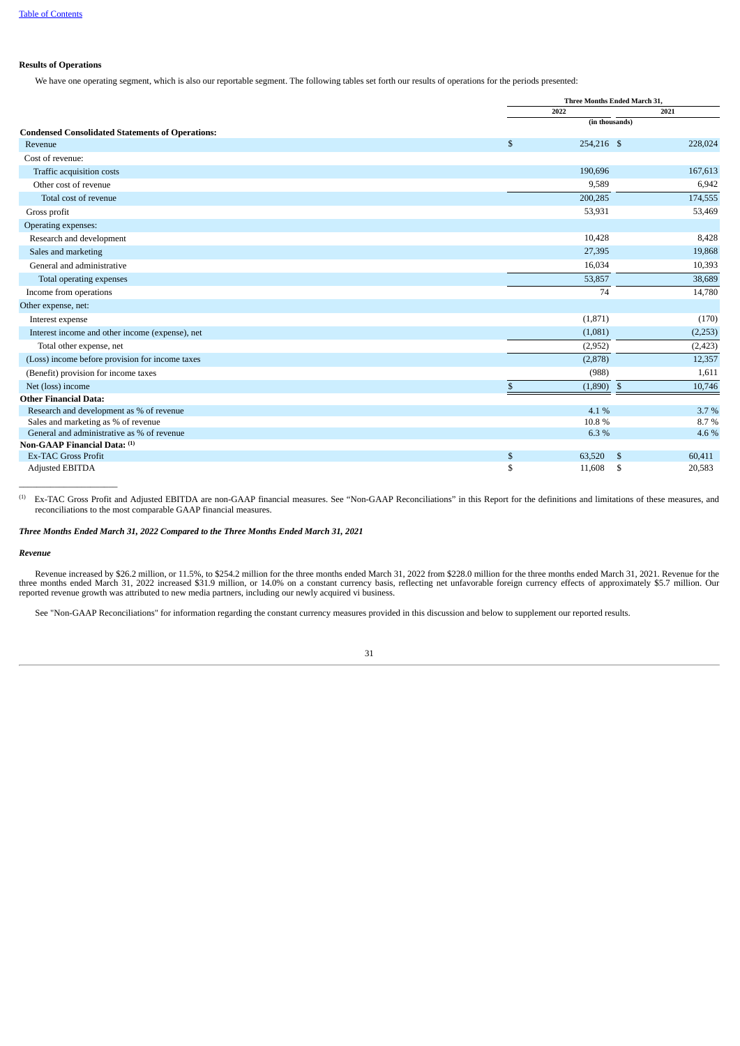### Results of Operations

We have one operating segment, which is also our reportable segment. The following tables set forth our results of operations for the periods presented:

| | Three Months Ended March 31, | |
|---|---|---|
| | 2022 | 2021 |
| | (in thousands) | |
| **Condensed Consolidated Statements of Operations:** | | |
| Revenue | $ 254,216 | $ 228,024 |
| Cost of revenue: | | |
| Traffic acquisition costs | 190,696 | 167,613 |
| Other cost of revenue | 9,589 | 6,942 |
| Total cost of revenue | 200,285 | 174,555 |
| Gross profit | 53,931 | 53,469 |
| Operating expenses: | | |
| Research and development | 10,428 | 8,428 |
| Sales and marketing | 27,395 | 19,868 |
| General and administrative | 16,034 | 10,393 |
| Total operating expenses | 53,857 | 38,689 |
| Income from operations | 74 | 14,780 |
| Other expense, net: | | |
| Interest expense | (1,871) | (170) |
| Interest income and other income (expense), net | (1,081) | (2,253) |
| Total other expense, net | (2,952) | (2,423) |
| (Loss) income before provision for income taxes | (2,878) | 12,357 |
| (Benefit) provision for income taxes | (988) | 1,611 |
| Net (loss) income | $ (1,890) | $ 10,746 |
| **Other Financial Data:** | | |
| Research and development as % of revenue | 4.1 % | 3.7 % |
| Sales and marketing as % of revenue | 10.8 % | 8.7 % |
| General and administrative as % of revenue | 6.3 % | 4.6 % |
| **Non-GAAP Financial Data:** (1) | | |
| Ex-TAC Gross Profit | $ 63,520 | $ 60,411 |
| Adjusted EBITDA | $ 11,608 | $ 20,583 |

(1) Ex-TAC Gross Profit and Adjusted EBITDA are non-GAAP financial measures. See "Non-GAAP Reconciliations" in this Report for the definitions and limitations of these measures, and reconciliations to the most comparable GAAP financial measures.

***Three Months Ended March 31, 2022 Compared to the Three Months Ended March 31, 2021***

***Revenue***

Revenue increased by $26.2 million, or 11.5%, to $254.2 million for the three months ended March 31, 2022 from $228.0 million for the three months ended March 31, 2021. Revenue for the three months ended March 31, 2022 increased $31.9 million, or 14.0% on a constant currency basis, reflecting net unfavorable foreign currency effects of approximately $5.7 million. Our reported revenue growth was attributed to new media partners, including our newly acquired vi business.

See "Non-GAAP Reconciliations" for information regarding the constant currency measures provided in this discussion and below to supplement our reported results.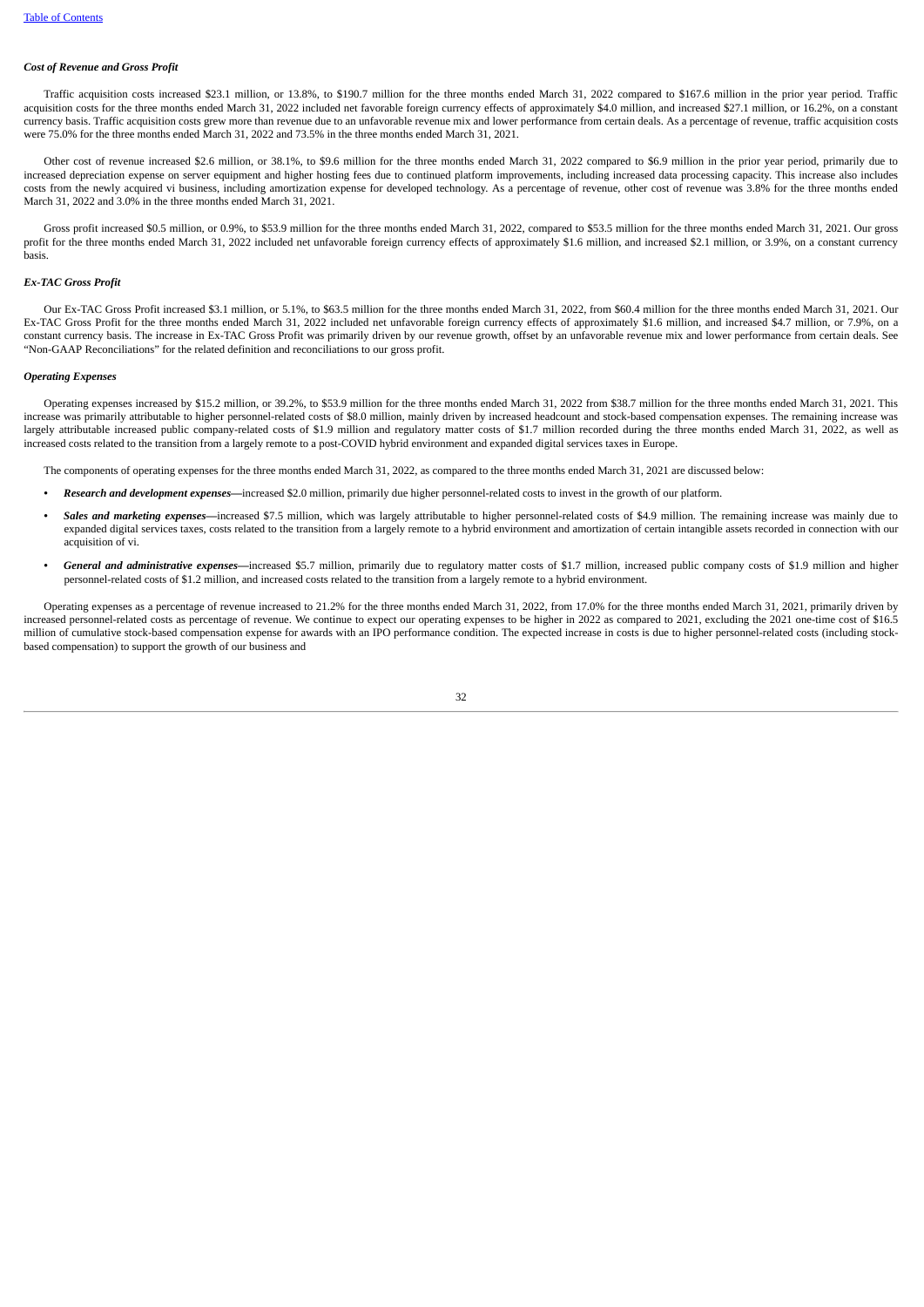### *Cost of Revenue and Gross Profit*

Traffic acquisition costs increased $23.1 million, or 13.8%, to $190.7 million for the three months ended March 31, 2022 compared to $167.6 million in the prior year period. Traffic acquisition costs for the three months ended March 31, 2022 included net favorable foreign currency effects of approximately $4.0 million, and increased $27.1 million, or 16.2%, on a constant currency basis. Traffic acquisition costs grew more than revenue due to an unfavorable revenue mix and lower performance from certain deals. As a percentage of revenue, traffic acquisition costs were 75.0% for the three months ended March 31, 2022 and 73.5% in the three months ended March 31, 2021.

Other cost of revenue increased $2.6 million, or 38.1%, to $9.6 million for the three months ended March 31, 2022 compared to $6.9 million in the prior year period, primarily due to increased depreciation expense on server equipment and higher hosting fees due to continued platform improvements, including increased data processing capacity. This increase also includes costs from the newly acquired vi business, including amortization expense for developed technology. As a percentage of revenue, other cost of revenue was 3.8% for the three months ended March 31, 2022 and 3.0% in the three months ended March 31, 2021.

Gross profit increased $0.5 million, or 0.9%, to $53.9 million for the three months ended March 31, 2022, compared to $53.5 million for the three months ended March 31, 2021. Our gross profit for the three months ended March 31, 2022 included net unfavorable foreign currency effects of approximately $1.6 million, and increased $2.1 million, or 3.9%, on a constant currency basis.

### *Ex-TAC Gross Profit*

Our Ex-TAC Gross Profit increased $3.1 million, or 5.1%, to $63.5 million for the three months ended March 31, 2022, from $60.4 million for the three months ended March 31, 2021. Our Ex-TAC Gross Profit for the three months ended March 31, 2022 included net unfavorable foreign currency effects of approximately $1.6 million, and increased $4.7 million, or 7.9%, on a constant currency basis. The increase in Ex-TAC Gross Profit was primarily driven by our revenue growth, offset by an unfavorable revenue mix and lower performance from certain deals. See "Non-GAAP Reconciliations" for the related definition and reconciliations to our gross profit.

### *Operating Expenses*

Operating expenses increased by $15.2 million, or 39.2%, to $53.9 million for the three months ended March 31, 2022 from $38.7 million for the three months ended March 31, 2021. This increase was primarily attributable to higher personnel-related costs of $8.0 million, mainly driven by increased headcount and stock-based compensation expenses. The remaining increase was largely attributable increased public company-related costs of $1.9 million and regulatory matter costs of $1.7 million recorded during the three months ended March 31, 2022, as well as increased costs related to the transition from a largely remote to a post-COVID hybrid environment and expanded digital services taxes in Europe.

The components of operating expenses for the three months ended March 31, 2022, as compared to the three months ended March 31, 2021 are discussed below:

- ***Research and development expenses***—increased $2.0 million, primarily due higher personnel-related costs to invest in the growth of our platform.
- ***Sales and marketing expenses***—increased $7.5 million, which was largely attributable to higher personnel-related costs of $4.9 million. The remaining increase was mainly due to expanded digital services taxes, costs related to the transition from a largely remote to a hybrid environment and amortization of certain intangible assets recorded in connection with our acquisition of vi.
- ***General and administrative expenses***—increased $5.7 million, primarily due to regulatory matter costs of $1.7 million, increased public company costs of $1.9 million and higher personnel-related costs of $1.2 million, and increased costs related to the transition from a largely remote to a hybrid environment.

Operating expenses as a percentage of revenue increased to 21.2% for the three months ended March 31, 2022, from 17.0% for the three months ended March 31, 2021, primarily driven by increased personnel-related costs as percentage of revenue. We continue to expect our operating expenses to be higher in 2022 as compared to 2021, excluding the 2021 one-time cost of $16.5 million of cumulative stock-based compensation expense for awards with an IPO performance condition. The expected increase in costs is due to higher personnel-related costs (including stock-based compensation) to support the growth of our business and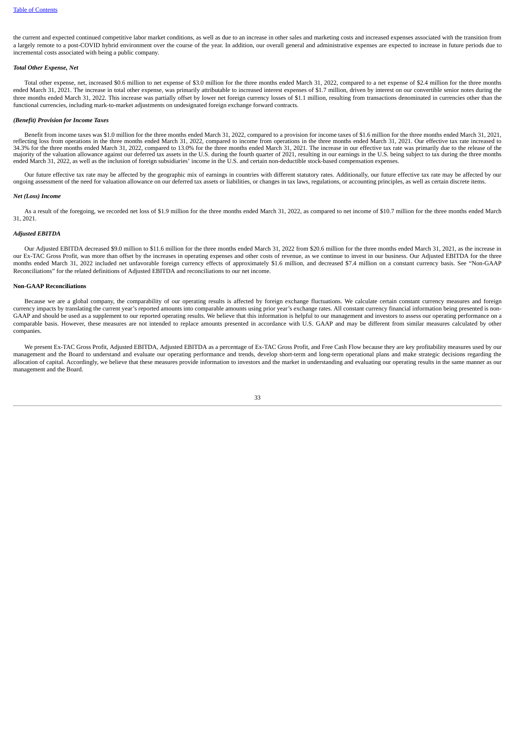the current and expected continued competitive labor market conditions, as well as due to an increase in other sales and marketing costs and increased expenses associated with the transition from a largely remote to a post-COVID hybrid environment over the course of the year. In addition, our overall general and administrative expenses are expected to increase in future periods due to incremental costs associated with being a public company.

***Total Other Expense, Net***

Total other expense, net, increased $0.6 million to net expense of $3.0 million for the three months ended March 31, 2022, compared to a net expense of $2.4 million for the three months ended March 31, 2021. The increase in total other expense, was primarily attributable to increased interest expenses of $1.7 million, driven by interest on our convertible senior notes during the three months ended March 31, 2022. This increase was partially offset by lower net foreign currency losses of $1.1 million, resulting from transactions denominated in currencies other than the functional currencies, including mark-to-market adjustments on undesignated foreign exchange forward contracts.

***(Benefit) Provision for Income Taxes***

Benefit from income taxes was $1.0 million for the three months ended March 31, 2022, compared to a provision for income taxes of $1.6 million for the three months ended March 31, 2021, reflecting loss from operations in the three months ended March 31, 2022, compared to income from operations in the three months ended March 31, 2021. Our effective tax rate increased to 34.3% for the three months ended March 31, 2022, compared to 13.0% for the three months ended March 31, 2021. The increase in our effective tax rate was primarily due to the release of the majority of the valuation allowance against our deferred tax assets in the U.S. during the fourth quarter of 2021, resulting in our earnings in the U.S. being subject to tax during the three months ended March 31, 2022, as well as the inclusion of foreign subsidiaries' income in the U.S. and certain non-deductible stock-based compensation expenses.

Our future effective tax rate may be affected by the geographic mix of earnings in countries with different statutory rates. Additionally, our future effective tax rate may be affected by our ongoing assessment of the need for valuation allowance on our deferred tax assets or liabilities, or changes in tax laws, regulations, or accounting principles, as well as certain discrete items.

***Net (Loss) Income***

As a result of the foregoing, we recorded net loss of $1.9 million for the three months ended March 31, 2022, as compared to net income of $10.7 million for the three months ended March 31, 2021.

***Adjusted EBITDA***

Our Adjusted EBITDA decreased $9.0 million to $11.6 million for the three months ended March 31, 2022 from $20.6 million for the three months ended March 31, 2021, as the increase in our Ex-TAC Gross Profit, was more than offset by the increases in operating expenses and other costs of revenue, as we continue to invest in our business. Our Adjusted EBITDA for the three months ended March 31, 2022 included net unfavorable foreign currency effects of approximately $1.6 million, and decreased $7.4 million on a constant currency basis. See "Non-GAAP Reconciliations" for the related definitions of Adjusted EBITDA and reconciliations to our net income.

**Non-GAAP Reconciliations**

Because we are a global company, the comparability of our operating results is affected by foreign exchange fluctuations. We calculate certain constant currency measures and foreign currency impacts by translating the current year's reported amounts into comparable amounts using prior year's exchange rates. All constant currency financial information being presented is non-GAAP and should be used as a supplement to our reported operating results. We believe that this information is helpful to our management and investors to assess our operating performance on a comparable basis. However, these measures are not intended to replace amounts presented in accordance with U.S. GAAP and may be different from similar measures calculated by other companies.

We present Ex-TAC Gross Profit, Adjusted EBITDA, Adjusted EBITDA as a percentage of Ex-TAC Gross Profit, and Free Cash Flow because they are key profitability measures used by our management and the Board to understand and evaluate our operating performance and trends, develop short-term and long-term operational plans and make strategic decisions regarding the allocation of capital. Accordingly, we believe that these measures provide information to investors and the market in understanding and evaluating our operating results in the same manner as our management and the Board.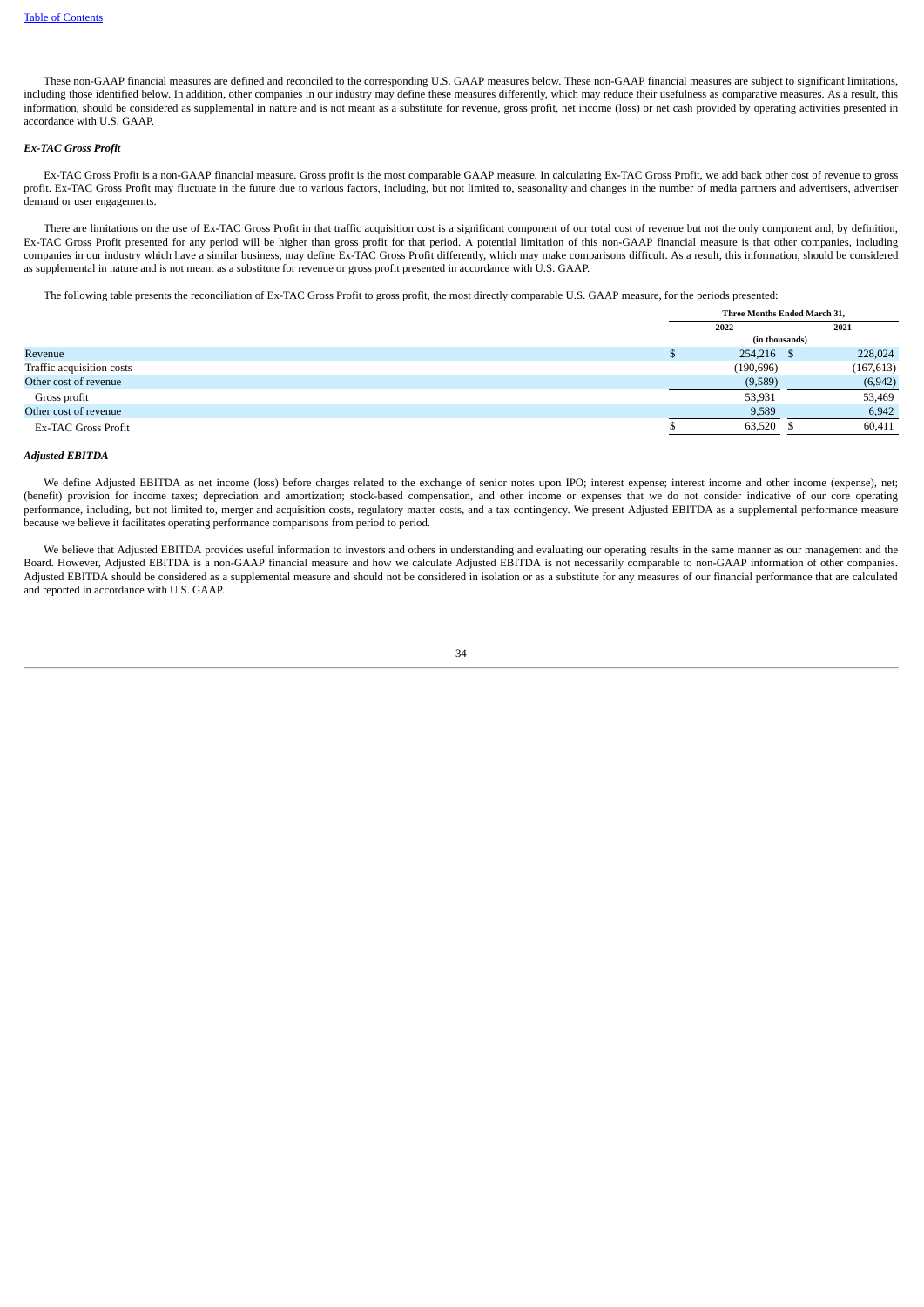These non-GAAP financial measures are defined and reconciled to the corresponding U.S. GAAP measures below. These non-GAAP financial measures are subject to significant limitations, including those identified below. In addition, other companies in our industry may define these measures differently, which may reduce their usefulness as comparative measures. As a result, this information, should be considered as supplemental in nature and is not meant as a substitute for revenue, gross profit, net income (loss) or net cash provided by operating activities presented in accordance with U.S. GAAP.

***Ex-TAC Gross Profit***

Ex-TAC Gross Profit is a non-GAAP financial measure. Gross profit is the most comparable GAAP measure. In calculating Ex-TAC Gross Profit, we add back other cost of revenue to gross profit. Ex-TAC Gross Profit may fluctuate in the future due to various factors, including, but not limited to, seasonality and changes in the number of media partners and advertisers, advertiser demand or user engagements.

There are limitations on the use of Ex-TAC Gross Profit in that traffic acquisition cost is a significant component of our total cost of revenue but not the only component and, by definition, Ex-TAC Gross Profit presented for any period will be higher than gross profit for that period. A potential limitation of this non-GAAP financial measure is that other companies, including companies in our industry which have a similar business, may define Ex-TAC Gross Profit differently, which may make comparisons difficult. As a result, this information, should be considered as supplemental in nature and is not meant as a substitute for revenue or gross profit presented in accordance with U.S. GAAP.

The following table presents the reconciliation of Ex-TAC Gross Profit to gross profit, the most directly comparable U.S. GAAP measure, for the periods presented:

| | Three Months Ended March 31, | |
|---|---|---|
| | 2022 | 2021 |
| | (in thousands) | |
| Revenue | $ 254,216 | $ 228,024 |
| Traffic acquisition costs | (190,696) | (167,613) |
| Other cost of revenue | (9,589) | (6,942) |
| Gross profit | 53,931 | 53,469 |
| Other cost of revenue | 9,589 | 6,942 |
| Ex-TAC Gross Profit | $ 63,520 | $ 60,411 |

***Adjusted EBITDA***

We define Adjusted EBITDA as net income (loss) before charges related to the exchange of senior notes upon IPO; interest expense; interest income and other income (expense), net; (benefit) provision for income taxes; depreciation and amortization; stock-based compensation, and other income or expenses that we do not consider indicative of our core operating performance, including, but not limited to, merger and acquisition costs, regulatory matter costs, and a tax contingency. We present Adjusted EBITDA as a supplemental performance measure because we believe it facilitates operating performance comparisons from period to period.

We believe that Adjusted EBITDA provides useful information to investors and others in understanding and evaluating our operating results in the same manner as our management and the Board. However, Adjusted EBITDA is a non-GAAP financial measure and how we calculate Adjusted EBITDA is not necessarily comparable to non-GAAP information of other companies. Adjusted EBITDA should be considered as a supplemental measure and should not be considered in isolation or as a substitute for any measures of our financial performance that are calculated and reported in accordance with U.S. GAAP.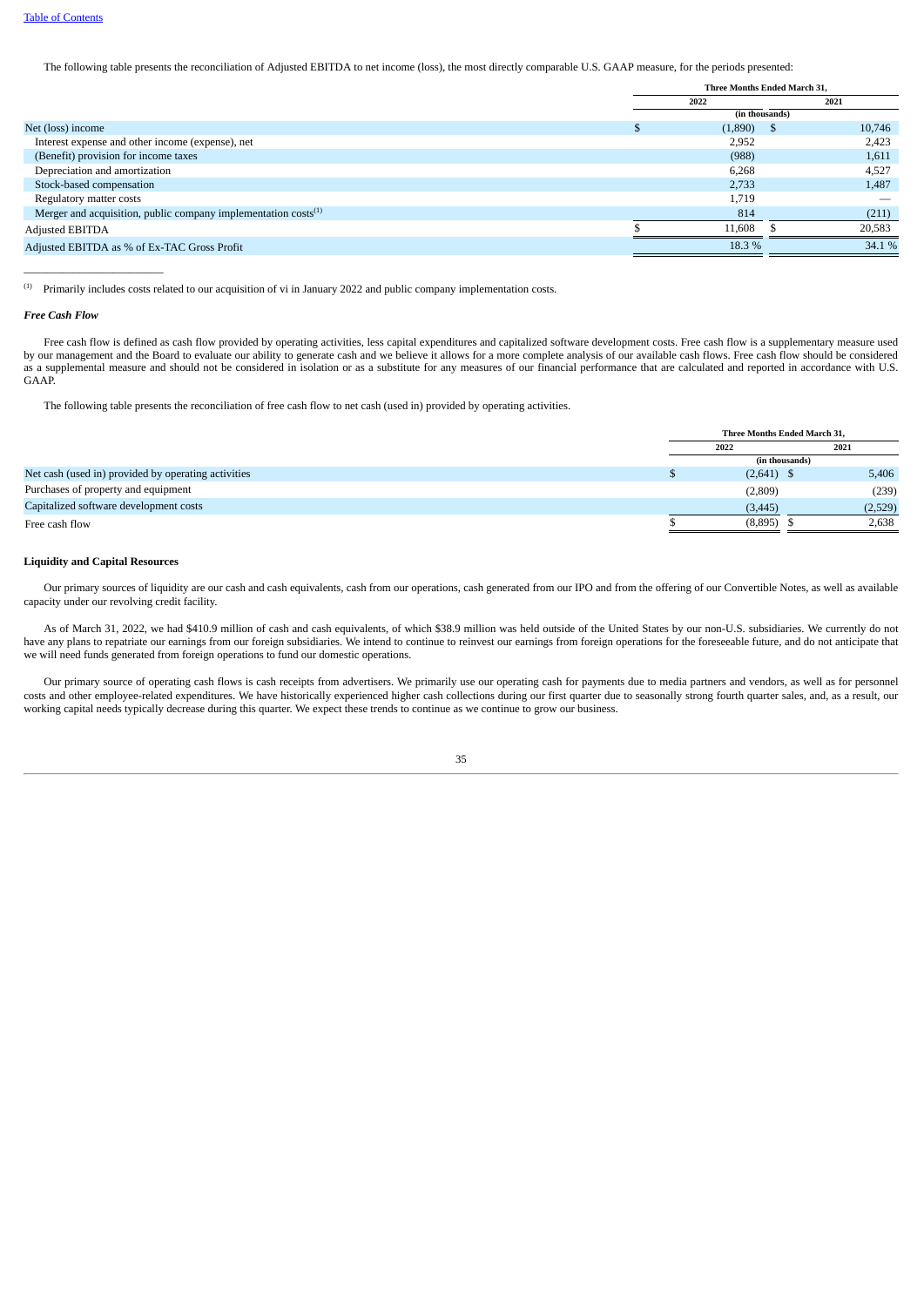The following table presents the reconciliation of Adjusted EBITDA to net income (loss), the most directly comparable U.S. GAAP measure, for the periods presented:

| | Three Months Ended March 31, | |
|---|---|---|
| | 2022 | 2021 |
| | (in thousands) | |
| Net (loss) income | $ (1,890) | $ 10,746 |
| Interest expense and other income (expense), net | 2,952 | 2,423 |
| (Benefit) provision for income taxes | (988) | 1,611 |
| Depreciation and amortization | 6,268 | 4,527 |
| Stock-based compensation | 2,733 | 1,487 |
| Regulatory matter costs | 1,719 | — |
| Merger and acquisition, public company implementation costs[1] | 814 | (211) |
| Adjusted EBITDA | $ 11,608 | $ 20,583 |
| Adjusted EBITDA as % of Ex-TAC Gross Profit | 18.3 % | 34.1 % |

[1] Primarily includes costs related to our acquisition of vi in January 2022 and public company implementation costs.

***Free Cash Flow***

Free cash flow is defined as cash flow provided by operating activities, less capital expenditures and capitalized software development costs. Free cash flow is a supplementary measure used by our management and the Board to evaluate our ability to generate cash and we believe it allows for a more complete analysis of our available cash flows. Free cash flow should be considered as a supplemental measure and should not be considered in isolation or as a substitute for any measures of our financial performance that are calculated and reported in accordance with U.S. GAAP.

The following table presents the reconciliation of free cash flow to net cash (used in) provided by operating activities.

| | Three Months Ended March 31, | |
|---|---|---|
| | 2022 | 2021 |
| | (in thousands) | |
| Net cash (used in) provided by operating activities | $ (2,641) | $ 5,406 |
| Purchases of property and equipment | (2,809) | (239) |
| Capitalized software development costs | (3,445) | (2,529) |
| Free cash flow | $ (8,895) | $ 2,638 |

**Liquidity and Capital Resources**

Our primary sources of liquidity are our cash and cash equivalents, cash from our operations, cash generated from our IPO and from the offering of our Convertible Notes, as well as available capacity under our revolving credit facility.

As of March 31, 2022, we had $410.9 million of cash and cash equivalents, of which $38.9 million was held outside of the United States by our non-U.S. subsidiaries. We currently do not have any plans to repatriate our earnings from our foreign subsidiaries. We intend to continue to reinvest our earnings from foreign operations for the foreseeable future, and do not anticipate that we will need funds generated from foreign operations to fund our domestic operations.

Our primary source of operating cash flows is cash receipts from advertisers. We primarily use our operating cash for payments due to media partners and vendors, as well as for personnel costs and other employee-related expenditures. We have historically experienced higher cash collections during our first quarter due to seasonally strong fourth quarter sales, and, as a result, our working capital needs typically decrease during this quarter. We expect these trends to continue as we continue to grow our business.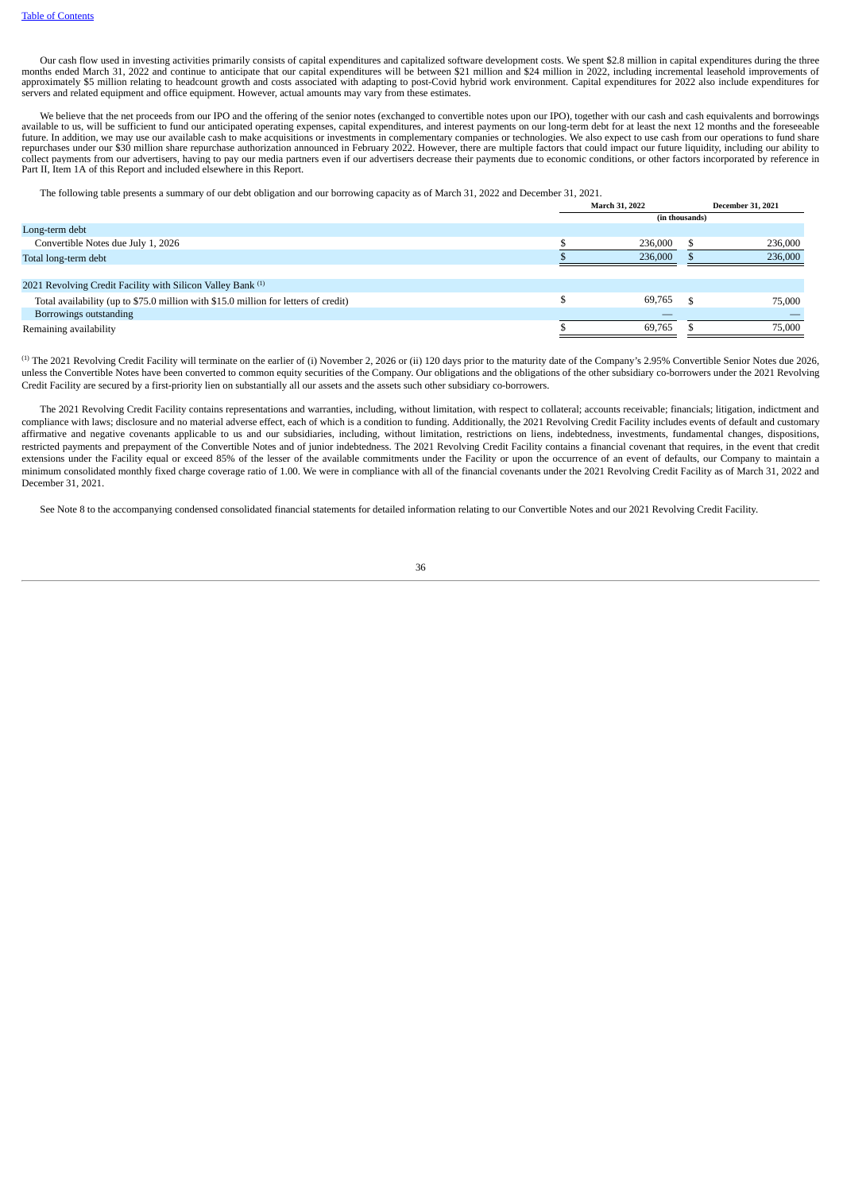Our cash flow used in investing activities primarily consists of capital expenditures and capitalized software development costs. We spent $2.8 million in capital expenditures during the three months ended March 31, 2022 and continue to anticipate that our capital expenditures will be between $21 million and $24 million in 2022, including incremental leasehold improvements of approximately $5 million relating to headcount growth and costs associated with adapting to post-Covid hybrid work environment. Capital expenditures for 2022 also include expenditures for servers and related equipment and office equipment. However, actual amounts may vary from these estimates.

We believe that the net proceeds from our IPO and the offering of the senior notes (exchanged to convertible notes upon our IPO), together with our cash and cash equivalents and borrowings available to us, will be sufficient to fund our anticipated operating expenses, capital expenditures, and interest payments on our long-term debt for at least the next 12 months and the foreseeable future. In addition, we may use our available cash to make acquisitions or investments in complementary companies or technologies. We also expect to use cash from our operations to fund share repurchases under our $30 million share repurchase authorization announced in February 2022. However, there are multiple factors that could impact our future liquidity, including our ability to collect payments from our advertisers, having to pay our media partners even if our advertisers decrease their payments due to economic conditions, or other factors incorporated by reference in Part II, Item 1A of this Report and included elsewhere in this Report.

The following table presents a summary of our debt obligation and our borrowing capacity as of March 31, 2022 and December 31, 2021.

| | March 31, 2022 | December 31, 2021 |
|---|---|---|
| | (in thousands) | |
| Long-term debt | | |
| Convertible Notes due July 1, 2026 | $ 236,000 | $ 236,000 |
| Total long-term debt | $ 236,000 | $ 236,000 |
| | | |
| 2021 Revolving Credit Facility with Silicon Valley Bank [(1)] | | |
| Total availability (up to $75.0 million with $15.0 million for letters of credit) | $ 69,765 | $ 75,000 |
| Borrowings outstanding | — | — |
| Remaining availability | $ 69,765 | $ 75,000 |

[(1)] The 2021 Revolving Credit Facility will terminate on the earlier of (i) November 2, 2026 or (ii) 120 days prior to the maturity date of the Company's 2.95% Convertible Senior Notes due 2026, unless the Convertible Notes have been converted to common equity securities of the Company. Our obligations and the obligations of the other subsidiary co-borrowers under the 2021 Revolving Credit Facility are secured by a first-priority lien on substantially all our assets and the assets such other subsidiary co-borrowers.

The 2021 Revolving Credit Facility contains representations and warranties, including, without limitation, with respect to collateral; accounts receivable; financials; litigation, indictment and compliance with laws; disclosure and no material adverse effect, each of which is a condition to funding. Additionally, the 2021 Revolving Credit Facility includes events of default and customary affirmative and negative covenants applicable to us and our subsidiaries, including, without limitation, restrictions on liens, indebtedness, investments, fundamental changes, dispositions, restricted payments and prepayment of the Convertible Notes and of junior indebtedness. The 2021 Revolving Credit Facility contains a financial covenant that requires, in the event that credit extensions under the Facility equal or exceed 85% of the lesser of the available commitments under the Facility or upon the occurrence of an event of defaults, our Company to maintain a minimum consolidated monthly fixed charge coverage ratio of 1.00. We were in compliance with all of the financial covenants under the 2021 Revolving Credit Facility as of March 31, 2022 and December 31, 2021.

See Note 8 to the accompanying condensed consolidated financial statements for detailed information relating to our Convertible Notes and our 2021 Revolving Credit Facility.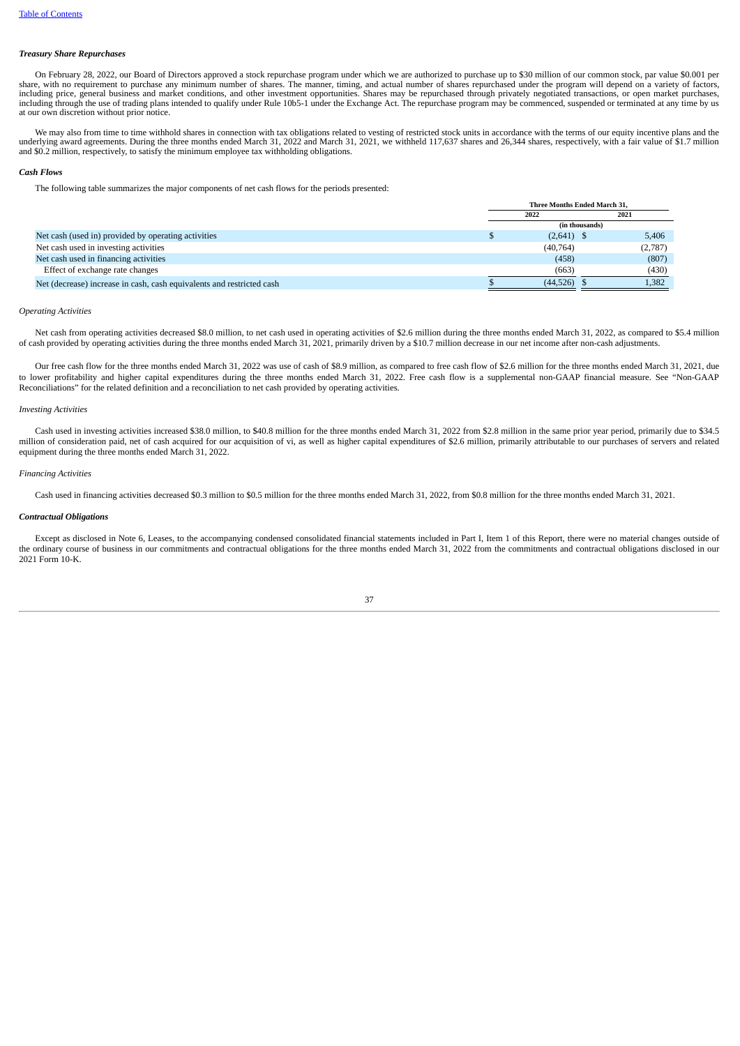*Treasury Share Repurchases*

On February 28, 2022, our Board of Directors approved a stock repurchase program under which we are authorized to purchase up to $30 million of our common stock, par value $0.001 per share, with no requirement to purchase any minimum number of shares. The manner, timing, and actual number of shares repurchased under the program will depend on a variety of factors, including price, general business and market conditions, and other investment opportunities. Shares may be repurchased through privately negotiated transactions, or open market purchases, including through the use of trading plans intended to qualify under Rule 10b5-1 under the Exchange Act. The repurchase program may be commenced, suspended or terminated at any time by us at our own discretion without prior notice.

We may also from time to time withhold shares in connection with tax obligations related to vesting of restricted stock units in accordance with the terms of our equity incentive plans and the underlying award agreements. During the three months ended March 31, 2022 and March 31, 2021, we withheld 117,637 shares and 26,344 shares, respectively, with a fair value of $1.7 million and $0.2 million, respectively, to satisfy the minimum employee tax withholding obligations.

*Cash Flows*

The following table summarizes the major components of net cash flows for the periods presented:

| | Three Months Ended March 31, | |
|---|---|---|
| | 2022 | 2021 |
| | (in thousands) | |
| Net cash (used in) provided by operating activities | $ (2,641) | $ 5,406 |
| Net cash used in investing activities | (40,764) | (2,787) |
| Net cash used in financing activities | (458) | (807) |
| Effect of exchange rate changes | (663) | (430) |
| Net (decrease) increase in cash, cash equivalents and restricted cash | $ (44,526) | $ 1,382 |

*Operating Activities*

Net cash from operating activities decreased $8.0 million, to net cash used in operating activities of $2.6 million during the three months ended March 31, 2022, as compared to $5.4 million of cash provided by operating activities during the three months ended March 31, 2021, primarily driven by a $10.7 million decrease in our net income after non-cash adjustments.

Our free cash flow for the three months ended March 31, 2022 was use of cash of $8.9 million, as compared to free cash flow of $2.6 million for the three months ended March 31, 2021, due to lower profitability and higher capital expenditures during the three months ended March 31, 2022. Free cash flow is a supplemental non-GAAP financial measure. See "Non-GAAP Reconciliations" for the related definition and a reconciliation to net cash provided by operating activities.

*Investing Activities*

Cash used in investing activities increased $38.0 million, to $40.8 million for the three months ended March 31, 2022 from $2.8 million in the same prior year period, primarily due to $34.5 million of consideration paid, net of cash acquired for our acquisition of vi, as well as higher capital expenditures of $2.6 million, primarily attributable to our purchases of servers and related equipment during the three months ended March 31, 2022.

*Financing Activities*

Cash used in financing activities decreased $0.3 million to $0.5 million for the three months ended March 31, 2022, from $0.8 million for the three months ended March 31, 2021.

*Contractual Obligations*

Except as disclosed in Note 6, Leases, to the accompanying condensed consolidated financial statements included in Part I, Item 1 of this Report, there were no material changes outside of the ordinary course of business in our commitments and contractual obligations for the three months ended March 31, 2022 from the commitments and contractual obligations disclosed in our 2021 Form 10-K.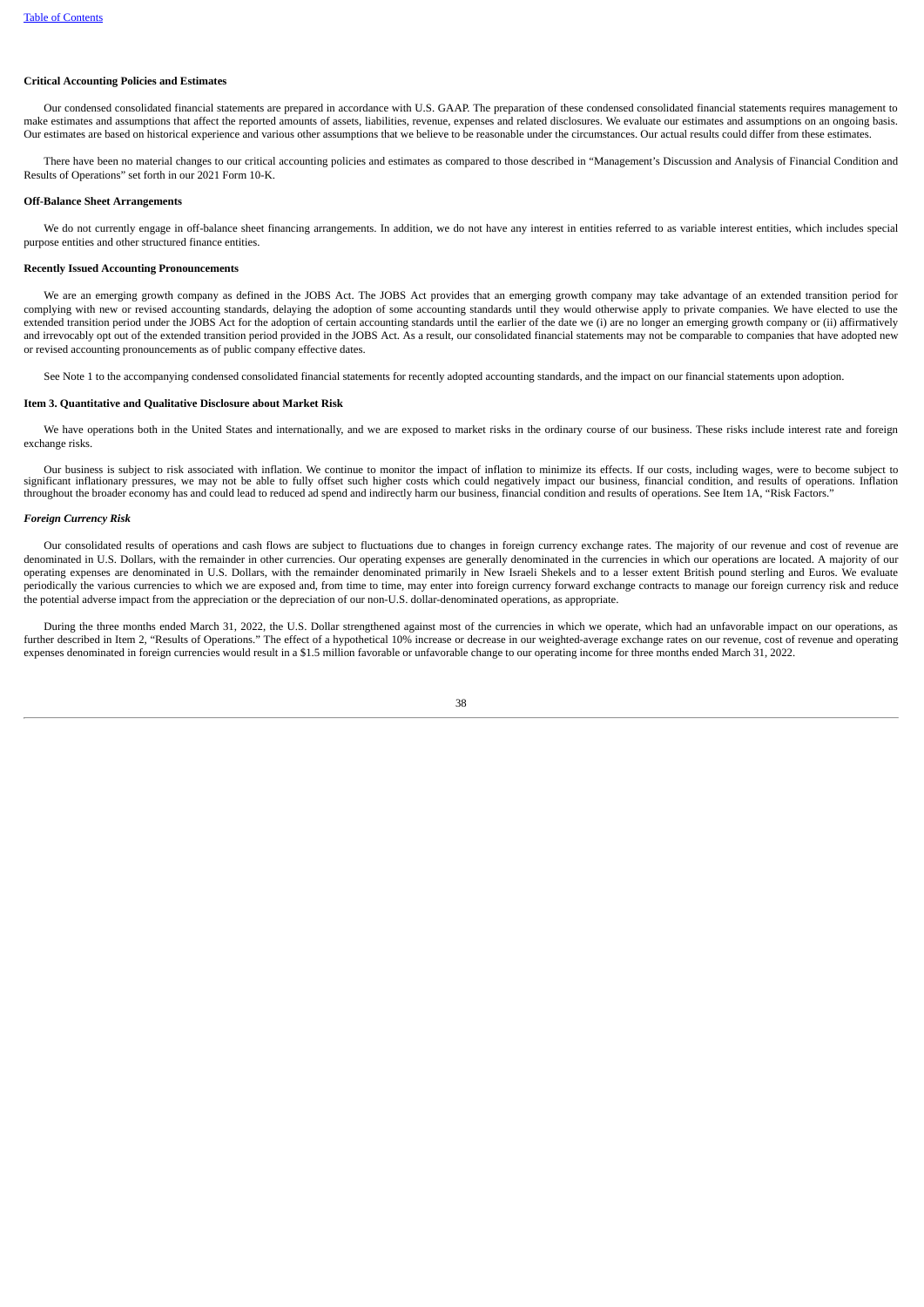**Critical Accounting Policies and Estimates**

Our condensed consolidated financial statements are prepared in accordance with U.S. GAAP. The preparation of these condensed consolidated financial statements requires management to make estimates and assumptions that affect the reported amounts of assets, liabilities, revenue, expenses and related disclosures. We evaluate our estimates and assumptions on an ongoing basis. Our estimates are based on historical experience and various other assumptions that we believe to be reasonable under the circumstances. Our actual results could differ from these estimates.

There have been no material changes to our critical accounting policies and estimates as compared to those described in "Management's Discussion and Analysis of Financial Condition and Results of Operations" set forth in our 2021 Form 10-K.

**Off-Balance Sheet Arrangements**

We do not currently engage in off-balance sheet financing arrangements. In addition, we do not have any interest in entities referred to as variable interest entities, which includes special purpose entities and other structured finance entities.

**Recently Issued Accounting Pronouncements**

We are an emerging growth company as defined in the JOBS Act. The JOBS Act provides that an emerging growth company may take advantage of an extended transition period for complying with new or revised accounting standards, delaying the adoption of some accounting standards until they would otherwise apply to private companies. We have elected to use the extended transition period under the JOBS Act for the adoption of certain accounting standards until the earlier of the date we (i) are no longer an emerging growth company or (ii) affirmatively and irrevocably opt out of the extended transition period provided in the JOBS Act. As a result, our consolidated financial statements may not be comparable to companies that have adopted new or revised accounting pronouncements as of public company effective dates.

See Note 1 to the accompanying condensed consolidated financial statements for recently adopted accounting standards, and the impact on our financial statements upon adoption.

**Item 3. Quantitative and Qualitative Disclosure about Market Risk**

We have operations both in the United States and internationally, and we are exposed to market risks in the ordinary course of our business. These risks include interest rate and foreign exchange risks.

Our business is subject to risk associated with inflation. We continue to monitor the impact of inflation to minimize its effects. If our costs, including wages, were to become subject to significant inflationary pressures, we may not be able to fully offset such higher costs which could negatively impact our business, financial condition, and results of operations. Inflation throughout the broader economy has and could lead to reduced ad spend and indirectly harm our business, financial condition and results of operations. See Item 1A, "Risk Factors."

***Foreign Currency Risk***

Our consolidated results of operations and cash flows are subject to fluctuations due to changes in foreign currency exchange rates. The majority of our revenue and cost of revenue are denominated in U.S. Dollars, with the remainder in other currencies. Our operating expenses are generally denominated in the currencies in which our operations are located. A majority of our operating expenses are denominated in U.S. Dollars, with the remainder denominated primarily in New Israeli Shekels and to a lesser extent British pound sterling and Euros. We evaluate periodically the various currencies to which we are exposed and, from time to time, may enter into foreign currency forward exchange contracts to manage our foreign currency risk and reduce the potential adverse impact from the appreciation or the depreciation of our non-U.S. dollar-denominated operations, as appropriate.

During the three months ended March 31, 2022, the U.S. Dollar strengthened against most of the currencies in which we operate, which had an unfavorable impact on our operations, as further described in Item 2, "Results of Operations." The effect of a hypothetical 10% increase or decrease in our weighted-average exchange rates on our revenue, cost of revenue and operating expenses denominated in foreign currencies would result in a $1.5 million favorable or unfavorable change to our operating income for three months ended March 31, 2022.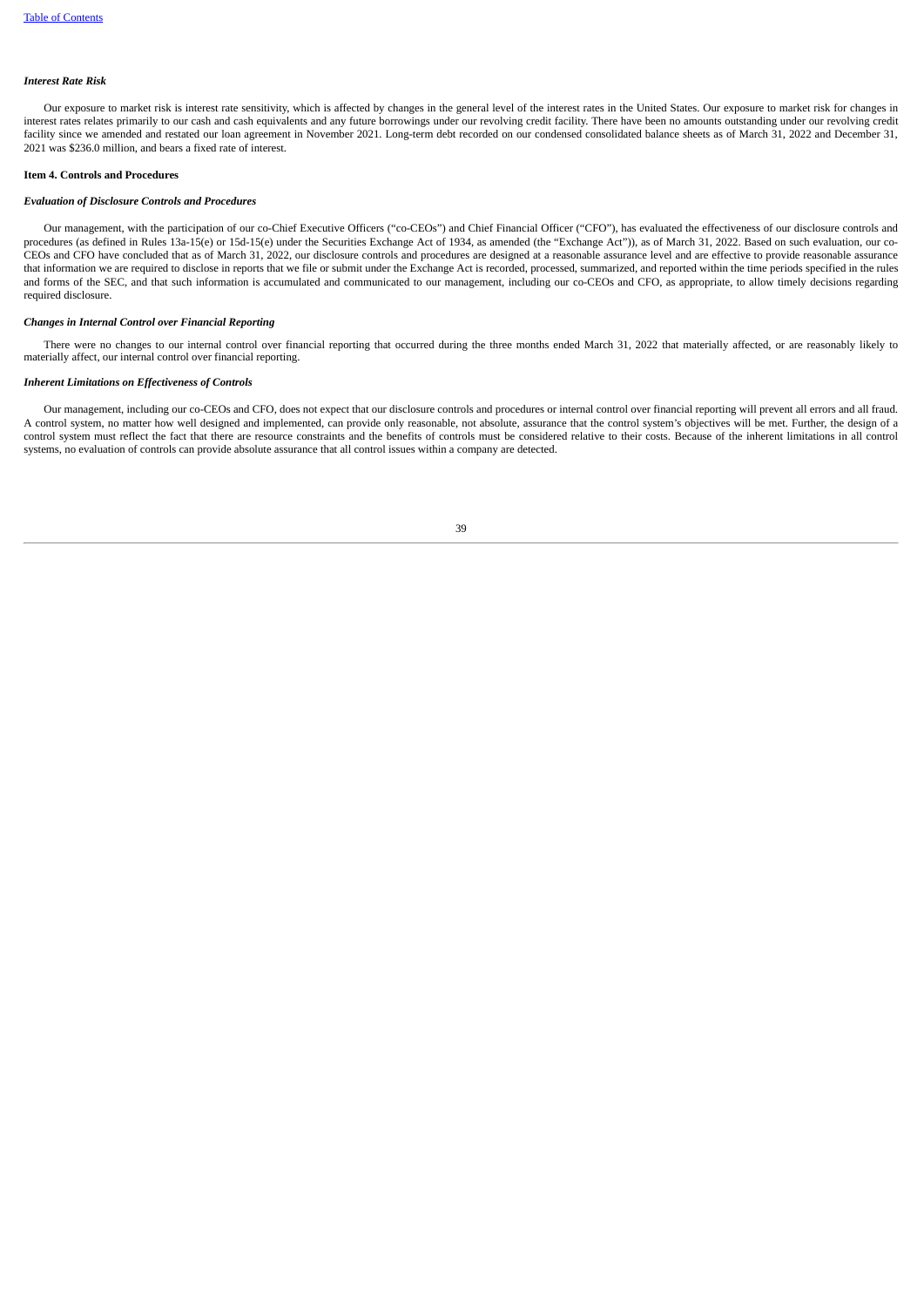*Interest Rate Risk*

Our exposure to market risk is interest rate sensitivity, which is affected by changes in the general level of the interest rates in the United States. Our exposure to market risk for changes in interest rates relates primarily to our cash and cash equivalents and any future borrowings under our revolving credit facility. There have been no amounts outstanding under our revolving credit facility since we amended and restated our loan agreement in November 2021. Long-term debt recorded on our condensed consolidated balance sheets as of March 31, 2022 and December 31, 2021 was $236.0 million, and bears a fixed rate of interest.

**Item 4. Controls and Procedures**

***Evaluation of Disclosure Controls and Procedures***

Our management, with the participation of our co-Chief Executive Officers ("co-CEOs") and Chief Financial Officer ("CFO"), has evaluated the effectiveness of our disclosure controls and procedures (as defined in Rules 13a-15(e) or 15d-15(e) under the Securities Exchange Act of 1934, as amended (the "Exchange Act")), as of March 31, 2022. Based on such evaluation, our co-CEOs and CFO have concluded that as of March 31, 2022, our disclosure controls and procedures are designed at a reasonable assurance level and are effective to provide reasonable assurance that information we are required to disclose in reports that we file or submit under the Exchange Act is recorded, processed, summarized, and reported within the time periods specified in the rules and forms of the SEC, and that such information is accumulated and communicated to our management, including our co-CEOs and CFO, as appropriate, to allow timely decisions regarding required disclosure.

***Changes in Internal Control over Financial Reporting***

There were no changes to our internal control over financial reporting that occurred during the three months ended March 31, 2022 that materially affected, or are reasonably likely to materially affect, our internal control over financial reporting.

***Inherent Limitations on Effectiveness of Controls***

Our management, including our co-CEOs and CFO, does not expect that our disclosure controls and procedures or internal control over financial reporting will prevent all errors and all fraud. A control system, no matter how well designed and implemented, can provide only reasonable, not absolute, assurance that the control system's objectives will be met. Further, the design of a control system must reflect the fact that there are resource constraints and the benefits of controls must be considered relative to their costs. Because of the inherent limitations in all control systems, no evaluation of controls can provide absolute assurance that all control issues within a company are detected.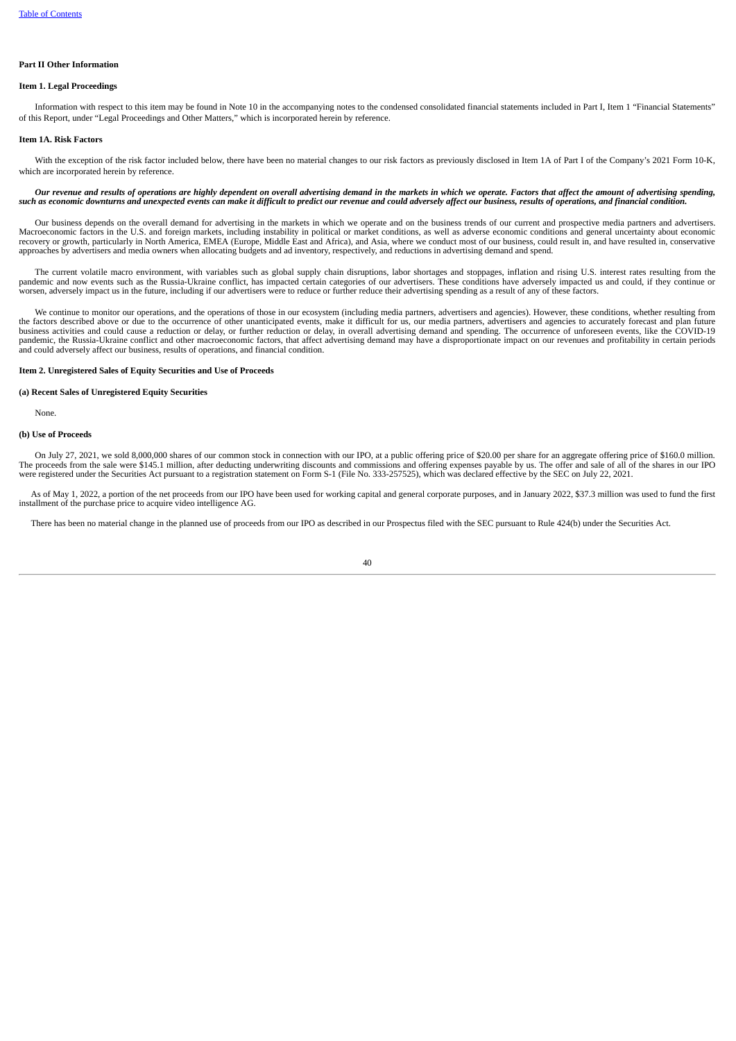## Part II Other Information

### Item 1. Legal Proceedings

Information with respect to this item may be found in Note 10 in the accompanying notes to the condensed consolidated financial statements included in Part I, Item 1 "Financial Statements" of this Report, under "Legal Proceedings and Other Matters," which is incorporated herein by reference.

### Item 1A. Risk Factors

With the exception of the risk factor included below, there have been no material changes to our risk factors as previously disclosed in Item 1A of Part I of the Company's 2021 Form 10-K, which are incorporated herein by reference.

***Our revenue and results of operations are highly dependent on overall advertising demand in the markets in which we operate. Factors that affect the amount of advertising spending, such as economic downturns and unexpected events can make it difficult to predict our revenue and could adversely affect our business, results of operations, and financial condition.***

Our business depends on the overall demand for advertising in the markets in which we operate and on the business trends of our current and prospective media partners and advertisers. Macroeconomic factors in the U.S. and foreign markets, including instability in political or market conditions, as well as adverse economic conditions and general uncertainty about economic recovery or growth, particularly in North America, EMEA (Europe, Middle East and Africa), and Asia, where we conduct most of our business, could result in, and have resulted in, conservative approaches by advertisers and media owners when allocating budgets and ad inventory, respectively, and reductions in advertising demand and spend.

The current volatile macro environment, with variables such as global supply chain disruptions, labor shortages and stoppages, inflation and rising U.S. interest rates resulting from the pandemic and now events such as the Russia-Ukraine conflict, has impacted certain categories of our advertisers. These conditions have adversely impacted us and could, if they continue or worsen, adversely impact us in the future, including if our advertisers were to reduce or further reduce their advertising spending as a result of any of these factors.

We continue to monitor our operations, and the operations of those in our ecosystem (including media partners, advertisers and agencies). However, these conditions, whether resulting from the factors described above or due to the occurrence of other unanticipated events, make it difficult for us, our media partners, advertisers and agencies to accurately forecast and plan future business activities and could cause a reduction or delay, or further reduction or delay, in overall advertising demand and spending. The occurrence of unforeseen events, like the COVID-19 pandemic, the Russia-Ukraine conflict and other macroeconomic factors, that affect advertising demand may have a disproportionate impact on our revenues and profitability in certain periods and could adversely affect our business, results of operations, and financial condition.

### Item 2. Unregistered Sales of Equity Securities and Use of Proceeds

#### (a) Recent Sales of Unregistered Equity Securities

None.

#### (b) Use of Proceeds

On July 27, 2021, we sold 8,000,000 shares of our common stock in connection with our IPO, at a public offering price of $20.00 per share for an aggregate offering price of $160.0 million. The proceeds from the sale were $145.1 million, after deducting underwriting discounts and commissions and offering expenses payable by us. The offer and sale of all of the shares in our IPO were registered under the Securities Act pursuant to a registration statement on Form S-1 (File No. 333-257525), which was declared effective by the SEC on July 22, 2021.

As of May 1, 2022, a portion of the net proceeds from our IPO have been used for working capital and general corporate purposes, and in January 2022, $37.3 million was used to fund the first installment of the purchase price to acquire video intelligence AG.

There has been no material change in the planned use of proceeds from our IPO as described in our Prospectus filed with the SEC pursuant to Rule 424(b) under the Securities Act.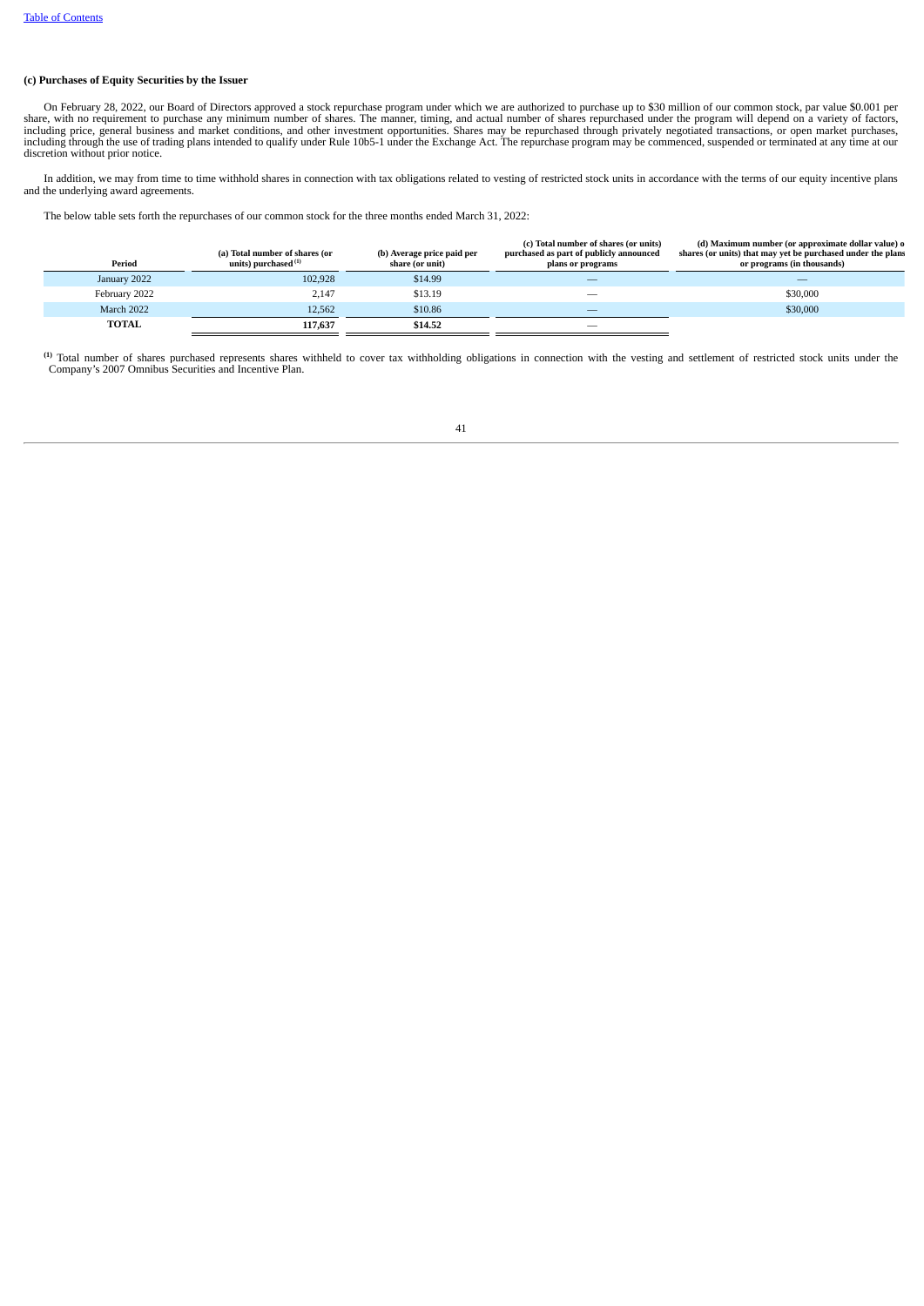### (c) Purchases of Equity Securities by the Issuer

On February 28, 2022, our Board of Directors approved a stock repurchase program under which we are authorized to purchase up to $30 million of our common stock, par value $0.001 per share, with no requirement to purchase any minimum number of shares. The manner, timing, and actual number of shares repurchased under the program will depend on a variety of factors, including price, general business and market conditions, and other investment opportunities. Shares may be repurchased through privately negotiated transactions, or open market purchases, including through the use of trading plans intended to qualify under Rule 10b5-1 under the Exchange Act. The repurchase program may be commenced, suspended or terminated at any time at our discretion without prior notice.

In addition, we may from time to time withhold shares in connection with tax obligations related to vesting of restricted stock units in accordance with the terms of our equity incentive plans and the underlying award agreements.

The below table sets forth the repurchases of our common stock for the three months ended March 31, 2022:

| Period | (a) Total number of shares (or units) purchased [1] | (b) Average price paid per share (or unit) | (c) Total number of shares (or units) purchased as part of publicly announced plans or programs | (d) Maximum number (or approximate dollar value) o shares (or units) that may yet be purchased under the plans or programs (in thousands) |
|---|---|---|---|---|
| January 2022 | 102,928 | $14.99 | — | — |
| February 2022 | 2,147 | $13.19 | — | $30,000 |
| March 2022 | 12,562 | $10.86 | — | $30,000 |
| **TOTAL** | **117,637** | **$14.52** | — | |

[1] Total number of shares purchased represents shares withheld to cover tax withholding obligations in connection with the vesting and settlement of restricted stock units under the Company's 2007 Omnibus Securities and Incentive Plan.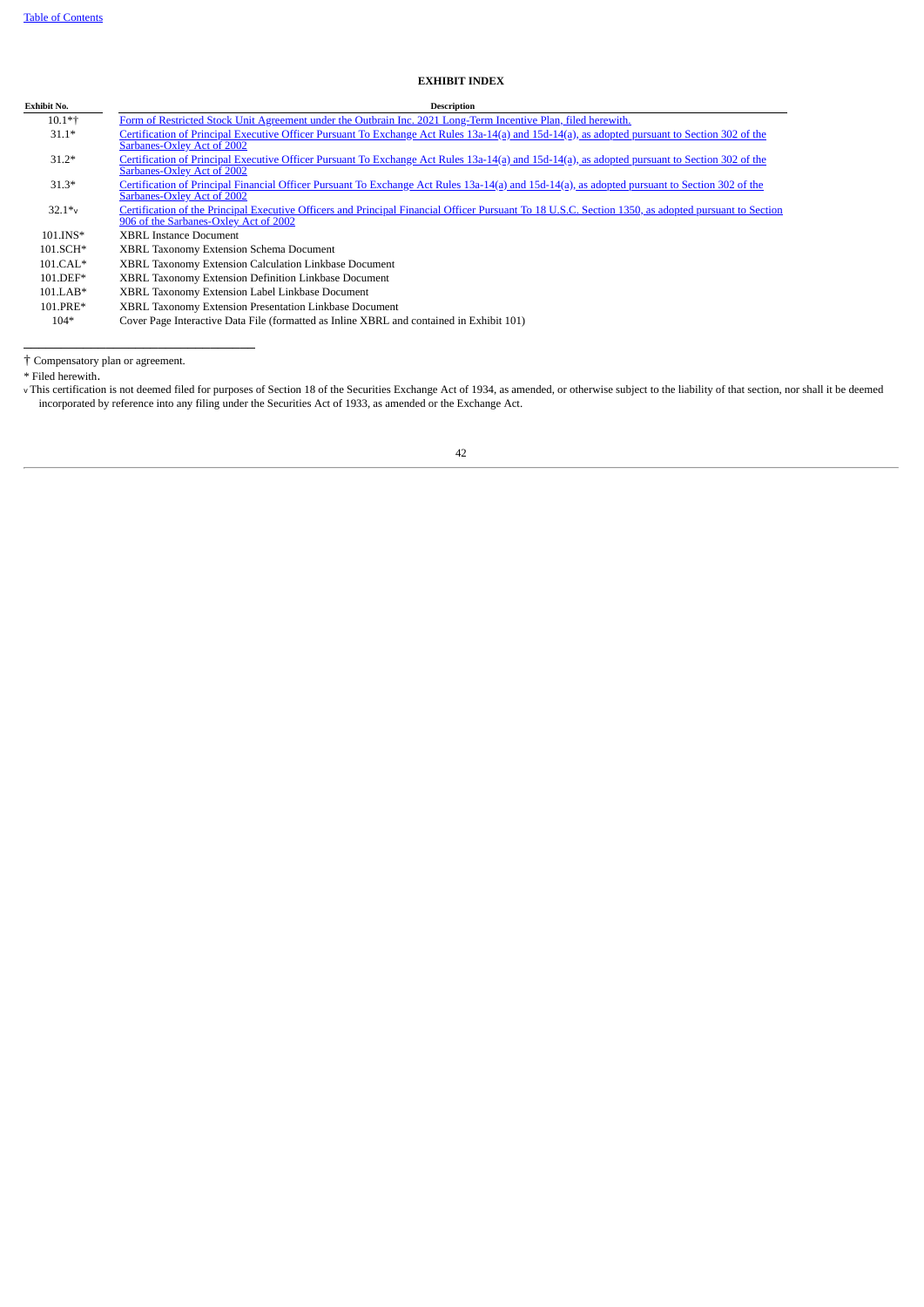[Table of Contents](#)

# EXHIBIT INDEX

| Exhibit No. | Description |
|---|---|
| 10.1*† | Form of Restricted Stock Unit Agreement under the Outbrain Inc. 2021 Long-Term Incentive Plan, filed herewith. |
| 31.1* | Certification of Principal Executive Officer Pursuant To Exchange Act Rules 13a-14(a) and 15d-14(a), as adopted pursuant to Section 302 of the Sarbanes-Oxley Act of 2002 |
| 31.2* | Certification of Principal Executive Officer Pursuant To Exchange Act Rules 13a-14(a) and 15d-14(a), as adopted pursuant to Section 302 of the Sarbanes-Oxley Act of 2002 |
| 31.3* | Certification of Principal Financial Officer Pursuant To Exchange Act Rules 13a-14(a) and 15d-14(a), as adopted pursuant to Section 302 of the Sarbanes-Oxley Act of 2002 |
| 32.1*ᵥ | Certification of the Principal Executive Officers and Principal Financial Officer Pursuant To 18 U.S.C. Section 1350, as adopted pursuant to Section 906 of the Sarbanes-Oxley Act of 2002 |
| 101.INS* | XBRL Instance Document |
| 101.SCH* | XBRL Taxonomy Extension Schema Document |
| 101.CAL* | XBRL Taxonomy Extension Calculation Linkbase Document |
| 101.DEF* | XBRL Taxonomy Extension Definition Linkbase Document |
| 101.LAB* | XBRL Taxonomy Extension Label Linkbase Document |
| 101.PRE* | XBRL Taxonomy Extension Presentation Linkbase Document |
| 104* | Cover Page Interactive Data File (formatted as Inline XBRL and contained in Exhibit 101) |

† Compensatory plan or agreement.

* Filed herewith.

ᵥ This certification is not deemed filed for purposes of Section 18 of the Securities Exchange Act of 1934, as amended, or otherwise subject to the liability of that section, nor shall it be deemed incorporated by reference into any filing under the Securities Act of 1933, as amended or the Exchange Act.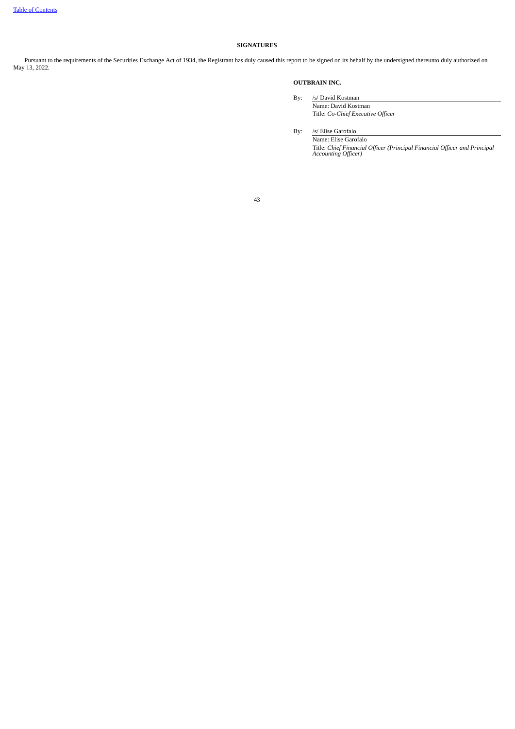## SIGNATURES

Pursuant to the requirements of the Securities Exchange Act of 1934, the Registrant has duly caused this report to be signed on its behalf by the undersigned thereunto duly authorized on May 13, 2022.

**OUTBRAIN INC.**

By: /s/ David Kostman
Name: David Kostman
Title: *Co-Chief Executive Officer*

By: /s/ Elise Garofalo
Name: Elise Garofalo
Title: *Chief Financial Officer (Principal Financial Officer and Principal Accounting Officer)*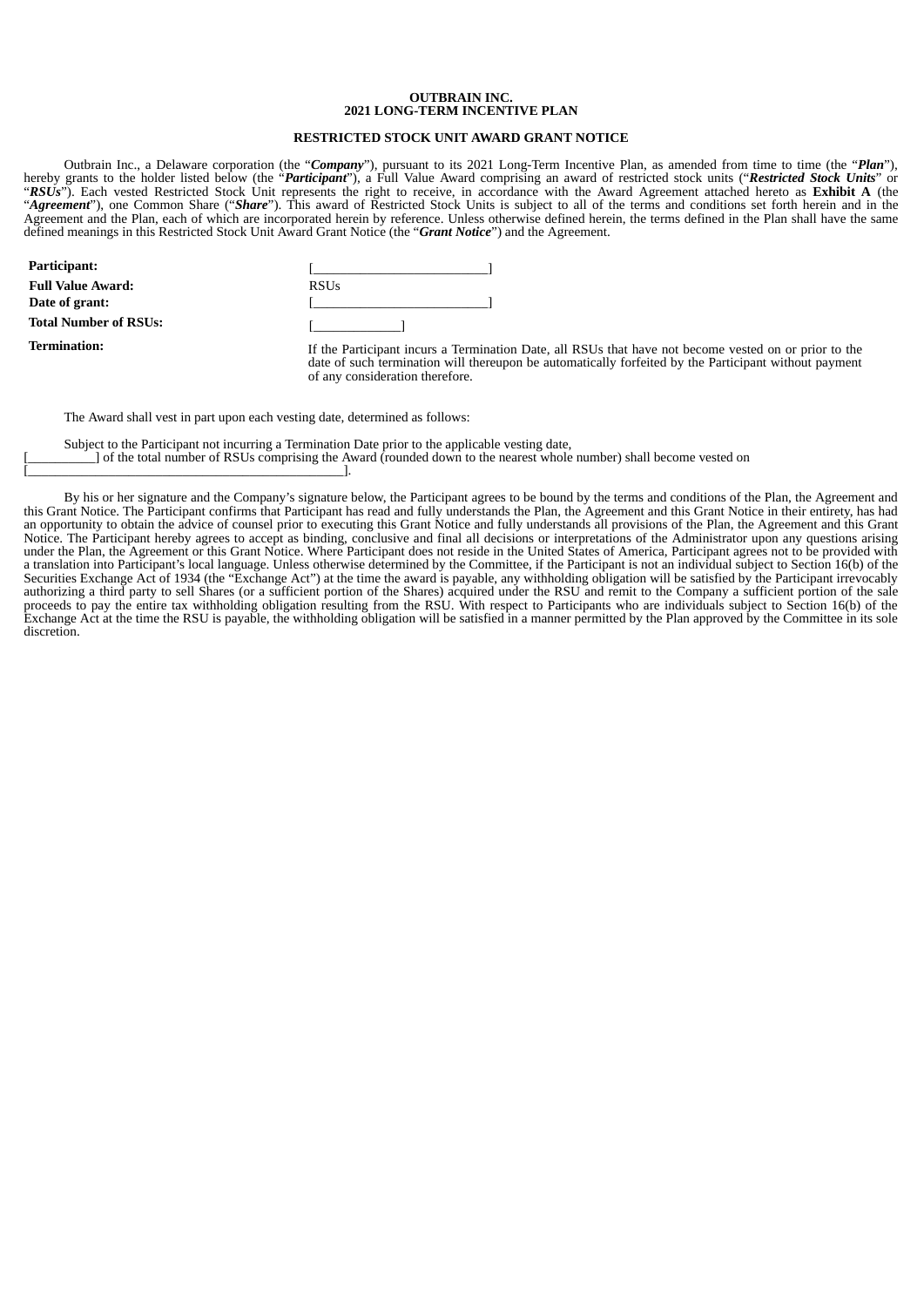**OUTBRAIN INC.**
**2021 LONG-TERM INCENTIVE PLAN**

**RESTRICTED STOCK UNIT AWARD GRANT NOTICE**

Outbrain Inc., a Delaware corporation (the "***Company***"), pursuant to its 2021 Long-Term Incentive Plan, as amended from time to time (the "***Plan***"), hereby grants to the holder listed below (the "***Participant***"), a Full Value Award comprising an award of restricted stock units ("***Restricted Stock Units***" or "***RSUs***"). Each vested Restricted Stock Unit represents the right to receive, in accordance with the Award Agreement attached hereto as **Exhibit A** (the "***Agreement***"), one Common Share ("***Share***"). This award of Restricted Stock Units is subject to all of the terms and conditions set forth herein and in the Agreement and the Plan, each of which are incorporated herein by reference. Unless otherwise defined herein, the terms defined in the Plan shall have the same defined meanings in this Restricted Stock Unit Award Grant Notice (the "***Grant Notice***") and the Agreement.

| | |
|---|---|
| **Participant:** | [_________________________] |
| **Full Value Award:** | RSUs |
| **Date of grant:** | [_________________________] |
| **Total Number of RSUs:** | [____________] |
| **Termination:** | If the Participant incurs a Termination Date, all RSUs that have not become vested on or prior to the date of such termination will thereupon be automatically forfeited by the Participant without payment of any consideration therefore. |

The Award shall vest in part upon each vesting date, determined as follows:

Subject to the Participant not incurring a Termination Date prior to the applicable vesting date, [__________] of the total number of RSUs comprising the Award (rounded down to the nearest whole number) shall become vested on [_______________________________________________].

By his or her signature and the Company's signature below, the Participant agrees to be bound by the terms and conditions of the Plan, the Agreement and this Grant Notice. The Participant confirms that Participant has read and fully understands the Plan, the Agreement and this Grant Notice in their entirety, has had an opportunity to obtain the advice of counsel prior to executing this Grant Notice and fully understands all provisions of the Plan, the Agreement and this Grant Notice. The Participant hereby agrees to accept as binding, conclusive and final all decisions or interpretations of the Administrator upon any questions arising under the Plan, the Agreement or this Grant Notice. Where Participant does not reside in the United States of America, Participant agrees not to be provided with a translation into Participant's local language. Unless otherwise determined by the Committee, if the Participant is not an individual subject to Section 16(b) of the Securities Exchange Act of 1934 (the "Exchange Act") at the time the award is payable, any withholding obligation will be satisfied by the Participant irrevocably authorizing a third party to sell Shares (or a sufficient portion of the Shares) acquired under the RSU and remit to the Company a sufficient portion of the sale proceeds to pay the entire tax withholding obligation resulting from the RSU. With respect to Participants who are individuals subject to Section 16(b) of the Exchange Act at the time the RSU is payable, the withholding obligation will be satisfied in a manner permitted by the Plan approved by the Committee in its sole discretion.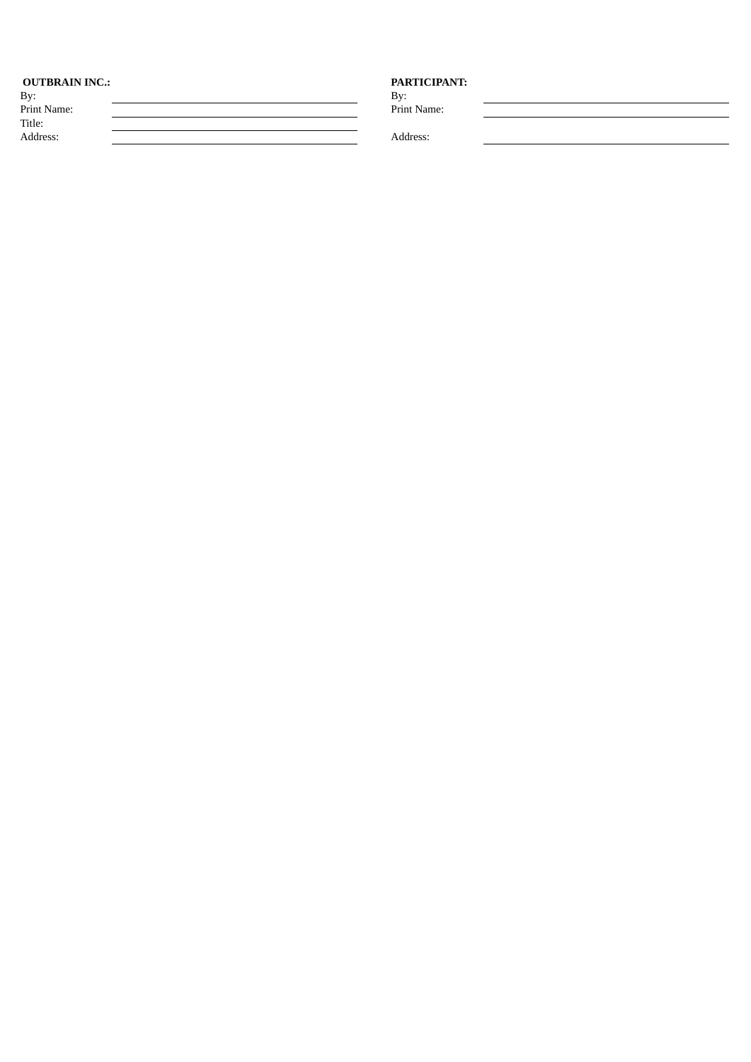| **OUTBRAIN INC.:** | | **PARTICIPANT:** | |
|---|---|---|---|
| By: | | By: | |
| Print Name: | | Print Name: | |
| Title: | | | |
| Address: | | Address: | |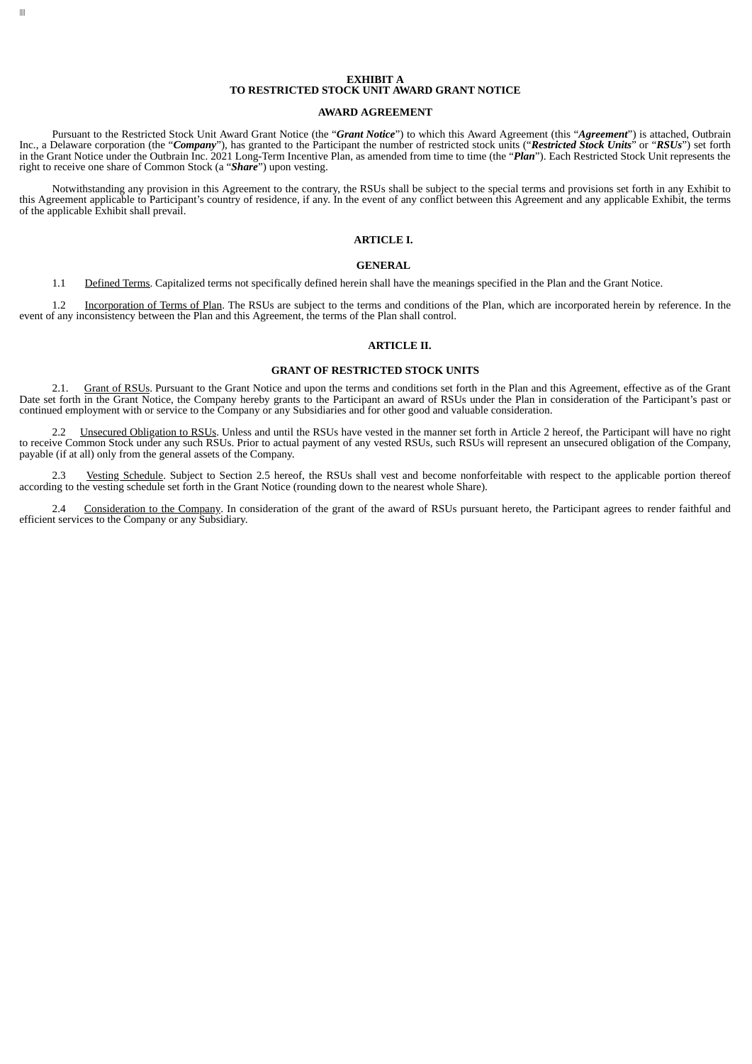# EXHIBIT A
# TO RESTRICTED STOCK UNIT AWARD GRANT NOTICE

## AWARD AGREEMENT

Pursuant to the Restricted Stock Unit Award Grant Notice (the "***Grant Notice***") to which this Award Agreement (this "***Agreement***") is attached, Outbrain Inc., a Delaware corporation (the "***Company***"), has granted to the Participant the number of restricted stock units ("***Restricted Stock Units***" or "***RSUs***") set forth in the Grant Notice under the Outbrain Inc. 2021 Long-Term Incentive Plan, as amended from time to time (the "***Plan***"). Each Restricted Stock Unit represents the right to receive one share of Common Stock (a "***Share***") upon vesting.

Notwithstanding any provision in this Agreement to the contrary, the RSUs shall be subject to the special terms and provisions set forth in any Exhibit to this Agreement applicable to Participant's country of residence, if any. In the event of any conflict between this Agreement and any applicable Exhibit, the terms of the applicable Exhibit shall prevail.

## ARTICLE I.

## GENERAL

1.1 Defined Terms. Capitalized terms not specifically defined herein shall have the meanings specified in the Plan and the Grant Notice.

1.2 Incorporation of Terms of Plan. The RSUs are subject to the terms and conditions of the Plan, which are incorporated herein by reference. In the event of any inconsistency between the Plan and this Agreement, the terms of the Plan shall control.

## ARTICLE II.

## GRANT OF RESTRICTED STOCK UNITS

2.1. Grant of RSUs. Pursuant to the Grant Notice and upon the terms and conditions set forth in the Plan and this Agreement, effective as of the Grant Date set forth in the Grant Notice, the Company hereby grants to the Participant an award of RSUs under the Plan in consideration of the Participant's past or continued employment with or service to the Company or any Subsidiaries and for other good and valuable consideration.

2.2 Unsecured Obligation to RSUs. Unless and until the RSUs have vested in the manner set forth in Article 2 hereof, the Participant will have no right to receive Common Stock under any such RSUs. Prior to actual payment of any vested RSUs, such RSUs will represent an unsecured obligation of the Company, payable (if at all) only from the general assets of the Company.

2.3 Vesting Schedule. Subject to Section 2.5 hereof, the RSUs shall vest and become nonforfeitable with respect to the applicable portion thereof according to the vesting schedule set forth in the Grant Notice (rounding down to the nearest whole Share).

2.4 Consideration to the Company. In consideration of the grant of the award of RSUs pursuant hereto, the Participant agrees to render faithful and efficient services to the Company or any Subsidiary.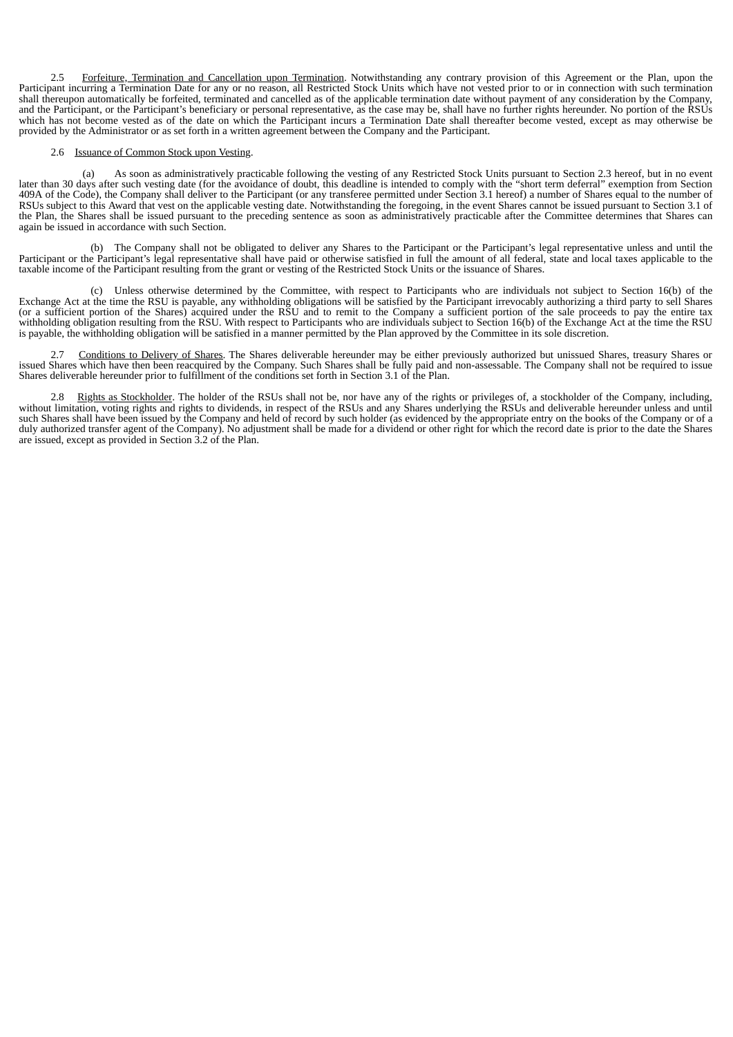2.5 Forfeiture, Termination and Cancellation upon Termination. Notwithstanding any contrary provision of this Agreement or the Plan, upon the Participant incurring a Termination Date for any or no reason, all Restricted Stock Units which have not vested prior to or in connection with such termination shall thereupon automatically be forfeited, terminated and cancelled as of the applicable termination date without payment of any consideration by the Company, and the Participant, or the Participant's beneficiary or personal representative, as the case may be, shall have no further rights hereunder. No portion of the RSUs which has not become vested as of the date on which the Participant incurs a Termination Date shall thereafter become vested, except as may otherwise be provided by the Administrator or as set forth in a written agreement between the Company and the Participant.

2.6 Issuance of Common Stock upon Vesting.

(a) As soon as administratively practicable following the vesting of any Restricted Stock Units pursuant to Section 2.3 hereof, but in no event later than 30 days after such vesting date (for the avoidance of doubt, this deadline is intended to comply with the "short term deferral" exemption from Section 409A of the Code), the Company shall deliver to the Participant (or any transferee permitted under Section 3.1 hereof) a number of Shares equal to the number of RSUs subject to this Award that vest on the applicable vesting date. Notwithstanding the foregoing, in the event Shares cannot be issued pursuant to Section 3.1 of the Plan, the Shares shall be issued pursuant to the preceding sentence as soon as administratively practicable after the Committee determines that Shares can again be issued in accordance with such Section.

(b) The Company shall not be obligated to deliver any Shares to the Participant or the Participant's legal representative unless and until the Participant or the Participant's legal representative shall have paid or otherwise satisfied in full the amount of all federal, state and local taxes applicable to the taxable income of the Participant resulting from the grant or vesting of the Restricted Stock Units or the issuance of Shares.

(c) Unless otherwise determined by the Committee, with respect to Participants who are individuals not subject to Section 16(b) of the Exchange Act at the time the RSU is payable, any withholding obligations will be satisfied by the Participant irrevocably authorizing a third party to sell Shares (or a sufficient portion of the Shares) acquired under the RSU and to remit to the Company a sufficient portion of the sale proceeds to pay the entire tax withholding obligation resulting from the RSU. With respect to Participants who are individuals subject to Section 16(b) of the Exchange Act at the time the RSU is payable, the withholding obligation will be satisfied in a manner permitted by the Plan approved by the Committee in its sole discretion.

2.7 Conditions to Delivery of Shares. The Shares deliverable hereunder may be either previously authorized but unissued Shares, treasury Shares or issued Shares which have then been reacquired by the Company. Such Shares shall be fully paid and non-assessable. The Company shall not be required to issue Shares deliverable hereunder prior to fulfillment of the conditions set forth in Section 3.1 of the Plan.

2.8 Rights as Stockholder. The holder of the RSUs shall not be, nor have any of the rights or privileges of, a stockholder of the Company, including, without limitation, voting rights and rights to dividends, in respect of the RSUs and any Shares underlying the RSUs and deliverable hereunder unless and until such Shares shall have been issued by the Company and held of record by such holder (as evidenced by the appropriate entry on the books of the Company or of a duly authorized transfer agent of the Company). No adjustment shall be made for a dividend or other right for which the record date is prior to the date the Shares are issued, except as provided in Section 3.2 of the Plan.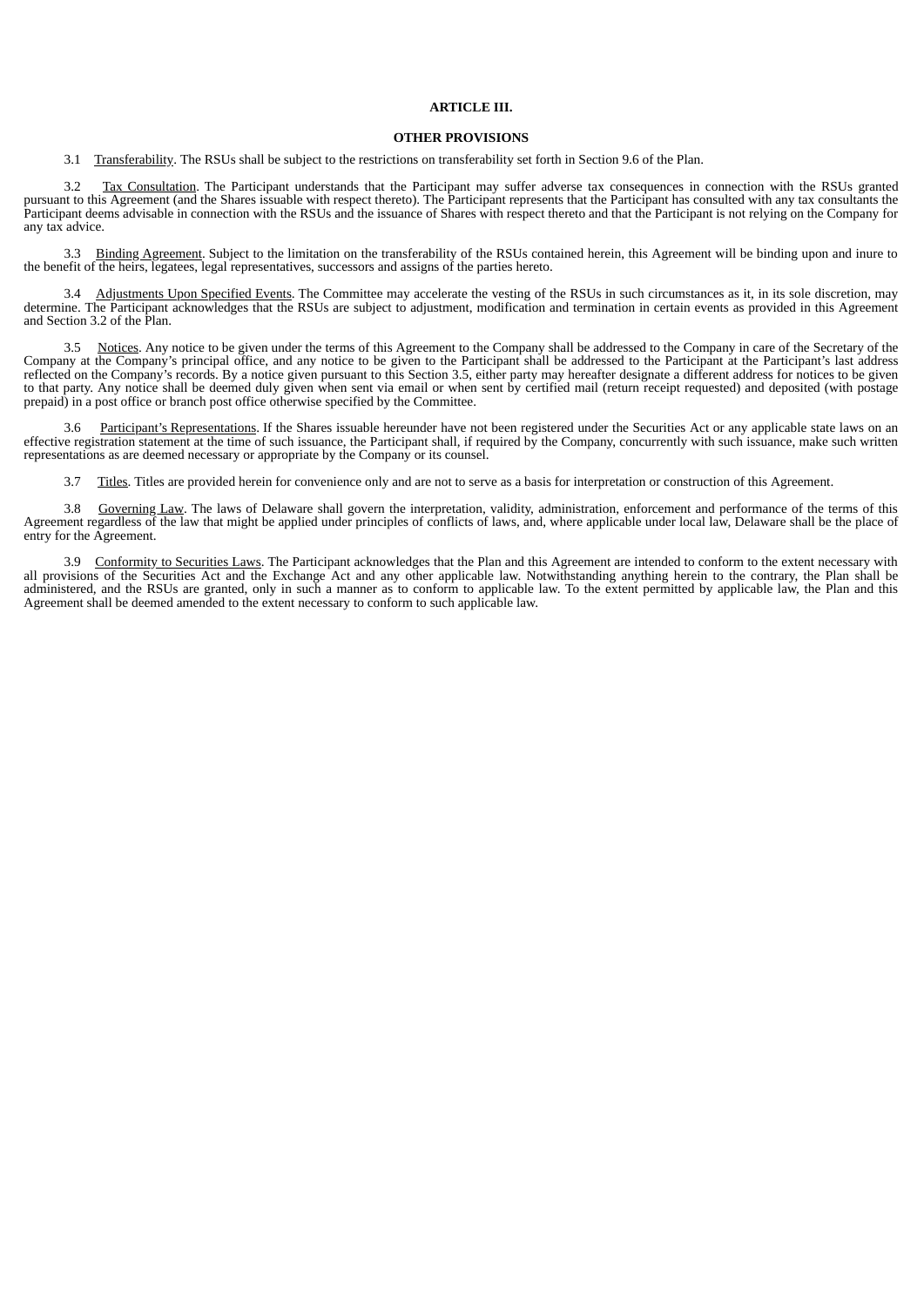## ARTICLE III.

## OTHER PROVISIONS

3.1 Transferability. The RSUs shall be subject to the restrictions on transferability set forth in Section 9.6 of the Plan.

3.2 Tax Consultation. The Participant understands that the Participant may suffer adverse tax consequences in connection with the RSUs granted pursuant to this Agreement (and the Shares issuable with respect thereto). The Participant represents that the Participant has consulted with any tax consultants the Participant deems advisable in connection with the RSUs and the issuance of Shares with respect thereto and that the Participant is not relying on the Company for any tax advice.

3.3 Binding Agreement. Subject to the limitation on the transferability of the RSUs contained herein, this Agreement will be binding upon and inure to the benefit of the heirs, legatees, legal representatives, successors and assigns of the parties hereto.

3.4 Adjustments Upon Specified Events. The Committee may accelerate the vesting of the RSUs in such circumstances as it, in its sole discretion, may determine. The Participant acknowledges that the RSUs are subject to adjustment, modification and termination in certain events as provided in this Agreement and Section 3.2 of the Plan.

3.5 Notices. Any notice to be given under the terms of this Agreement to the Company shall be addressed to the Company in care of the Secretary of the Company at the Company's principal office, and any notice to be given to the Participant shall be addressed to the Participant at the Participant's last address reflected on the Company's records. By a notice given pursuant to this Section 3.5, either party may hereafter designate a different address for notices to be given to that party. Any notice shall be deemed duly given when sent via email or when sent by certified mail (return receipt requested) and deposited (with postage prepaid) in a post office or branch post office otherwise specified by the Committee.

3.6 Participant's Representations. If the Shares issuable hereunder have not been registered under the Securities Act or any applicable state laws on an effective registration statement at the time of such issuance, the Participant shall, if required by the Company, concurrently with such issuance, make such written representations as are deemed necessary or appropriate by the Company or its counsel.

3.7 Titles. Titles are provided herein for convenience only and are not to serve as a basis for interpretation or construction of this Agreement.

3.8 Governing Law. The laws of Delaware shall govern the interpretation, validity, administration, enforcement and performance of the terms of this Agreement regardless of the law that might be applied under principles of conflicts of laws, and, where applicable under local law, Delaware shall be the place of entry for the Agreement.

3.9 Conformity to Securities Laws. The Participant acknowledges that the Plan and this Agreement are intended to conform to the extent necessary with all provisions of the Securities Act and the Exchange Act and any other applicable law. Notwithstanding anything herein to the contrary, the Plan shall be administered, and the RSUs are granted, only in such a manner as to conform to applicable law. To the extent permitted by applicable law, the Plan and this Agreement shall be deemed amended to the extent necessary to conform to such applicable law.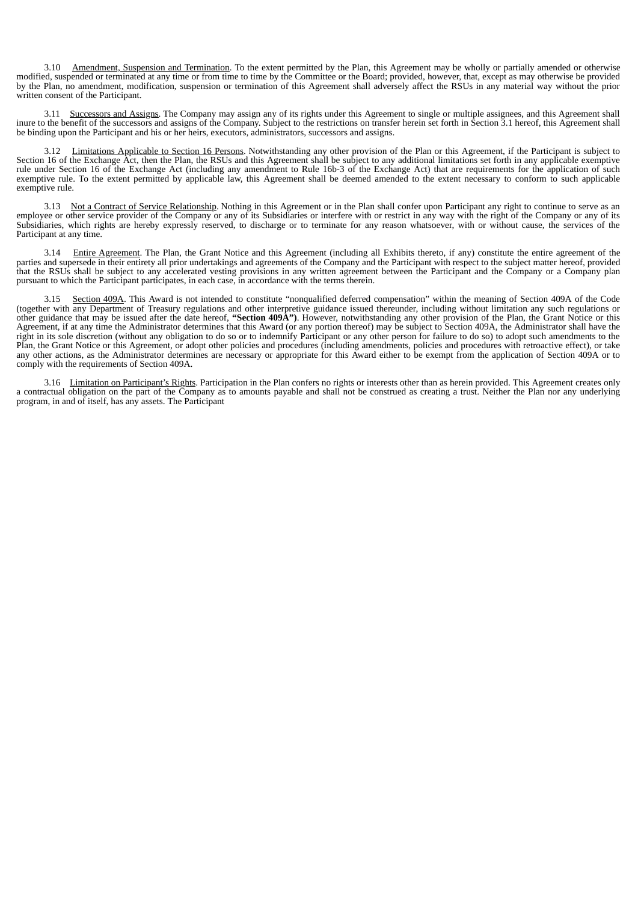3.10 Amendment, Suspension and Termination. To the extent permitted by the Plan, this Agreement may be wholly or partially amended or otherwise modified, suspended or terminated at any time or from time to time by the Committee or the Board; provided, however, that, except as may otherwise be provided by the Plan, no amendment, modification, suspension or termination of this Agreement shall adversely affect the RSUs in any material way without the prior written consent of the Participant.

3.11 Successors and Assigns. The Company may assign any of its rights under this Agreement to single or multiple assignees, and this Agreement shall inure to the benefit of the successors and assigns of the Company. Subject to the restrictions on transfer herein set forth in Section 3.1 hereof, this Agreement shall be binding upon the Participant and his or her heirs, executors, administrators, successors and assigns.

3.12 Limitations Applicable to Section 16 Persons. Notwithstanding any other provision of the Plan or this Agreement, if the Participant is subject to Section 16 of the Exchange Act, then the Plan, the RSUs and this Agreement shall be subject to any additional limitations set forth in any applicable exemptive rule under Section 16 of the Exchange Act (including any amendment to Rule 16b-3 of the Exchange Act) that are requirements for the application of such exemptive rule. To the extent permitted by applicable law, this Agreement shall be deemed amended to the extent necessary to conform to such applicable exemptive rule.

3.13 Not a Contract of Service Relationship. Nothing in this Agreement or in the Plan shall confer upon Participant any right to continue to serve as an employee or other service provider of the Company or any of its Subsidiaries or interfere with or restrict in any way with the right of the Company or any of its Subsidiaries, which rights are hereby expressly reserved, to discharge or to terminate for any reason whatsoever, with or without cause, the services of the Participant at any time.

3.14 Entire Agreement. The Plan, the Grant Notice and this Agreement (including all Exhibits thereto, if any) constitute the entire agreement of the parties and supersede in their entirety all prior undertakings and agreements of the Company and the Participant with respect to the subject matter hereof, provided that the RSUs shall be subject to any accelerated vesting provisions in any written agreement between the Participant and the Company or a Company plan pursuant to which the Participant participates, in each case, in accordance with the terms therein.

3.15 Section 409A. This Award is not intended to constitute "nonqualified deferred compensation" within the meaning of Section 409A of the Code (together with any Department of Treasury regulations and other interpretive guidance issued thereunder, including without limitation any such regulations or other guidance that may be issued after the date hereof, **"Section 409A")**. However, notwithstanding any other provision of the Plan, the Grant Notice or this Agreement, if at any time the Administrator determines that this Award (or any portion thereof) may be subject to Section 409A, the Administrator shall have the right in its sole discretion (without any obligation to do so or to indemnify Participant or any other person for failure to do so) to adopt such amendments to the Plan, the Grant Notice or this Agreement, or adopt other policies and procedures (including amendments, policies and procedures with retroactive effect), or take any other actions, as the Administrator determines are necessary or appropriate for this Award either to be exempt from the application of Section 409A or to comply with the requirements of Section 409A.

3.16 Limitation on Participant's Rights. Participation in the Plan confers no rights or interests other than as herein provided. This Agreement creates only a contractual obligation on the part of the Company as to amounts payable and shall not be construed as creating a trust. Neither the Plan nor any underlying program, in and of itself, has any assets. The Participant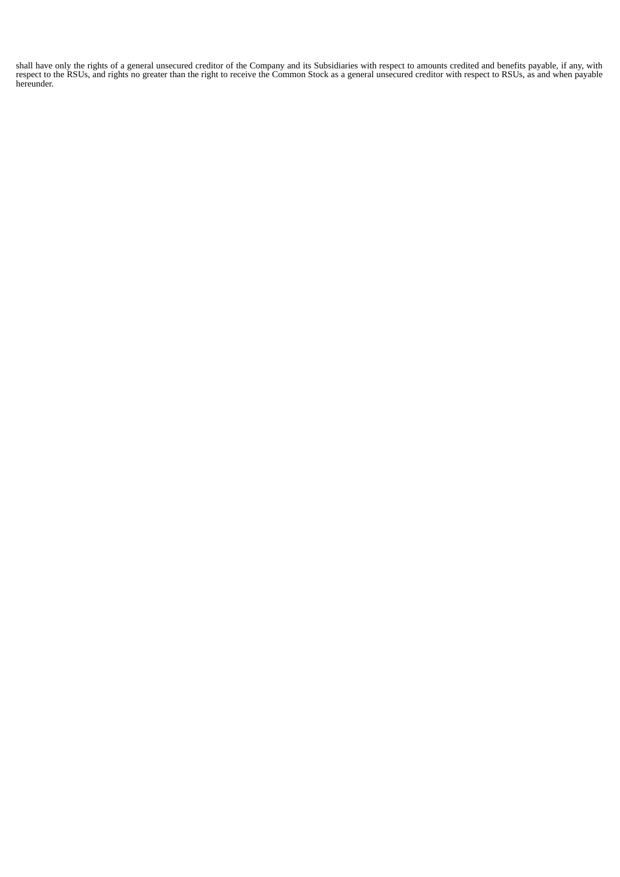shall have only the rights of a general unsecured creditor of the Company and its Subsidiaries with respect to amounts credited and benefits payable, if any, with respect to the RSUs, and rights no greater than the right to receive the Common Stock as a general unsecured creditor with respect to RSUs, as and when payable hereunder.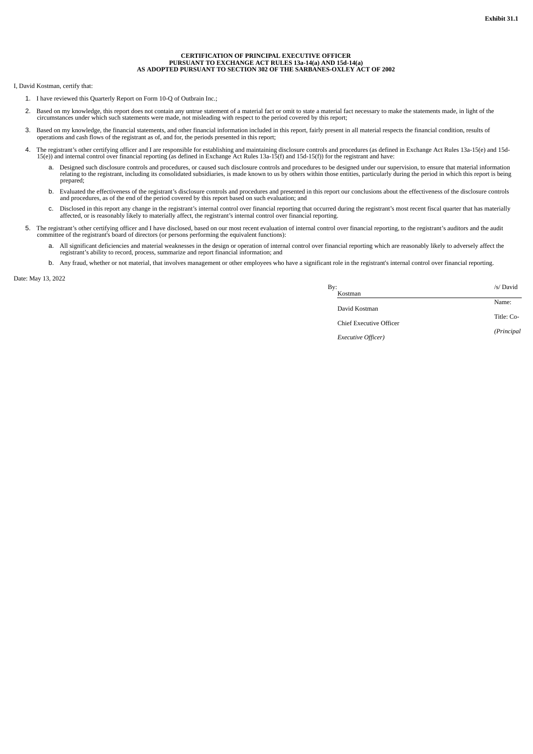**Exhibit 31.1**

**CERTIFICATION OF PRINCIPAL EXECUTIVE OFFICER PURSUANT TO EXCHANGE ACT RULES 13a-14(a) AND 15d-14(a) AS ADOPTED PURSUANT TO SECTION 302 OF THE SARBANES-OXLEY ACT OF 2002**

I, David Kostman, certify that:

1. I have reviewed this Quarterly Report on Form 10-Q of Outbrain Inc.;
2. Based on my knowledge, this report does not contain any untrue statement of a material fact or omit to state a material fact necessary to make the statements made, in light of the circumstances under which such statements were made, not misleading with respect to the period covered by this report;
3. Based on my knowledge, the financial statements, and other financial information included in this report, fairly present in all material respects the financial condition, results of operations and cash flows of the registrant as of, and for, the periods presented in this report;
4. The registrant's other certifying officer and I are responsible for establishing and maintaining disclosure controls and procedures (as defined in Exchange Act Rules 13a-15(e) and 15d-15(e)) and internal control over financial reporting (as defined in Exchange Act Rules 13a-15(f) and 15d-15(f)) for the registrant and have:
    a. Designed such disclosure controls and procedures, or caused such disclosure controls and procedures to be designed under our supervision, to ensure that material information relating to the registrant, including its consolidated subsidiaries, is made known to us by others within those entities, particularly during the period in which this report is being prepared;
    b. Evaluated the effectiveness of the registrant's disclosure controls and procedures and presented in this report our conclusions about the effectiveness of the disclosure controls and procedures, as of the end of the period covered by this report based on such evaluation; and
    c. Disclosed in this report any change in the registrant's internal control over financial reporting that occurred during the registrant's most recent fiscal quarter that has materially affected, or is reasonably likely to materially affect, the registrant's internal control over financial reporting.
5. The registrant's other certifying officer and I have disclosed, based on our most recent evaluation of internal control over financial reporting, to the registrant's auditors and the audit committee of the registrant's board of directors (or persons performing the equivalent functions):
    a. All significant deficiencies and material weaknesses in the design or operation of internal control over financial reporting which are reasonably likely to adversely affect the registrant's ability to record, process, summarize and report financial information; and
    b. Any fraud, whether or not material, that involves management or other employees who have a significant role in the registrant's internal control over financial reporting.

Date: May 13, 2022

By: /s/ David Kostman
Name: David Kostman
Title: Co-Chief Executive Officer
*(Principal Executive Officer)*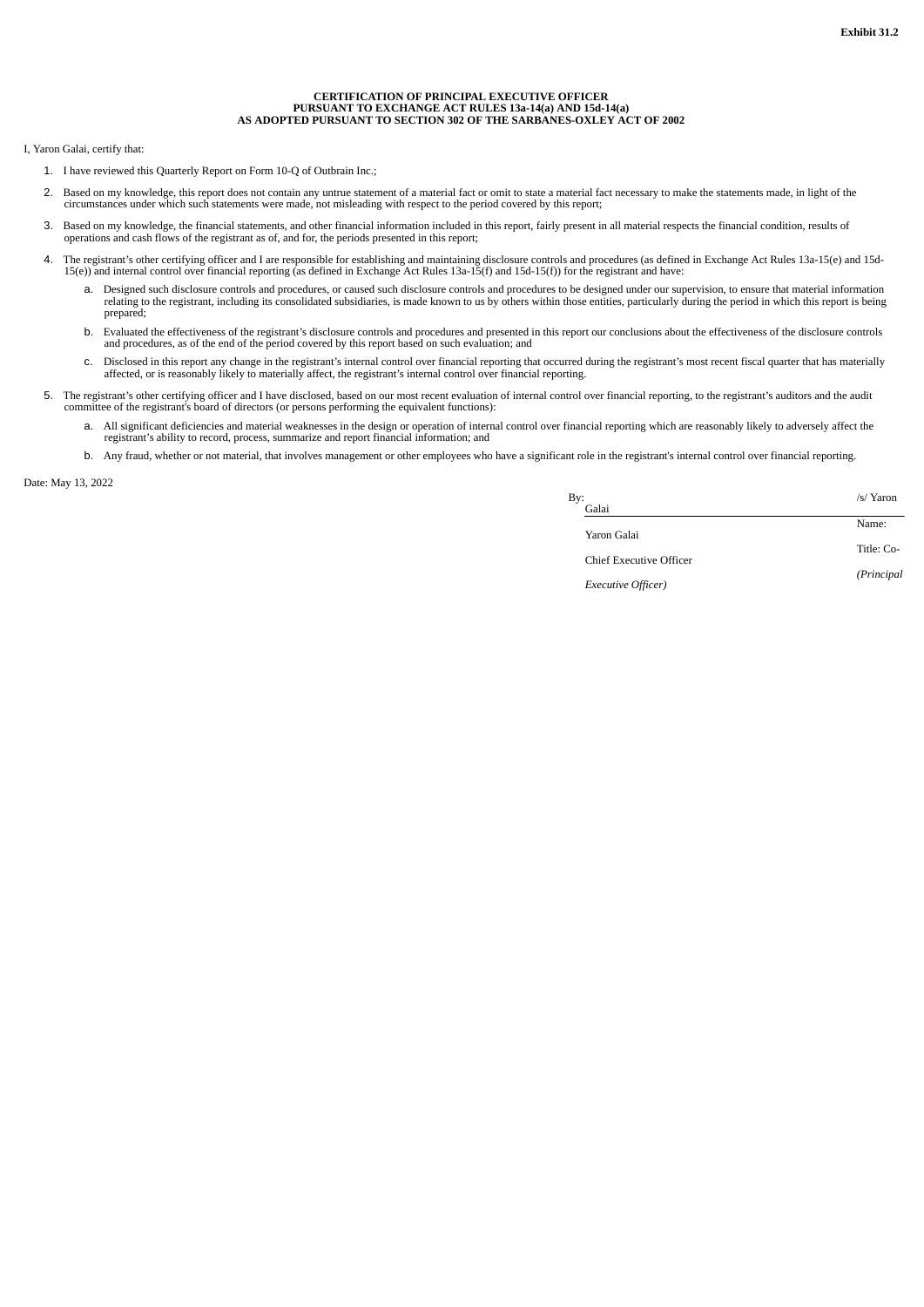**Exhibit 31.2**

**CERTIFICATION OF PRINCIPAL EXECUTIVE OFFICER**
**PURSUANT TO EXCHANGE ACT RULES 13a-14(a) AND 15d-14(a)**
**AS ADOPTED PURSUANT TO SECTION 302 OF THE SARBANES-OXLEY ACT OF 2002**

I, Yaron Galai, certify that:

1. I have reviewed this Quarterly Report on Form 10-Q of Outbrain Inc.;
2. Based on my knowledge, this report does not contain any untrue statement of a material fact or omit to state a material fact necessary to make the statements made, in light of the circumstances under which such statements were made, not misleading with respect to the period covered by this report;
3. Based on my knowledge, the financial statements, and other financial information included in this report, fairly present in all material respects the financial condition, results of operations and cash flows of the registrant as of, and for, the periods presented in this report;
4. The registrant's other certifying officer and I are responsible for establishing and maintaining disclosure controls and procedures (as defined in Exchange Act Rules 13a-15(e) and 15d-15(e)) and internal control over financial reporting (as defined in Exchange Act Rules 13a-15(f) and 15d-15(f)) for the registrant and have:
   a. Designed such disclosure controls and procedures, or caused such disclosure controls and procedures to be designed under our supervision, to ensure that material information relating to the registrant, including its consolidated subsidiaries, is made known to us by others within those entities, particularly during the period in which this report is being prepared;
   b. Evaluated the effectiveness of the registrant's disclosure controls and procedures and presented in this report our conclusions about the effectiveness of the disclosure controls and procedures, as of the end of the period covered by this report based on such evaluation; and
   c. Disclosed in this report any change in the registrant's internal control over financial reporting that occurred during the registrant's most recent fiscal quarter that has materially affected, or is reasonably likely to materially affect, the registrant's internal control over financial reporting.
5. The registrant's other certifying officer and I have disclosed, based on our most recent evaluation of internal control over financial reporting, to the registrant's auditors and the audit committee of the registrant's board of directors (or persons performing the equivalent functions):
   a. All significant deficiencies and material weaknesses in the design or operation of internal control over financial reporting which are reasonably likely to adversely affect the registrant's ability to record, process, summarize and report financial information; and
   b. Any fraud, whether or not material, that involves management or other employees who have a significant role in the registrant's internal control over financial reporting.

Date: May 13, 2022

By: /s/ Yaron Galai

Name: Yaron Galai

Title: Co-Chief Executive Officer

*(Principal Executive Officer)*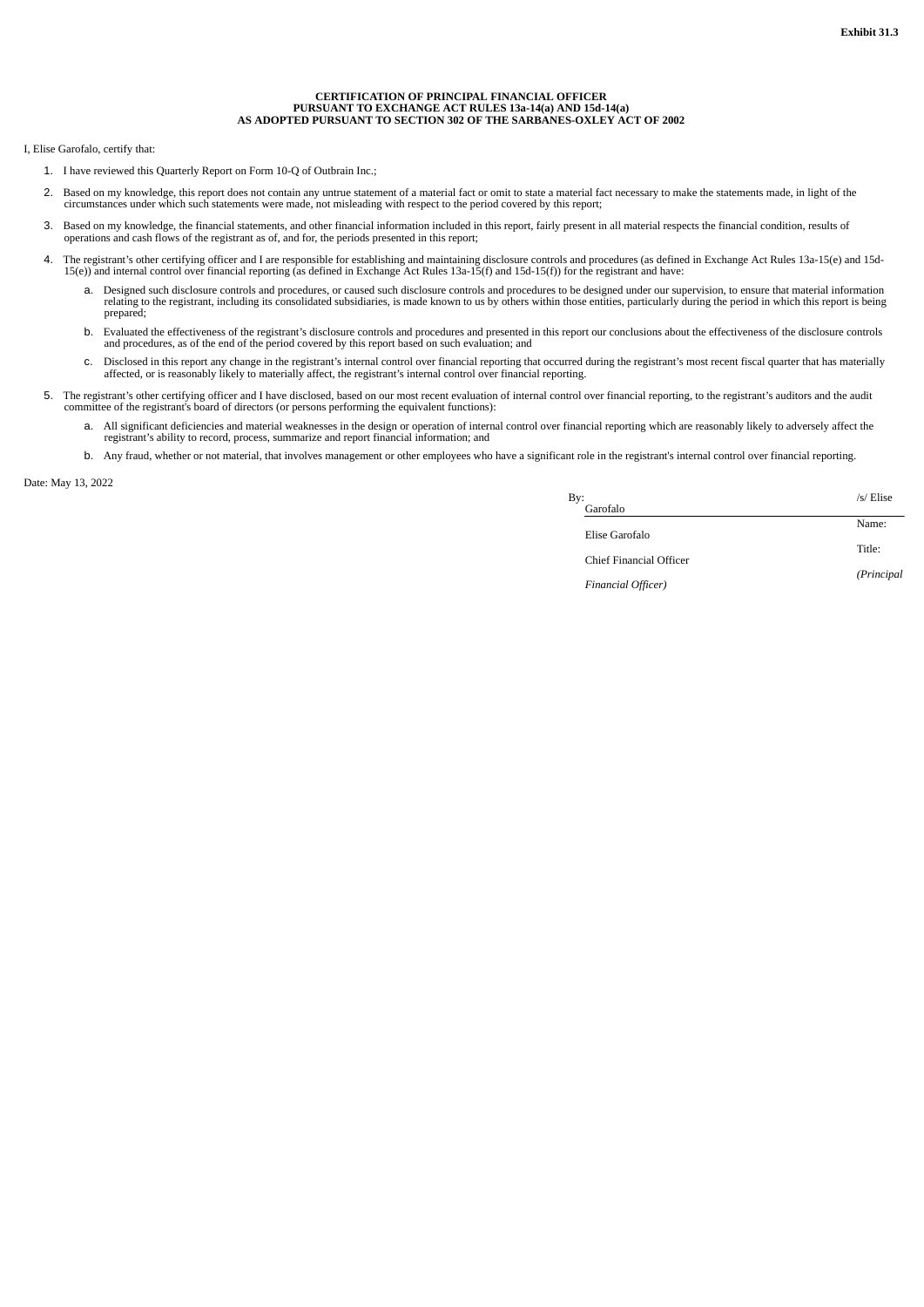**Exhibit 31.3**

**CERTIFICATION OF PRINCIPAL FINANCIAL OFFICER**
**PURSUANT TO EXCHANGE ACT RULES 13a-14(a) AND 15d-14(a)**
**AS ADOPTED PURSUANT TO SECTION 302 OF THE SARBANES-OXLEY ACT OF 2002**

I, Elise Garofalo, certify that:

1. I have reviewed this Quarterly Report on Form 10-Q of Outbrain Inc.;
2. Based on my knowledge, this report does not contain any untrue statement of a material fact or omit to state a material fact necessary to make the statements made, in light of the circumstances under which such statements were made, not misleading with respect to the period covered by this report;
3. Based on my knowledge, the financial statements, and other financial information included in this report, fairly present in all material respects the financial condition, results of operations and cash flows of the registrant as of, and for, the periods presented in this report;
4. The registrant's other certifying officer and I are responsible for establishing and maintaining disclosure controls and procedures (as defined in Exchange Act Rules 13a-15(e) and 15d-15(e)) and internal control over financial reporting (as defined in Exchange Act Rules 13a-15(f) and 15d-15(f)) for the registrant and have:
    a. Designed such disclosure controls and procedures, or caused such disclosure controls and procedures to be designed under our supervision, to ensure that material information relating to the registrant, including its consolidated subsidiaries, is made known to us by others within those entities, particularly during the period in which this report is being prepared;
    b. Evaluated the effectiveness of the registrant's disclosure controls and procedures and presented in this report our conclusions about the effectiveness of the disclosure controls and procedures, as of the end of the period covered by this report based on such evaluation; and
    c. Disclosed in this report any change in the registrant's internal control over financial reporting that occurred during the registrant's most recent fiscal quarter that has materially affected, or is reasonably likely to materially affect, the registrant's internal control over financial reporting.
5. The registrant's other certifying officer and I have disclosed, based on our most recent evaluation of internal control over financial reporting, to the registrant's auditors and the audit committee of the registrant's board of directors (or persons performing the equivalent functions):
    a. All significant deficiencies and material weaknesses in the design or operation of internal control over financial reporting which are reasonably likely to adversely affect the registrant's ability to record, process, summarize and report financial information; and
    b. Any fraud, whether or not material, that involves management or other employees who have a significant role in the registrant's internal control over financial reporting.

Date: May 13, 2022

By: /s/ Elise Garofalo

Name: Elise Garofalo

Title: Chief Financial Officer

*(Principal Financial Officer)*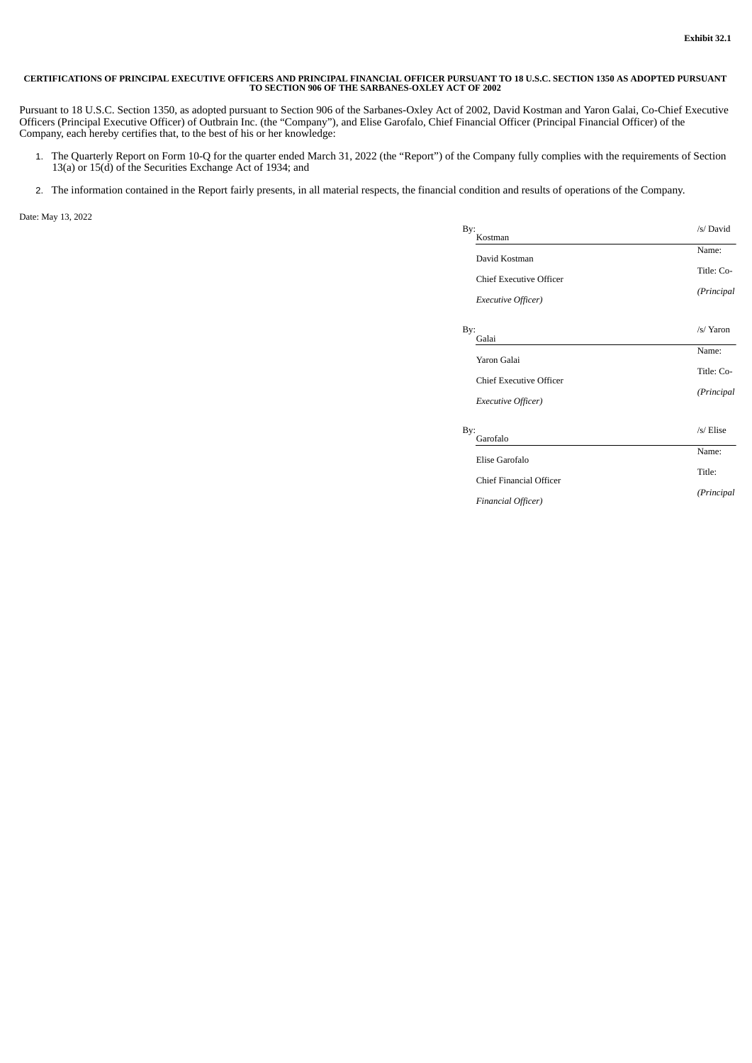**Exhibit 32.1**

**CERTIFICATIONS OF PRINCIPAL EXECUTIVE OFFICERS AND PRINCIPAL FINANCIAL OFFICER PURSUANT TO 18 U.S.C. SECTION 1350 AS ADOPTED PURSUANT TO SECTION 906 OF THE SARBANES-OXLEY ACT OF 2002**

Pursuant to 18 U.S.C. Section 1350, as adopted pursuant to Section 906 of the Sarbanes-Oxley Act of 2002, David Kostman and Yaron Galai, Co-Chief Executive Officers (Principal Executive Officer) of Outbrain Inc. (the "Company"), and Elise Garofalo, Chief Financial Officer (Principal Financial Officer) of the Company, each hereby certifies that, to the best of his or her knowledge:

1. The Quarterly Report on Form 10-Q for the quarter ended March 31, 2022 (the "Report") of the Company fully complies with the requirements of Section 13(a) or 15(d) of the Securities Exchange Act of 1934; and

2. The information contained in the Report fairly presents, in all material respects, the financial condition and results of operations of the Company.

Date: May 13, 2022

By: /s/ David Kostman
Name: David Kostman
Title: Co-Chief Executive Officer
*(Principal Executive Officer)*

By: /s/ Yaron Galai
Name: Yaron Galai
Title: Co-Chief Executive Officer
*(Principal Executive Officer)*

By: /s/ Elise Garofalo
Name: Elise Garofalo
Title: Chief Financial Officer
*(Principal Financial Officer)*